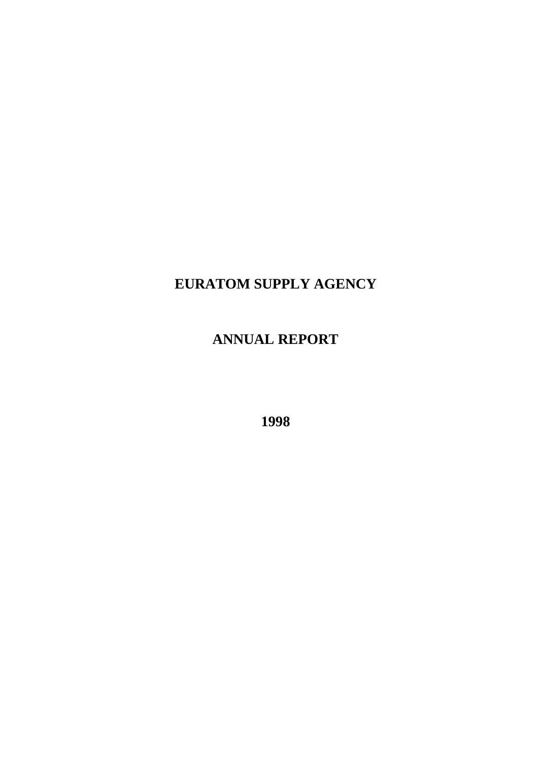# EURATOM SUPPLY AGENCY

# ANNUAL REPORT

# 1998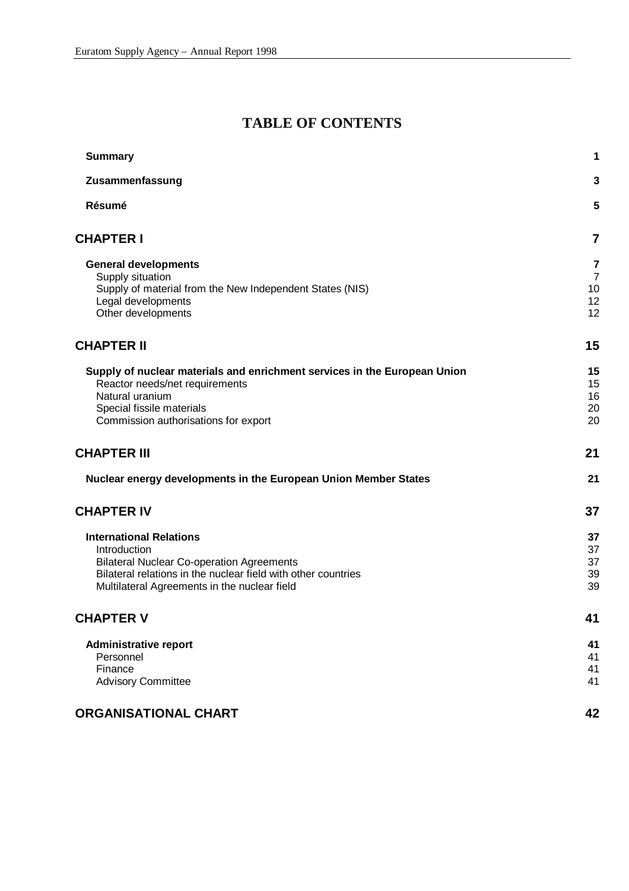# TABLE OF CONTENTS

| | |
|---|---|
| **Summary** | **1** |
| **Zusammenfassung** | **3** |
| **Résumé** | **5** |
| **CHAPTER I** | **7** |
| **General developments** | **7** |
| Supply situation | 7 |
| Supply of material from the New Independent States (NIS) | 10 |
| Legal developments | 12 |
| Other developments | 12 |
| **CHAPTER II** | **15** |
| **Supply of nuclear materials and enrichment services in the European Union** | **15** |
| Reactor needs/net requirements | 15 |
| Natural uranium | 16 |
| Special fissile materials | 20 |
| Commission authorisations for export | 20 |
| **CHAPTER III** | **21** |
| **Nuclear energy developments in the European Union Member States** | **21** |
| **CHAPTER IV** | **37** |
| **International Relations** | **37** |
| Introduction | 37 |
| Bilateral Nuclear Co-operation Agreements | 37 |
| Bilateral relations in the nuclear field with other countries | 39 |
| Multilateral Agreements in the nuclear field | 39 |
| **CHAPTER V** | **41** |
| **Administrative report** | **41** |
| Personnel | 41 |
| Finance | 41 |
| Advisory Committee | 41 |
| **ORGANISATIONAL CHART** | **42** |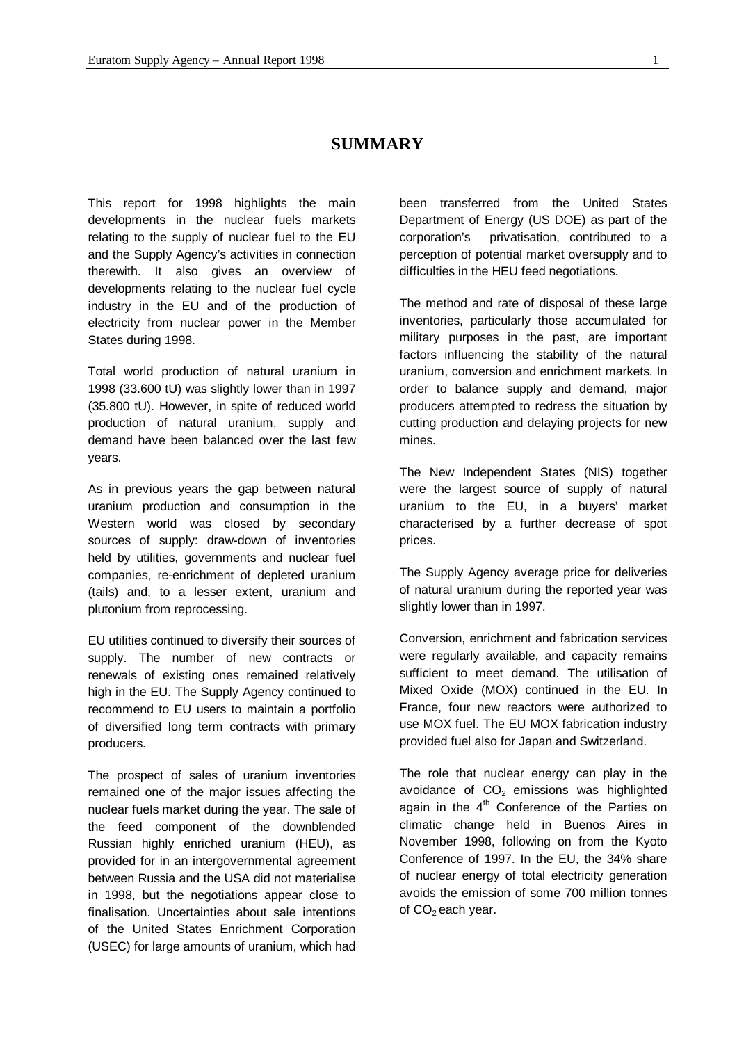# SUMMARY

This report for 1998 highlights the main developments in the nuclear fuels markets relating to the supply of nuclear fuel to the EU and the Supply Agency's activities in connection therewith. It also gives an overview of developments relating to the nuclear fuel cycle industry in the EU and of the production of electricity from nuclear power in the Member States during 1998.

Total world production of natural uranium in 1998 (33.600 tU) was slightly lower than in 1997 (35.800 tU). However, in spite of reduced world production of natural uranium, supply and demand have been balanced over the last few years.

As in previous years the gap between natural uranium production and consumption in the Western world was closed by secondary sources of supply: draw-down of inventories held by utilities, governments and nuclear fuel companies, re-enrichment of depleted uranium (tails) and, to a lesser extent, uranium and plutonium from reprocessing.

EU utilities continued to diversify their sources of supply. The number of new contracts or renewals of existing ones remained relatively high in the EU. The Supply Agency continued to recommend to EU users to maintain a portfolio of diversified long term contracts with primary producers.

The prospect of sales of uranium inventories remained one of the major issues affecting the nuclear fuels market during the year. The sale of the feed component of the downblended Russian highly enriched uranium (HEU), as provided for in an intergovernmental agreement between Russia and the USA did not materialise in 1998, but the negotiations appear close to finalisation. Uncertainties about sale intentions of the United States Enrichment Corporation (USEC) for large amounts of uranium, which had been transferred from the United States Department of Energy (US DOE) as part of the corporation's privatisation, contributed to a perception of potential market oversupply and to difficulties in the HEU feed negotiations.

The method and rate of disposal of these large inventories, particularly those accumulated for military purposes in the past, are important factors influencing the stability of the natural uranium, conversion and enrichment markets. In order to balance supply and demand, major producers attempted to redress the situation by cutting production and delaying projects for new mines.

The New Independent States (NIS) together were the largest source of supply of natural uranium to the EU, in a buyers' market characterised by a further decrease of spot prices.

The Supply Agency average price for deliveries of natural uranium during the reported year was slightly lower than in 1997.

Conversion, enrichment and fabrication services were regularly available, and capacity remains sufficient to meet demand. The utilisation of Mixed Oxide (MOX) continued in the EU. In France, four new reactors were authorized to use MOX fuel. The EU MOX fabrication industry provided fuel also for Japan and Switzerland.

The role that nuclear energy can play in the avoidance of $CO_2$ emissions was highlighted again in the 4th Conference of the Parties on climatic change held in Buenos Aires in November 1998, following on from the Kyoto Conference of 1997. In the EU, the 34% share of nuclear energy of total electricity generation avoids the emission of some 700 million tonnes of $CO_2$ each year.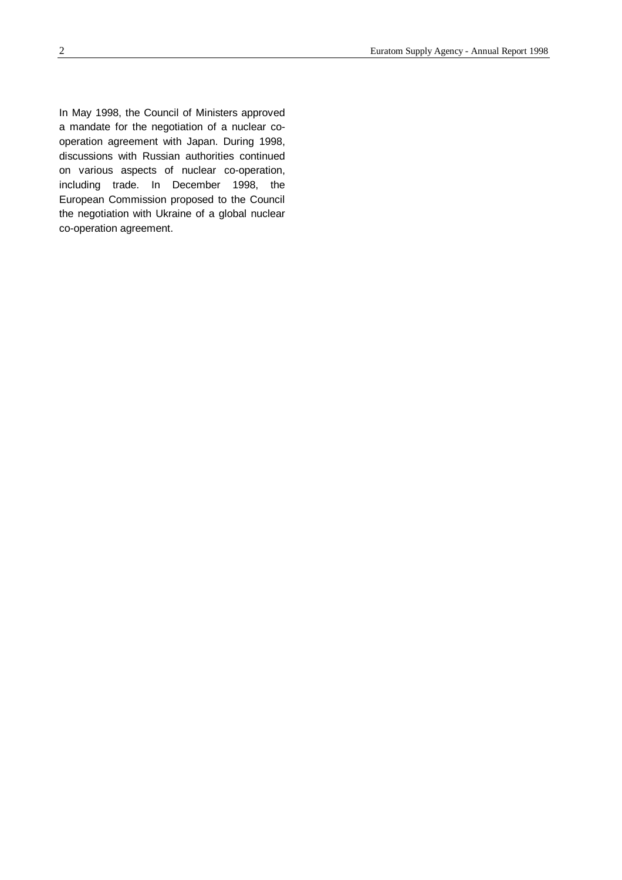In May 1998, the Council of Ministers approved a mandate for the negotiation of a nuclear co-operation agreement with Japan. During 1998, discussions with Russian authorities continued on various aspects of nuclear co-operation, including trade. In December 1998, the European Commission proposed to the Council the negotiation with Ukraine of a global nuclear co-operation agreement.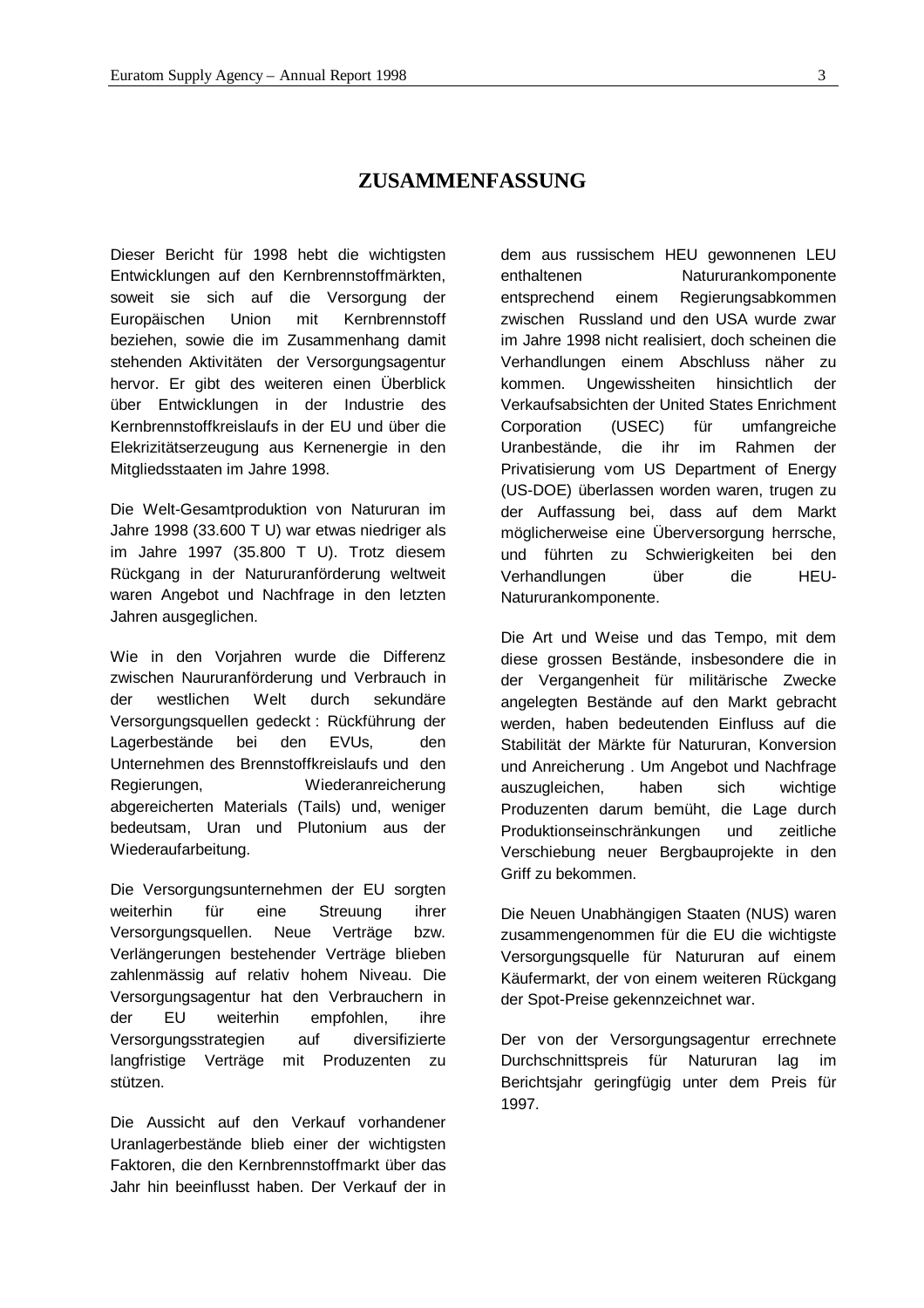# ZUSAMMENFASSUNG

Dieser Bericht für 1998 hebt die wichtigsten Entwicklungen auf den Kernbrennstoffmärkten, soweit sie sich auf die Versorgung der Europäischen Union mit Kernbrennstoff beziehen, sowie die im Zusammenhang damit stehenden Aktivitäten der Versorgungsagentur hervor. Er gibt des weiteren einen Überblick über Entwicklungen in der Industrie des Kernbrennstoffkreislaufs in der EU und über die Elekrizitätserzeugung aus Kernenergie in den Mitgliedsstaaten im Jahre 1998.

Die Welt-Gesamtproduktion von Natururan im Jahre 1998 (33.600 T U) war etwas niedriger als im Jahre 1997 (35.800 T U). Trotz diesem Rückgang in der Natururanförderung weltweit waren Angebot und Nachfrage in den letzten Jahren ausgeglichen.

Wie in den Vorjahren wurde die Differenz zwischen Naururanförderung und Verbrauch in der westlichen Welt durch sekundäre Versorgungsquellen gedeckt : Rückführung der Lagerbestände bei den EVUs, den Unternehmen des Brennstoffkreislaufs und den Regierungen, Wiederanreicherung abgereicherten Materials (Tails) und, weniger bedeutsam, Uran und Plutonium aus der Wiederaufarbeitung.

Die Versorgungsunternehmen der EU sorgten weiterhin für eine Streuung ihrer Versorgungsquellen. Neue Verträge bzw. Verlängerungen bestehender Verträge blieben zahlenmässig auf relativ hohem Niveau. Die Versorgungsagentur hat den Verbrauchern in der EU weiterhin empfohlen, ihre Versorgungsstrategien auf diversifizierte langfristige Verträge mit Produzenten zu stützen.

Die Aussicht auf den Verkauf vorhandener Uranlagerbestände blieb einer der wichtigsten Faktoren, die den Kernbrennstoffmarkt über das Jahr hin beeinflusst haben. Der Verkauf der in dem aus russischem HEU gewonnenen LEU enthaltenen Natururankomponente entsprechend einem Regierungsabkommen zwischen Russland und den USA wurde zwar im Jahre 1998 nicht realisiert, doch scheinen die Verhandlungen einem Abschluss näher zu kommen. Ungewissheiten hinsichtlich der Verkaufsabsichten der United States Enrichment Corporation (USEC) für umfangreiche Uranbestände, die ihr im Rahmen der Privatisierung vom US Department of Energy (US-DOE) überlassen worden waren, trugen zu der Auffassung bei, dass auf dem Markt möglicherweise eine Überversorgung herrsche, und führten zu Schwierigkeiten bei den Verhandlungen über die HEU-Natururankomponente.

Die Art und Weise und das Tempo, mit dem diese grossen Bestände, insbesondere die in der Vergangenheit für militärische Zwecke angelegten Bestände auf den Markt gebracht werden, haben bedeutenden Einfluss auf die Stabilität der Märkte für Natururan, Konversion und Anreicherung . Um Angebot und Nachfrage auszugleichen, haben sich wichtige Produzenten darum bemüht, die Lage durch Produktionseinschränkungen und zeitliche Verschiebung neuer Bergbauprojekte in den Griff zu bekommen.

Die Neuen Unabhängigen Staaten (NUS) waren zusammengenommen für die EU die wichtigste Versorgungsquelle für Natururan auf einem Käufermarkt, der von einem weiteren Rückgang der Spot-Preise gekennzeichnet war.

Der von der Versorgungsagentur errechnete Durchschnittspreis für Natururan lag im Berichtsjahr geringfügig unter dem Preis für 1997.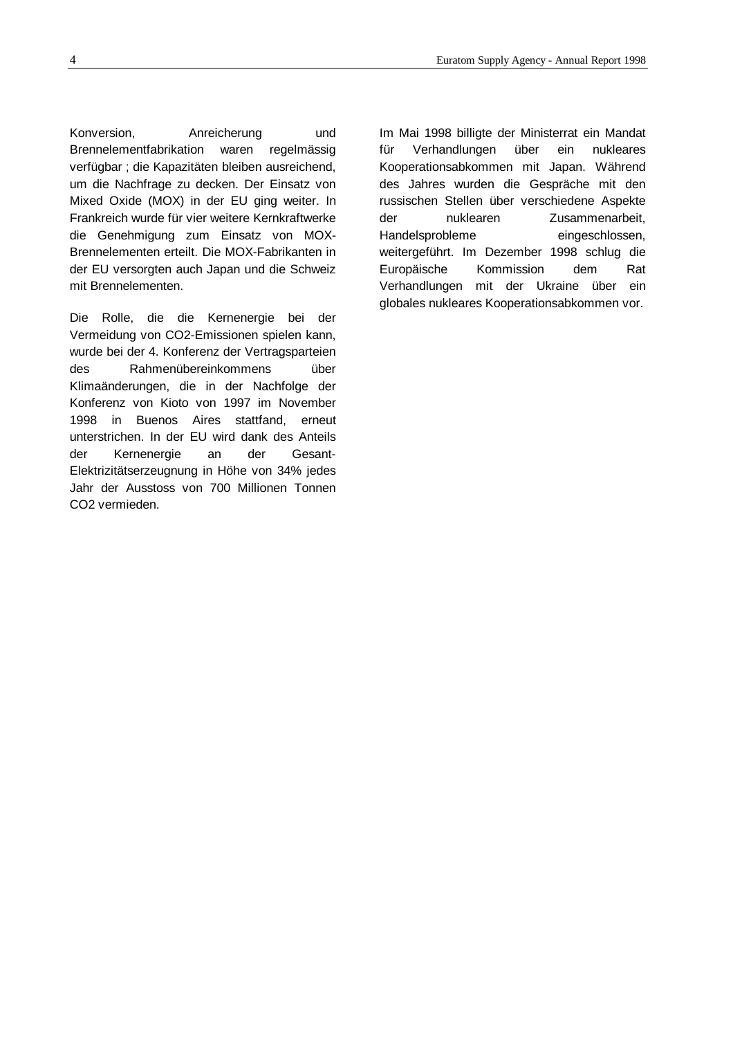Konversion, Anreicherung und Brennelementfabrikation waren regelmässig verfügbar ; die Kapazitäten bleiben ausreichend, um die Nachfrage zu decken. Der Einsatz von Mixed Oxide (MOX) in der EU ging weiter. In Frankreich wurde für vier weitere Kernkraftwerke die Genehmigung zum Einsatz von MOX-Brennelementen erteilt. Die MOX-Fabrikanten in der EU versorgten auch Japan und die Schweiz mit Brennelementen.

Die Rolle, die die Kernenergie bei der Vermeidung von $CO_2$-Emissionen spielen kann, wurde bei der 4. Konferenz der Vertragsparteien des Rahmenübereinkommens über Klimaänderungen, die in der Nachfolge der Konferenz von Kioto von 1997 im November 1998 in Buenos Aires stattfand, erneut unterstrichen. In der EU wird dank des Anteils der Kernenergie an der Gesant-Elektrizitätserzeugung in Höhe von 34% jedes Jahr der Ausstoss von 700 Millionen Tonnen $CO_2$ vermieden.

Im Mai 1998 billigte der Ministerrat ein Mandat für Verhandlungen über ein nukleares Kooperationsabkommen mit Japan. Während des Jahres wurden die Gespräche mit den russischen Stellen über verschiedene Aspekte der nuklearen Zusammenarbeit, Handelsprobleme eingeschlossen, weitergeführt. Im Dezember 1998 schlug die Europäische Kommission dem Rat Verhandlungen mit der Ukraine über ein globales nukleares Kooperationsabkommen vor.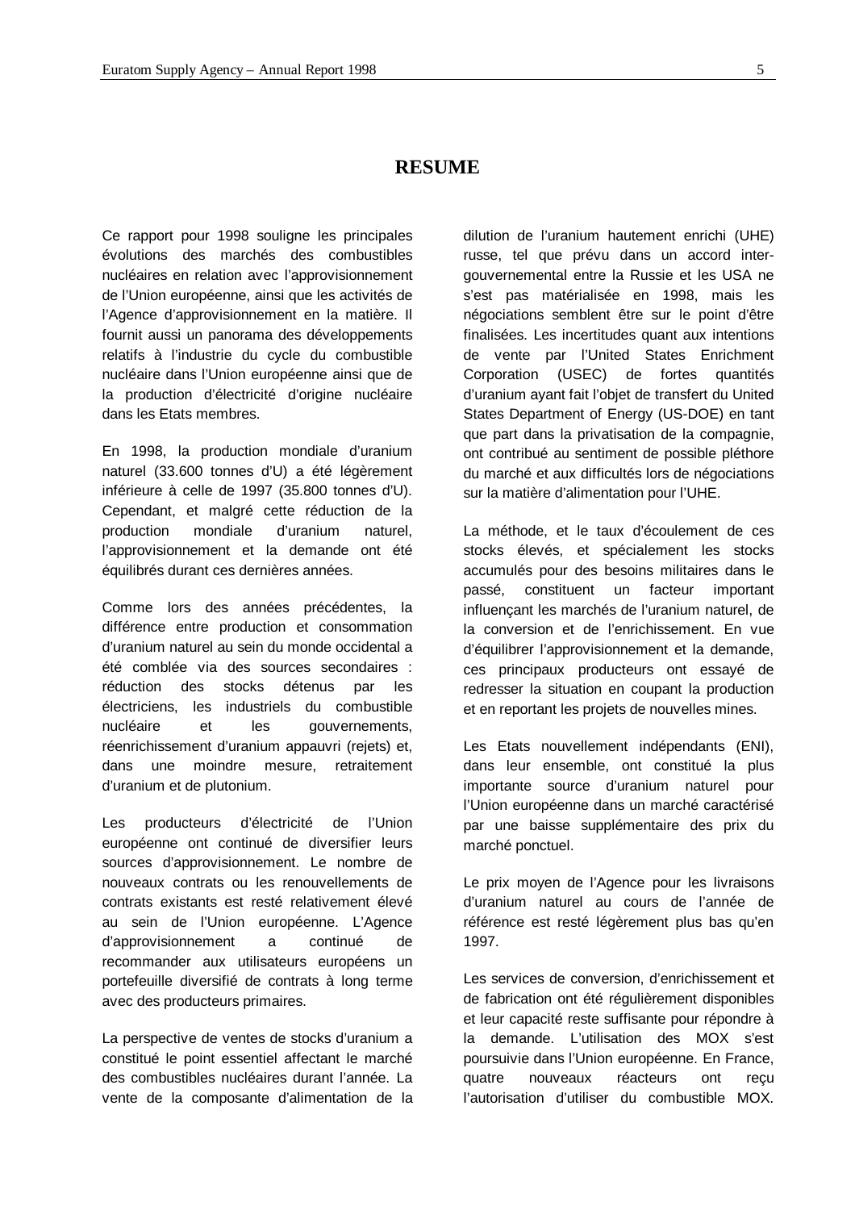# RESUME

Ce rapport pour 1998 souligne les principales évolutions des marchés des combustibles nucléaires en relation avec l'approvisionnement de l'Union européenne, ainsi que les activités de l'Agence d'approvisionnement en la matière. Il fournit aussi un panorama des développements relatifs à l'industrie du cycle du combustible nucléaire dans l'Union européenne ainsi que de la production d'électricité d'origine nucléaire dans les Etats membres.

En 1998, la production mondiale d'uranium naturel (33.600 tonnes d'U) a été légèrement inférieure à celle de 1997 (35.800 tonnes d'U). Cependant, et malgré cette réduction de la production mondiale d'uranium naturel, l'approvisionnement et la demande ont été équilibrés durant ces dernières années.

Comme lors des années précédentes, la différence entre production et consommation d'uranium naturel au sein du monde occidental a été comblée via des sources secondaires : réduction des stocks détenus par les électriciens, les industriels du combustible nucléaire et les gouvernements, réenrichissement d'uranium appauvri (rejets) et, dans une moindre mesure, retraitement d'uranium et de plutonium.

Les producteurs d'électricité de l'Union européenne ont continué de diversifier leurs sources d'approvisionnement. Le nombre de nouveaux contrats ou les renouvellements de contrats existants est resté relativement élevé au sein de l'Union européenne. L'Agence d'approvisionnement a continué de recommander aux utilisateurs européens un portefeuille diversifié de contrats à long terme avec des producteurs primaires.

La perspective de ventes de stocks d'uranium a constitué le point essentiel affectant le marché des combustibles nucléaires durant l'année. La vente de la composante d'alimentation de la dilution de l'uranium hautement enrichi (UHE) russe, tel que prévu dans un accord inter-gouvernemental entre la Russie et les USA ne s'est pas matérialisée en 1998, mais les négociations semblent être sur le point d'être finalisées. Les incertitudes quant aux intentions de vente par l'United States Enrichment Corporation (USEC) de fortes quantités d'uranium ayant fait l'objet de transfert du United States Department of Energy (US-DOE) en tant que part dans la privatisation de la compagnie, ont contribué au sentiment de possible pléthore du marché et aux difficultés lors de négociations sur la matière d'alimentation pour l'UHE.

La méthode, et le taux d'écoulement de ces stocks élevés, et spécialement les stocks accumulés pour des besoins militaires dans le passé, constituent un facteur important influençant les marchés de l'uranium naturel, de la conversion et de l'enrichissement. En vue d'équilibrer l'approvisionnement et la demande, ces principaux producteurs ont essayé de redresser la situation en coupant la production et en reportant les projets de nouvelles mines.

Les Etats nouvellement indépendants (ENI), dans leur ensemble, ont constitué la plus importante source d'uranium naturel pour l'Union européenne dans un marché caractérisé par une baisse supplémentaire des prix du marché ponctuel.

Le prix moyen de l'Agence pour les livraisons d'uranium naturel au cours de l'année de référence est resté légèrement plus bas qu'en 1997.

Les services de conversion, d'enrichissement et de fabrication ont été régulièrement disponibles et leur capacité reste suffisante pour répondre à la demande. L'utilisation des MOX s'est poursuivie dans l'Union européenne. En France, quatre nouveaux réacteurs ont reçu l'autorisation d'utiliser du combustible MOX.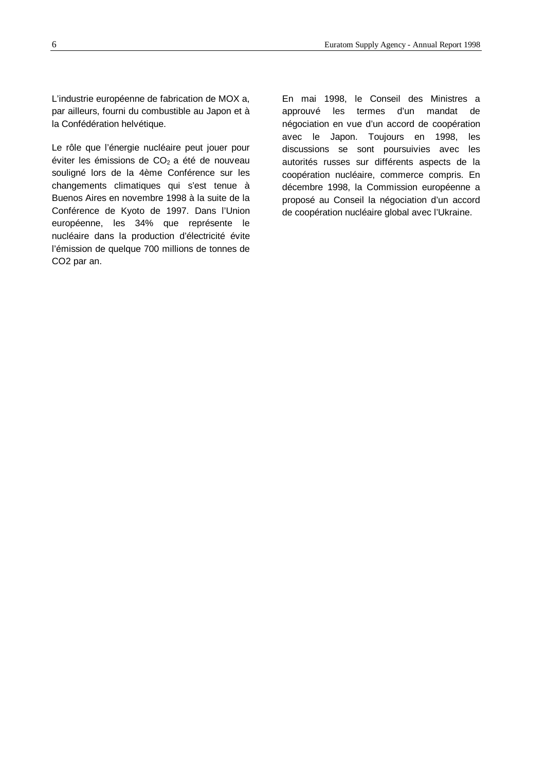L'industrie européenne de fabrication de MOX a, par ailleurs, fourni du combustible au Japon et à la Confédération helvétique.

Le rôle que l'énergie nucléaire peut jouer pour éviter les émissions de $CO_2$ a été de nouveau souligné lors de la 4ème Conférence sur les changements climatiques qui s'est tenue à Buenos Aires en novembre 1998 à la suite de la Conférence de Kyoto de 1997. Dans l'Union européenne, les 34% que représente le nucléaire dans la production d'électricité évite l'émission de quelque 700 millions de tonnes de CO2 par an.

En mai 1998, le Conseil des Ministres a approuvé les termes d'un mandat de négociation en vue d'un accord de coopération avec le Japon. Toujours en 1998, les discussions se sont poursuivies avec les autorités russes sur différents aspects de la coopération nucléaire, commerce compris. En décembre 1998, la Commission européenne a proposé au Conseil la négociation d'un accord de coopération nucléaire global avec l'Ukraine.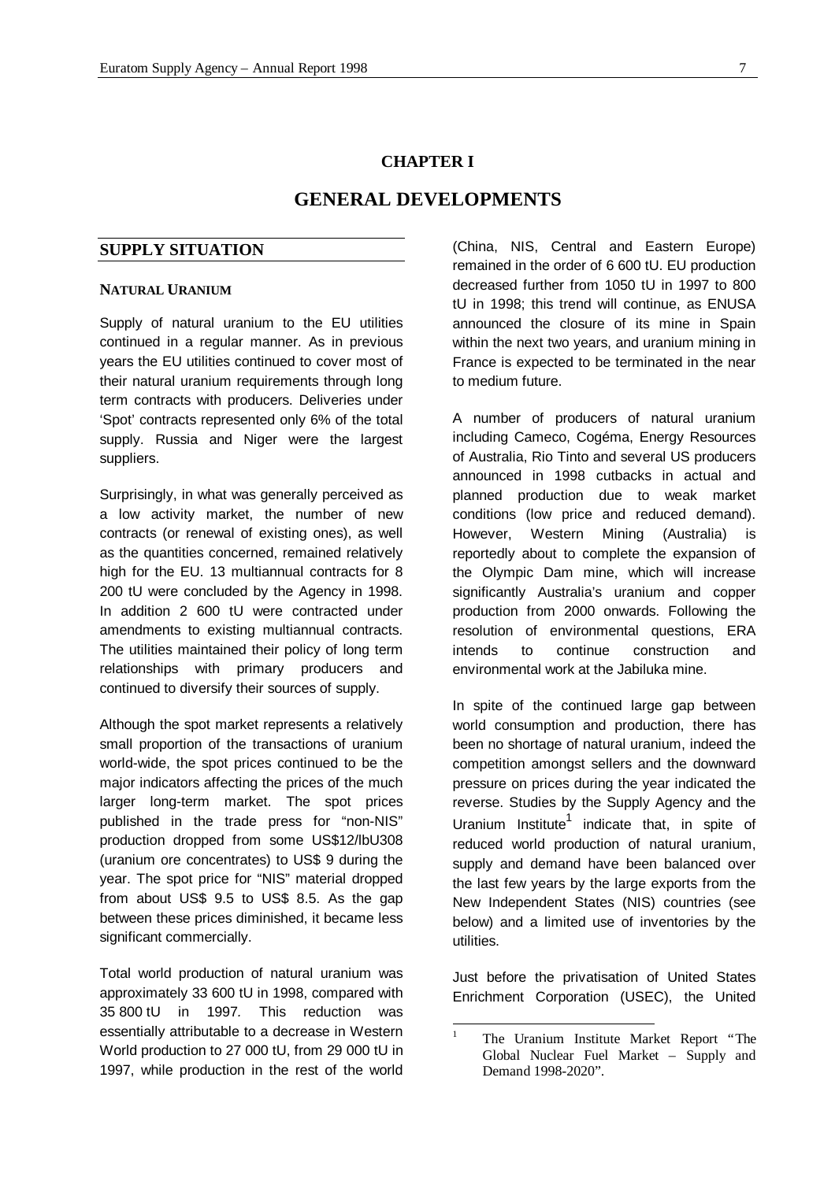# CHAPTER I

# GENERAL DEVELOPMENTS

## SUPPLY SITUATION

### NATURAL URANIUM

Supply of natural uranium to the EU utilities continued in a regular manner. As in previous years the EU utilities continued to cover most of their natural uranium requirements through long term contracts with producers. Deliveries under 'Spot' contracts represented only 6% of the total supply. Russia and Niger were the largest suppliers.

Surprisingly, in what was generally perceived as a low activity market, the number of new contracts (or renewal of existing ones), as well as the quantities concerned, remained relatively high for the EU. 13 multiannual contracts for 8 200 tU were concluded by the Agency in 1998. In addition 2 600 tU were contracted under amendments to existing multiannual contracts. The utilities maintained their policy of long term relationships with primary producers and continued to diversify their sources of supply.

Although the spot market represents a relatively small proportion of the transactions of uranium world-wide, the spot prices continued to be the major indicators affecting the prices of the much larger long-term market. The spot prices published in the trade press for "non-NIS" production dropped from some US$12/lbU308 (uranium ore concentrates) to US$ 9 during the year. The spot price for "NIS" material dropped from about US$ 9.5 to US$ 8.5. As the gap between these prices diminished, it became less significant commercially.

Total world production of natural uranium was approximately 33 600 tU in 1998, compared with 35 800 tU in 1997. This reduction was essentially attributable to a decrease in Western World production to 27 000 tU, from 29 000 tU in 1997, while production in the rest of the world (China, NIS, Central and Eastern Europe) remained in the order of 6 600 tU. EU production decreased further from 1050 tU in 1997 to 800 tU in 1998; this trend will continue, as ENUSA announced the closure of its mine in Spain within the next two years, and uranium mining in France is expected to be terminated in the near to medium future.

A number of producers of natural uranium including Cameco, Cogéma, Energy Resources of Australia, Rio Tinto and several US producers announced in 1998 cutbacks in actual and planned production due to weak market conditions (low price and reduced demand). However, Western Mining (Australia) is reportedly about to complete the expansion of the Olympic Dam mine, which will increase significantly Australia's uranium and copper production from 2000 onwards. Following the resolution of environmental questions, ERA intends to continue construction and environmental work at the Jabiluka mine.

In spite of the continued large gap between world consumption and production, there has been no shortage of natural uranium, indeed the competition amongst sellers and the downward pressure on prices during the year indicated the reverse. Studies by the Supply Agency and the Uranium Institute[1] indicate that, in spite of reduced world production of natural uranium, supply and demand have been balanced over the last few years by the large exports from the New Independent States (NIS) countries (see below) and a limited use of inventories by the utilities.

Just before the privatisation of United States Enrichment Corporation (USEC), the United

[1] The Uranium Institute Market Report "The Global Nuclear Fuel Market – Supply and Demand 1998-2020".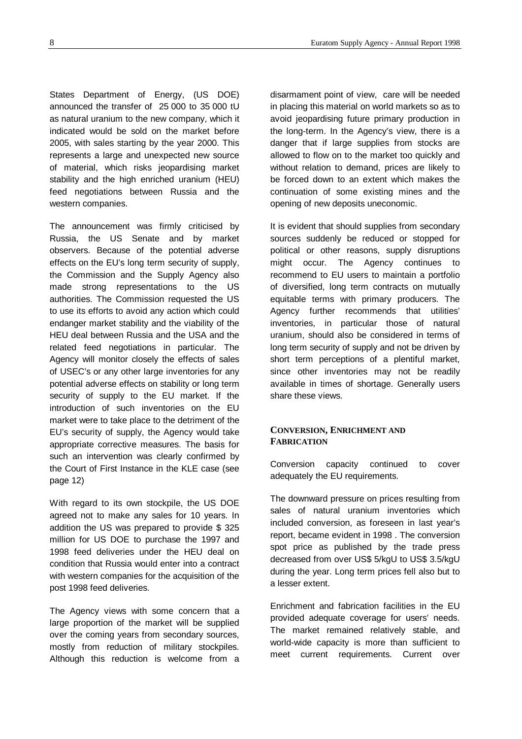States Department of Energy, (US DOE) announced the transfer of 25 000 to 35 000 tU as natural uranium to the new company, which it indicated would be sold on the market before 2005, with sales starting by the year 2000. This represents a large and unexpected new source of material, which risks jeopardising market stability and the high enriched uranium (HEU) feed negotiations between Russia and the western companies.

The announcement was firmly criticised by Russia, the US Senate and by market observers. Because of the potential adverse effects on the EU's long term security of supply, the Commission and the Supply Agency also made strong representations to the US authorities. The Commission requested the US to use its efforts to avoid any action which could endanger market stability and the viability of the HEU deal between Russia and the USA and the related feed negotiations in particular. The Agency will monitor closely the effects of sales of USEC's or any other large inventories for any potential adverse effects on stability or long term security of supply to the EU market. If the introduction of such inventories on the EU market were to take place to the detriment of the EU's security of supply, the Agency would take appropriate corrective measures. The basis for such an intervention was clearly confirmed by the Court of First Instance in the KLE case (see page 12)

With regard to its own stockpile, the US DOE agreed not to make any sales for 10 years. In addition the US was prepared to provide $ 325 million for US DOE to purchase the 1997 and 1998 feed deliveries under the HEU deal on condition that Russia would enter into a contract with western companies for the acquisition of the post 1998 feed deliveries.

The Agency views with some concern that a large proportion of the market will be supplied over the coming years from secondary sources, mostly from reduction of military stockpiles. Although this reduction is welcome from a disarmament point of view, care will be needed in placing this material on world markets so as to avoid jeopardising future primary production in the long-term. In the Agency's view, there is a danger that if large supplies from stocks are allowed to flow on to the market too quickly and without relation to demand, prices are likely to be forced down to an extent which makes the continuation of some existing mines and the opening of new deposits uneconomic.

It is evident that should supplies from secondary sources suddenly be reduced or stopped for political or other reasons, supply disruptions might occur. The Agency continues to recommend to EU users to maintain a portfolio of diversified, long term contracts on mutually equitable terms with primary producers. The Agency further recommends that utilities' inventories, in particular those of natural uranium, should also be considered in terms of long term security of supply and not be driven by short term perceptions of a plentiful market, since other inventories may not be readily available in times of shortage. Generally users share these views.

## CONVERSION, ENRICHMENT AND FABRICATION

Conversion capacity continued to cover adequately the EU requirements.

The downward pressure on prices resulting from sales of natural uranium inventories which included conversion, as foreseen in last year's report, became evident in 1998 . The conversion spot price as published by the trade press decreased from over US$ 5/kgU to US$ 3.5/kgU during the year. Long term prices fell also but to a lesser extent.

Enrichment and fabrication facilities in the EU provided adequate coverage for users' needs. The market remained relatively stable, and world-wide capacity is more than sufficient to meet current requirements. Current over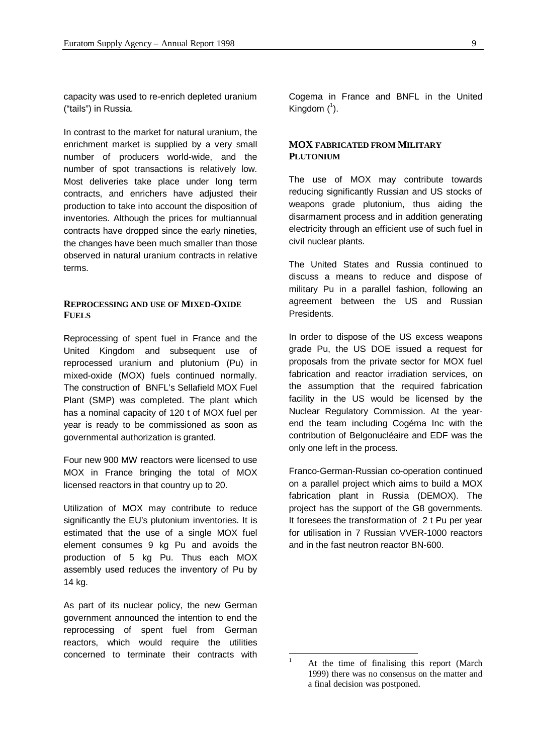capacity was used to re-enrich depleted uranium ("tails") in Russia.

In contrast to the market for natural uranium, the enrichment market is supplied by a very small number of producers world-wide, and the number of spot transactions is relatively low. Most deliveries take place under long term contracts, and enrichers have adjusted their production to take into account the disposition of inventories. Although the prices for multiannual contracts have dropped since the early nineties, the changes have been much smaller than those observed in natural uranium contracts in relative terms.

## REPROCESSING AND USE OF MIXED-OXIDE FUELS

Reprocessing of spent fuel in France and the United Kingdom and subsequent use of reprocessed uranium and plutonium (Pu) in mixed-oxide (MOX) fuels continued normally. The construction of BNFL's Sellafield MOX Fuel Plant (SMP) was completed. The plant which has a nominal capacity of 120 t of MOX fuel per year is ready to be commissioned as soon as governmental authorization is granted.

Four new 900 MW reactors were licensed to use MOX in France bringing the total of MOX licensed reactors in that country up to 20.

Utilization of MOX may contribute to reduce significantly the EU's plutonium inventories. It is estimated that the use of a single MOX fuel element consumes 9 kg Pu and avoids the production of 5 kg Pu. Thus each MOX assembly used reduces the inventory of Pu by 14 kg.

As part of its nuclear policy, the new German government announced the intention to end the reprocessing of spent fuel from German reactors, which would require the utilities concerned to terminate their contracts with Cogema in France and BNFL in the United Kingdom ([1]).

## MOX FABRICATED FROM MILITARY PLUTONIUM

The use of MOX may contribute towards reducing significantly Russian and US stocks of weapons grade plutonium, thus aiding the disarmament process and in addition generating electricity through an efficient use of such fuel in civil nuclear plants.

The United States and Russia continued to discuss a means to reduce and dispose of military Pu in a parallel fashion, following an agreement between the US and Russian Presidents.

In order to dispose of the US excess weapons grade Pu, the US DOE issued a request for proposals from the private sector for MOX fuel fabrication and reactor irradiation services, on the assumption that the required fabrication facility in the US would be licensed by the Nuclear Regulatory Commission. At the year-end the team including Cogéma Inc with the contribution of Belgonucléaire and EDF was the only one left in the process.

Franco-German-Russian co-operation continued on a parallel project which aims to build a MOX fabrication plant in Russia (DEMOX). The project has the support of the G8 governments. It foresees the transformation of 2 t Pu per year for utilisation in 7 Russian VVER-1000 reactors and in the fast neutron reactor BN-600.

---

[1] At the time of finalising this report (March 1999) there was no consensus on the matter and a final decision was postponed.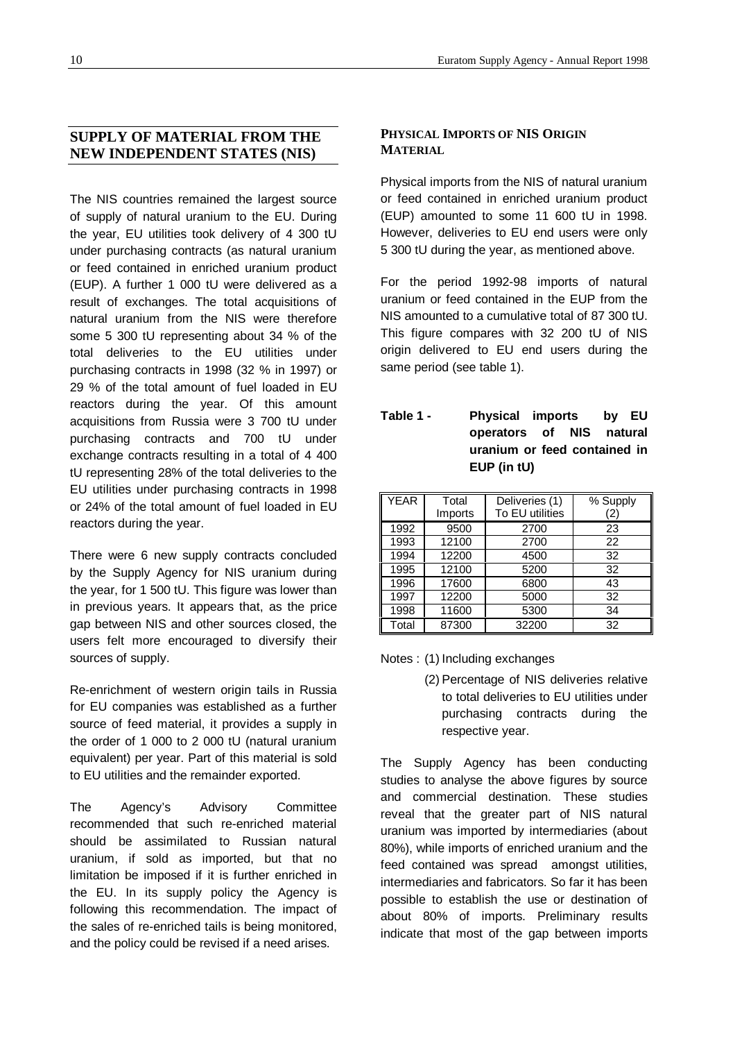## SUPPLY OF MATERIAL FROM THE NEW INDEPENDENT STATES (NIS)

The NIS countries remained the largest source of supply of natural uranium to the EU. During the year, EU utilities took delivery of 4 300 tU under purchasing contracts (as natural uranium or feed contained in enriched uranium product (EUP). A further 1 000 tU were delivered as a result of exchanges. The total acquisitions of natural uranium from the NIS were therefore some 5 300 tU representing about 34 % of the total deliveries to the EU utilities under purchasing contracts in 1998 (32 % in 1997) or 29 % of the total amount of fuel loaded in EU reactors during the year. Of this amount acquisitions from Russia were 3 700 tU under purchasing contracts and 700 tU under exchange contracts resulting in a total of 4 400 tU representing 28% of the total deliveries to the EU utilities under purchasing contracts in 1998 or 24% of the total amount of fuel loaded in EU reactors during the year.

There were 6 new supply contracts concluded by the Supply Agency for NIS uranium during the year, for 1 500 tU. This figure was lower than in previous years. It appears that, as the price gap between NIS and other sources closed, the users felt more encouraged to diversify their sources of supply.

Re-enrichment of western origin tails in Russia for EU companies was established as a further source of feed material, it provides a supply in the order of 1 000 to 2 000 tU (natural uranium equivalent) per year. Part of this material is sold to EU utilities and the remainder exported.

The Agency's Advisory Committee recommended that such re-enriched material should be assimilated to Russian natural uranium, if sold as imported, but that no limitation be imposed if it is further enriched in the EU. In its supply policy the Agency is following this recommendation. The impact of the sales of re-enriched tails is being monitored, and the policy could be revised if a need arises.

### PHYSICAL IMPORTS OF NIS ORIGIN MATERIAL

Physical imports from the NIS of natural uranium or feed contained in enriched uranium product (EUP) amounted to some 11 600 tU in 1998. However, deliveries to EU end users were only 5 300 tU during the year, as mentioned above.

For the period 1992-98 imports of natural uranium or feed contained in the EUP from the NIS amounted to a cumulative total of 87 300 tU. This figure compares with 32 200 tU of NIS origin delivered to EU end users during the same period (see table 1).

**Table 1 - Physical imports by EU operators of NIS natural uranium or feed contained in EUP (in tU)**

| YEAR | Total Imports | Deliveries (1) To EU utilities | % Supply (2) |
|---|---|---|---|
| 1992 | 9500 | 2700 | 23 |
| 1993 | 12100 | 2700 | 22 |
| 1994 | 12200 | 4500 | 32 |
| 1995 | 12100 | 5200 | 32 |
| 1996 | 17600 | 6800 | 43 |
| 1997 | 12200 | 5000 | 32 |
| 1998 | 11600 | 5300 | 34 |
| Total | 87300 | 32200 | 32 |

Notes : (1) Including exchanges

(2) Percentage of NIS deliveries relative to total deliveries to EU utilities under purchasing contracts during the respective year.

The Supply Agency has been conducting studies to analyse the above figures by source and commercial destination. These studies reveal that the greater part of NIS natural uranium was imported by intermediaries (about 80%), while imports of enriched uranium and the feed contained was spread amongst utilities, intermediaries and fabricators. So far it has been possible to establish the use or destination of about 80% of imports. Preliminary results indicate that most of the gap between imports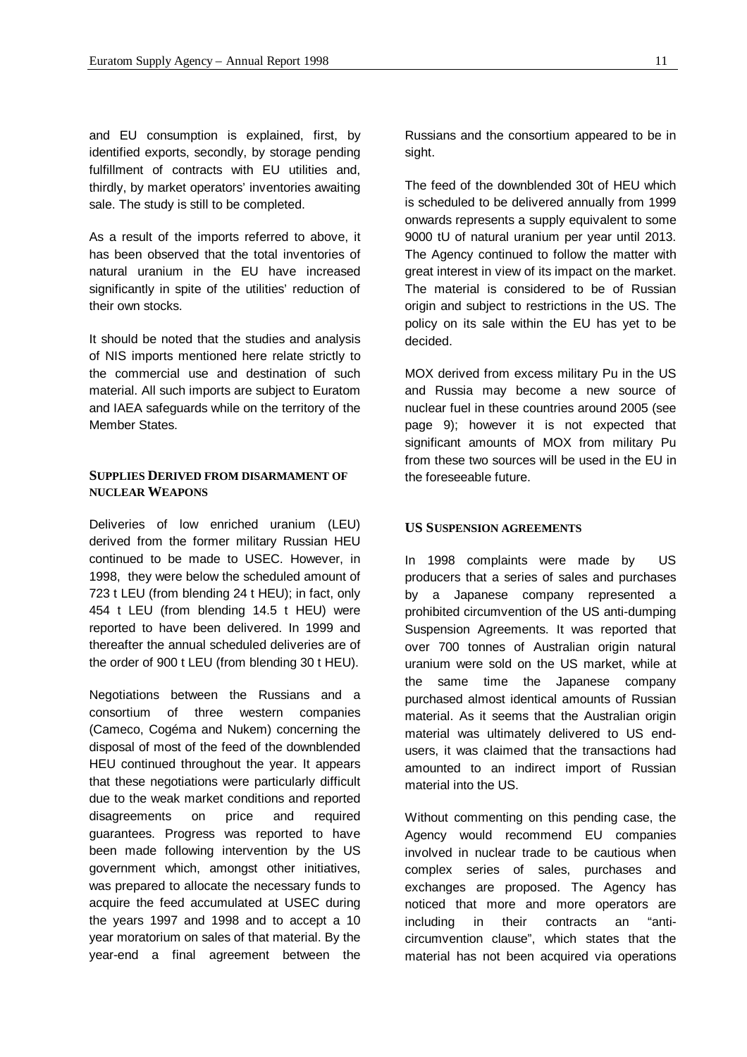and EU consumption is explained, first, by identified exports, secondly, by storage pending fulfillment of contracts with EU utilities and, thirdly, by market operators' inventories awaiting sale. The study is still to be completed.

As a result of the imports referred to above, it has been observed that the total inventories of natural uranium in the EU have increased significantly in spite of the utilities' reduction of their own stocks.

It should be noted that the studies and analysis of NIS imports mentioned here relate strictly to the commercial use and destination of such material. All such imports are subject to Euratom and IAEA safeguards while on the territory of the Member States.

### SUPPLIES DERIVED FROM DISARMAMENT OF NUCLEAR WEAPONS

Deliveries of low enriched uranium (LEU) derived from the former military Russian HEU continued to be made to USEC. However, in 1998, they were below the scheduled amount of 723 t LEU (from blending 24 t HEU); in fact, only 454 t LEU (from blending 14.5 t HEU) were reported to have been delivered. In 1999 and thereafter the annual scheduled deliveries are of the order of 900 t LEU (from blending 30 t HEU).

Negotiations between the Russians and a consortium of three western companies (Cameco, Cogéma and Nukem) concerning the disposal of most of the feed of the downblended HEU continued throughout the year. It appears that these negotiations were particularly difficult due to the weak market conditions and reported disagreements on price and required guarantees. Progress was reported to have been made following intervention by the US government which, amongst other initiatives, was prepared to allocate the necessary funds to acquire the feed accumulated at USEC during the years 1997 and 1998 and to accept a 10 year moratorium on sales of that material. By the year-end a final agreement between the Russians and the consortium appeared to be in sight.

The feed of the downblended 30t of HEU which is scheduled to be delivered annually from 1999 onwards represents a supply equivalent to some 9000 tU of natural uranium per year until 2013. The Agency continued to follow the matter with great interest in view of its impact on the market. The material is considered to be of Russian origin and subject to restrictions in the US. The policy on its sale within the EU has yet to be decided.

MOX derived from excess military Pu in the US and Russia may become a new source of nuclear fuel in these countries around 2005 (see page 9); however it is not expected that significant amounts of MOX from military Pu from these two sources will be used in the EU in the foreseeable future.

### US SUSPENSION AGREEMENTS

In 1998 complaints were made by US producers that a series of sales and purchases by a Japanese company represented a prohibited circumvention of the US anti-dumping Suspension Agreements. It was reported that over 700 tonnes of Australian origin natural uranium were sold on the US market, while at the same time the Japanese company purchased almost identical amounts of Russian material. As it seems that the Australian origin material was ultimately delivered to US end-users, it was claimed that the transactions had amounted to an indirect import of Russian material into the US.

Without commenting on this pending case, the Agency would recommend EU companies involved in nuclear trade to be cautious when complex series of sales, purchases and exchanges are proposed. The Agency has noticed that more and more operators are including in their contracts an "anti-circumvention clause", which states that the material has not been acquired via operations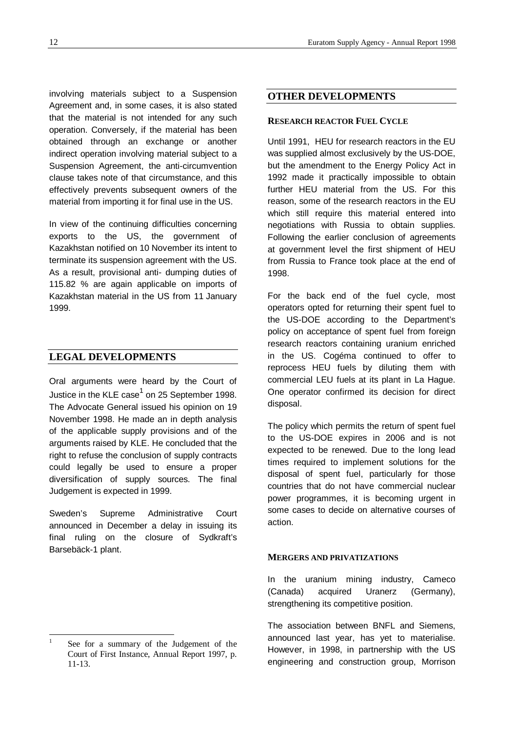involving materials subject to a Suspension Agreement and, in some cases, it is also stated that the material is not intended for any such operation. Conversely, if the material has been obtained through an exchange or another indirect operation involving material subject to a Suspension Agreement, the anti-circumvention clause takes note of that circumstance, and this effectively prevents subsequent owners of the material from importing it for final use in the US.

In view of the continuing difficulties concerning exports to the US, the government of Kazakhstan notified on 10 November its intent to terminate its suspension agreement with the US. As a result, provisional anti- dumping duties of 115.82 % are again applicable on imports of Kazakhstan material in the US from 11 January 1999.

## LEGAL DEVELOPMENTS

Oral arguments were heard by the Court of Justice in the KLE case[1] on 25 September 1998. The Advocate General issued his opinion on 19 November 1998. He made an in depth analysis of the applicable supply provisions and of the arguments raised by KLE. He concluded that the right to refuse the conclusion of supply contracts could legally be used to ensure a proper diversification of supply sources. The final Judgement is expected in 1999.

Sweden's Supreme Administrative Court announced in December a delay in issuing its final ruling on the closure of Sydkraft's Barsebäck-1 plant.

[1] See for a summary of the Judgement of the Court of First Instance, Annual Report 1997, p. 11-13.

## OTHER DEVELOPMENTS

### RESEARCH REACTOR FUEL CYCLE

Until 1991, HEU for research reactors in the EU was supplied almost exclusively by the US-DOE, but the amendment to the Energy Policy Act in 1992 made it practically impossible to obtain further HEU material from the US. For this reason, some of the research reactors in the EU which still require this material entered into negotiations with Russia to obtain supplies. Following the earlier conclusion of agreements at government level the first shipment of HEU from Russia to France took place at the end of 1998.

For the back end of the fuel cycle, most operators opted for returning their spent fuel to the US-DOE according to the Department's policy on acceptance of spent fuel from foreign research reactors containing uranium enriched in the US. Cogéma continued to offer to reprocess HEU fuels by diluting them with commercial LEU fuels at its plant in La Hague. One operator confirmed its decision for direct disposal.

The policy which permits the return of spent fuel to the US-DOE expires in 2006 and is not expected to be renewed. Due to the long lead times required to implement solutions for the disposal of spent fuel, particularly for those countries that do not have commercial nuclear power programmes, it is becoming urgent in some cases to decide on alternative courses of action.

### MERGERS AND PRIVATIZATIONS

In the uranium mining industry, Cameco (Canada) acquired Uranerz (Germany), strengthening its competitive position.

The association between BNFL and Siemens, announced last year, has yet to materialise. However, in 1998, in partnership with the US engineering and construction group, Morrison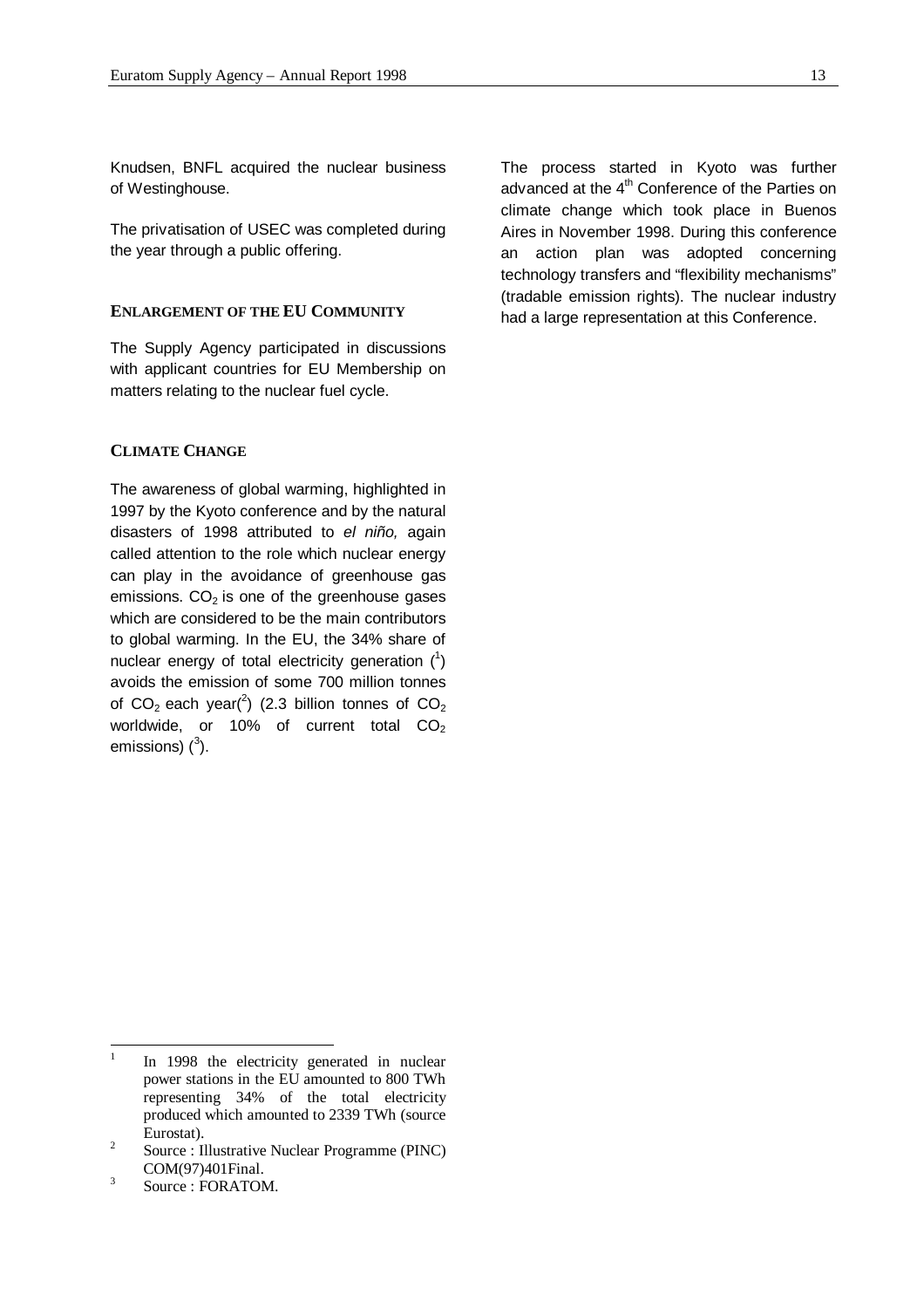Knudsen, BNFL acquired the nuclear business of Westinghouse.

The privatisation of USEC was completed during the year through a public offering.

### ENLARGEMENT OF THE EU COMMUNITY

The Supply Agency participated in discussions with applicant countries for EU Membership on matters relating to the nuclear fuel cycle.

### CLIMATE CHANGE

The awareness of global warming, highlighted in 1997 by the Kyoto conference and by the natural disasters of 1998 attributed to *el niño,* again called attention to the role which nuclear energy can play in the avoidance of greenhouse gas emissions. $CO_2$ is one of the greenhouse gases which are considered to be the main contributors to global warming. In the EU, the 34% share of nuclear energy of total electricity generation ([1]) avoids the emission of some 700 million tonnes of $CO_2$ each year([2]) (2.3 billion tonnes of $CO_2$ worldwide, or 10% of current total $CO_2$ emissions) ([3]).

The process started in Kyoto was further advanced at the 4th Conference of the Parties on climate change which took place in Buenos Aires in November 1998. During this conference an action plan was adopted concerning technology transfers and "flexibility mechanisms" (tradable emission rights). The nuclear industry had a large representation at this Conference.

---

[1] In 1998 the electricity generated in nuclear power stations in the EU amounted to 800 TWh representing 34% of the total electricity produced which amounted to 2339 TWh (source Eurostat).

[2] Source : Illustrative Nuclear Programme (PINC) COM(97)401Final.

[3] Source : FORATOM.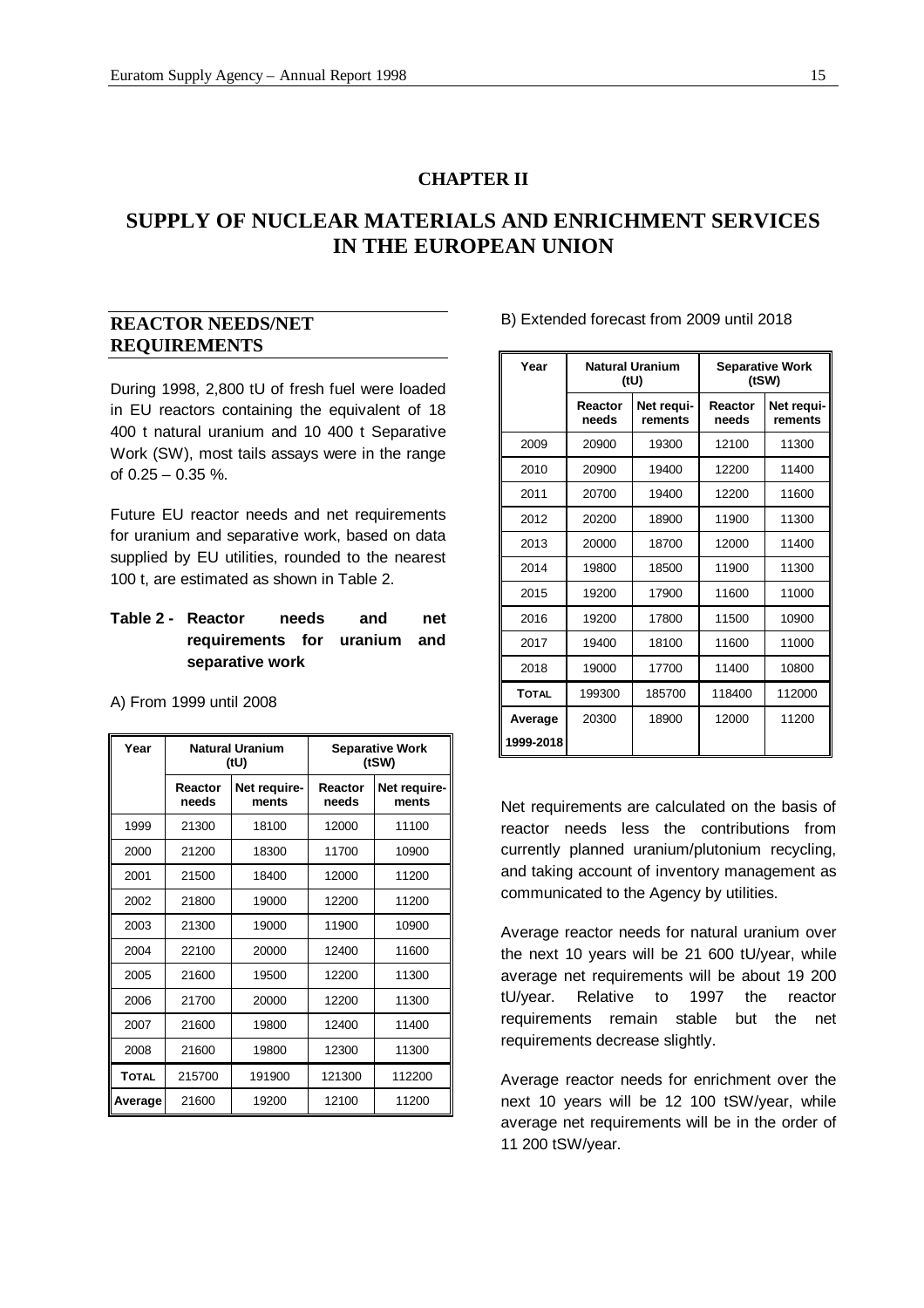# CHAPTER II

# SUPPLY OF NUCLEAR MATERIALS AND ENRICHMENT SERVICES IN THE EUROPEAN UNION

## REACTOR NEEDS/NET REQUIREMENTS

During 1998, 2,800 tU of fresh fuel were loaded in EU reactors containing the equivalent of 18 400 t natural uranium and 10 400 t Separative Work (SW), most tails assays were in the range of 0.25 – 0.35 %.

Future EU reactor needs and net requirements for uranium and separative work, based on data supplied by EU utilities, rounded to the nearest 100 t, are estimated as shown in Table 2.

**Table 2 - Reactor needs and net requirements for uranium and separative work**

A) From 1999 until 2008

| Year | Natural Uranium (tU) | | Separative Work (tSW) | |
|---|---|---|---|---|
| | Reactor needs | Net requirements | Reactor needs | Net requirements |
| 1999 | 21300 | 18100 | 12000 | 11100 |
| 2000 | 21200 | 18300 | 11700 | 10900 |
| 2001 | 21500 | 18400 | 12000 | 11200 |
| 2002 | 21800 | 19000 | 12200 | 11200 |
| 2003 | 21300 | 19000 | 11900 | 10900 |
| 2004 | 22100 | 20000 | 12400 | 11600 |
| 2005 | 21600 | 19500 | 12200 | 11300 |
| 2006 | 21700 | 20000 | 12200 | 11300 |
| 2007 | 21600 | 19800 | 12400 | 11400 |
| 2008 | 21600 | 19800 | 12300 | 11300 |
| **TOTAL** | 215700 | 191900 | 121300 | 112200 |
| **Average** | 21600 | 19200 | 12100 | 11200 |

B) Extended forecast from 2009 until 2018

| Year | Natural Uranium (tU) | | Separative Work (tSW) | |
|---|---|---|---|---|
| | Reactor needs | Net requirements | Reactor needs | Net requirements |
| 2009 | 20900 | 19300 | 12100 | 11300 |
| 2010 | 20900 | 19400 | 12200 | 11400 |
| 2011 | 20700 | 19400 | 12200 | 11600 |
| 2012 | 20200 | 18900 | 11900 | 11300 |
| 2013 | 20000 | 18700 | 12000 | 11400 |
| 2014 | 19800 | 18500 | 11900 | 11300 |
| 2015 | 19200 | 17900 | 11600 | 11000 |
| 2016 | 19200 | 17800 | 11500 | 10900 |
| 2017 | 19400 | 18100 | 11600 | 11000 |
| 2018 | 19000 | 17700 | 11400 | 10800 |
| **TOTAL** | 199300 | 185700 | 118400 | 112000 |
| **Average 1999-2018** | 20300 | 18900 | 12000 | 11200 |

Net requirements are calculated on the basis of reactor needs less the contributions from currently planned uranium/plutonium recycling, and taking account of inventory management as communicated to the Agency by utilities.

Average reactor needs for natural uranium over the next 10 years will be 21 600 tU/year, while average net requirements will be about 19 200 tU/year. Relative to 1997 the reactor requirements remain stable but the net requirements decrease slightly.

Average reactor needs for enrichment over the next 10 years will be 12 100 tSW/year, while average net requirements will be in the order of 11 200 tSW/year.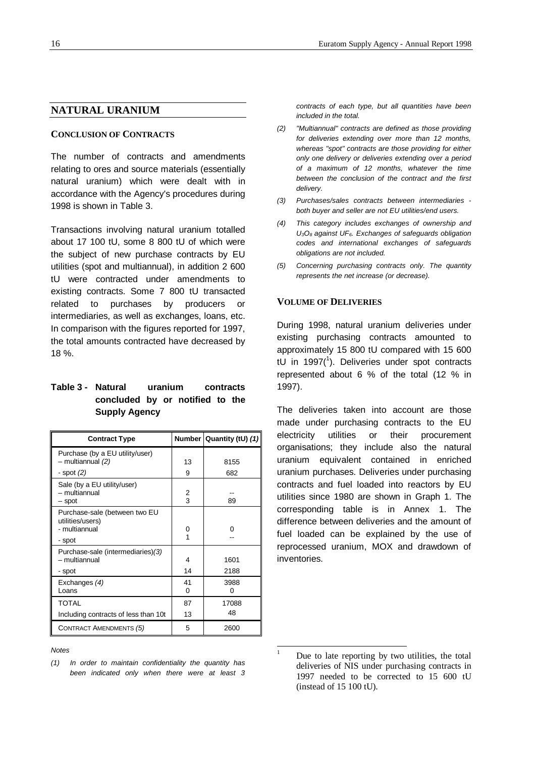## NATURAL URANIUM

### CONCLUSION OF CONTRACTS

The number of contracts and amendments relating to ores and source materials (essentially natural uranium) which were dealt with in accordance with the Agency's procedures during 1998 is shown in Table 3.

Transactions involving natural uranium totalled about 17 100 tU, some 8 800 tU of which were the subject of new purchase contracts by EU utilities (spot and multiannual), in addition 2 600 tU were contracted under amendments to existing contracts. Some 7 800 tU transacted related to purchases by producers or intermediaries, as well as exchanges, loans, etc. In comparison with the figures reported for 1997, the total amounts contracted have decreased by 18 %.

**Table 3 - Natural uranium contracts concluded by or notified to the Supply Agency**

| Contract Type | Number | Quantity (tU) *(1)* |
|---|---|---|
| Purchase (by a EU utility/user) – multiannual *(2)* | 13 | 8155 |
| - spot *(2)* | 9 | 682 |
| Sale (by a EU utility/user) – multiannual | 2 | -- |
| – spot | 3 | 89 |
| Purchase-sale (between two EU utilities/users) - multiannual | 0 | 0 |
| - spot | 1 | -- |
| Purchase-sale (intermediaries)*(3)* – multiannual | 4 | 1601 |
| - spot | 14 | 2188 |
| Exchanges *(4)* | 41 | 3988 |
| Loans | 0 | 0 |
| TOTAL | 87 | 17088 |
| Including contracts of less than 10t | 13 | 48 |
| CONTRACT AMENDMENTS *(5)* | 5 | 2600 |

*Notes*

*(1) In order to maintain confidentiality the quantity has been indicated only when there were at least 3 contracts of each type, but all quantities have been included in the total.*

*(2) "Multiannual" contracts are defined as those providing for deliveries extending over more than 12 months, whereas "spot" contracts are those providing for either only one delivery or deliveries extending over a period of a maximum of 12 months, whatever the time between the conclusion of the contract and the first delivery.*

*(3) Purchases/sales contracts between intermediaries - both buyer and seller are not EU utilities/end users.*

*(4) This category includes exchanges of ownership and $U_3O_8$ against $UF_6$. Exchanges of safeguards obligation codes and international exchanges of safeguards obligations are not included.*

*(5) Concerning purchasing contracts only. The quantity represents the net increase (or decrease).*

### VOLUME OF DELIVERIES

During 1998, natural uranium deliveries under existing purchasing contracts amounted to approximately 15 800 tU compared with 15 600 tU in 1997([1]). Deliveries under spot contracts represented about 6 % of the total (12 % in 1997).

The deliveries taken into account are those made under purchasing contracts to the EU electricity utilities or their procurement organisations; they include also the natural uranium equivalent contained in enriched uranium purchases. Deliveries under purchasing contracts and fuel loaded into reactors by EU utilities since 1980 are shown in Graph 1. The corresponding table is in Annex 1. The difference between deliveries and the amount of fuel loaded can be explained by the use of reprocessed uranium, MOX and drawdown of inventories.

[1] Due to late reporting by two utilities, the total deliveries of NIS under purchasing contracts in 1997 needed to be corrected to 15 600 tU (instead of 15 100 tU).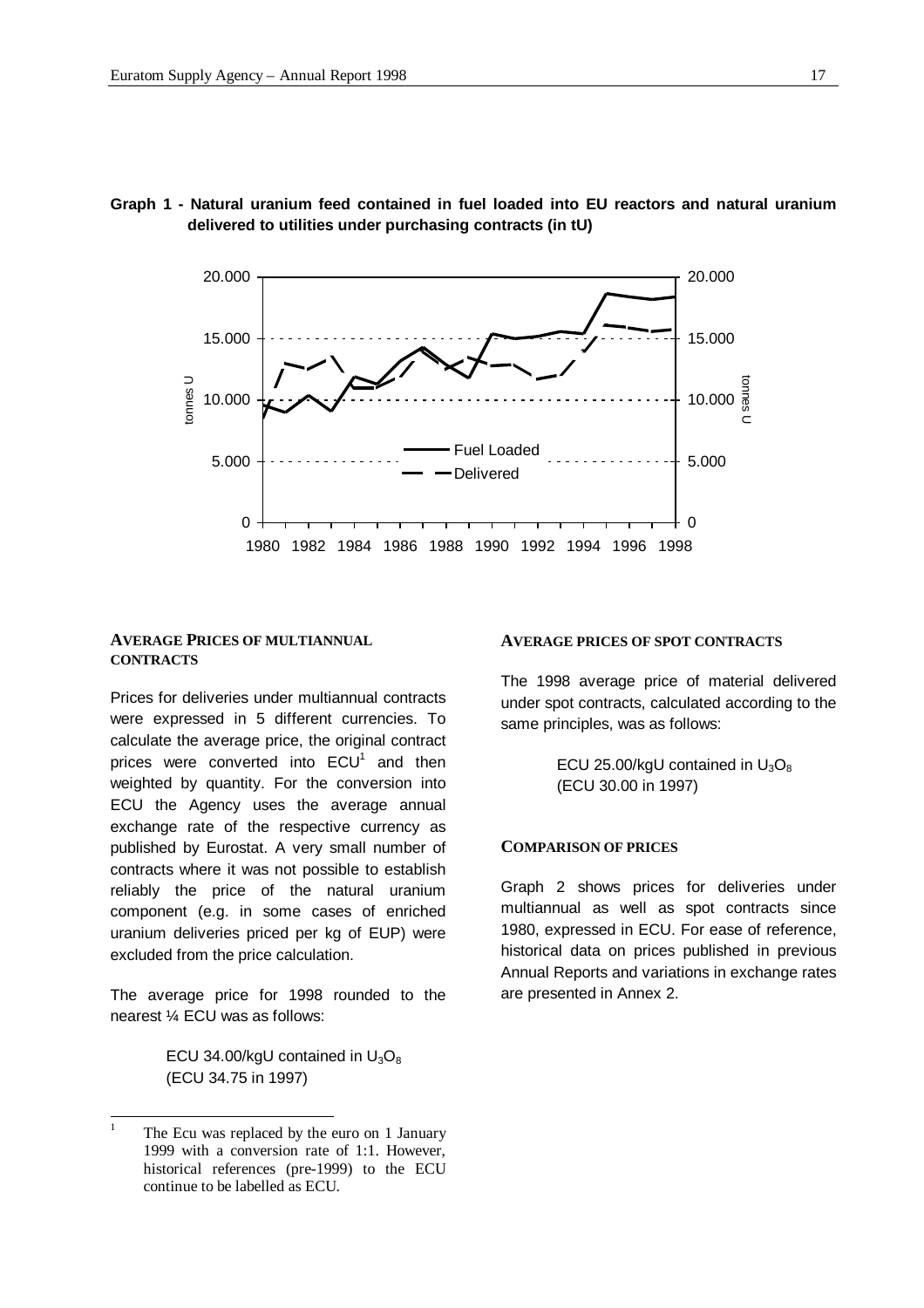**Graph 1 - Natural uranium feed contained in fuel loaded into EU reactors and natural uranium delivered to utilities under purchasing contracts (in tU)**

### AVERAGE PRICES OF MULTIANNUAL CONTRACTS

Prices for deliveries under multiannual contracts were expressed in 5 different currencies. To calculate the average price, the original contract prices were converted into ECU[1] and then weighted by quantity. For the conversion into ECU the Agency uses the average annual exchange rate of the respective currency as published by Eurostat. A very small number of contracts where it was not possible to establish reliably the price of the natural uranium component (e.g. in some cases of enriched uranium deliveries priced per kg of EUP) were excluded from the price calculation.

The average price for 1998 rounded to the nearest ¼ ECU was as follows:

> ECU 34.00/kgU contained in $U_3O_8$
> (ECU 34.75 in 1997)

### AVERAGE PRICES OF SPOT CONTRACTS

The 1998 average price of material delivered under spot contracts, calculated according to the same principles, was as follows:

> ECU 25.00/kgU contained in $U_3O_8$
> (ECU 30.00 in 1997)

### COMPARISON OF PRICES

Graph 2 shows prices for deliveries under multiannual as well as spot contracts since 1980, expressed in ECU. For ease of reference, historical data on prices published in previous Annual Reports and variations in exchange rates are presented in Annex 2.

---

[1] The Ecu was replaced by the euro on 1 January 1999 with a conversion rate of 1:1. However, historical references (pre-1999) to the ECU continue to be labelled as ECU.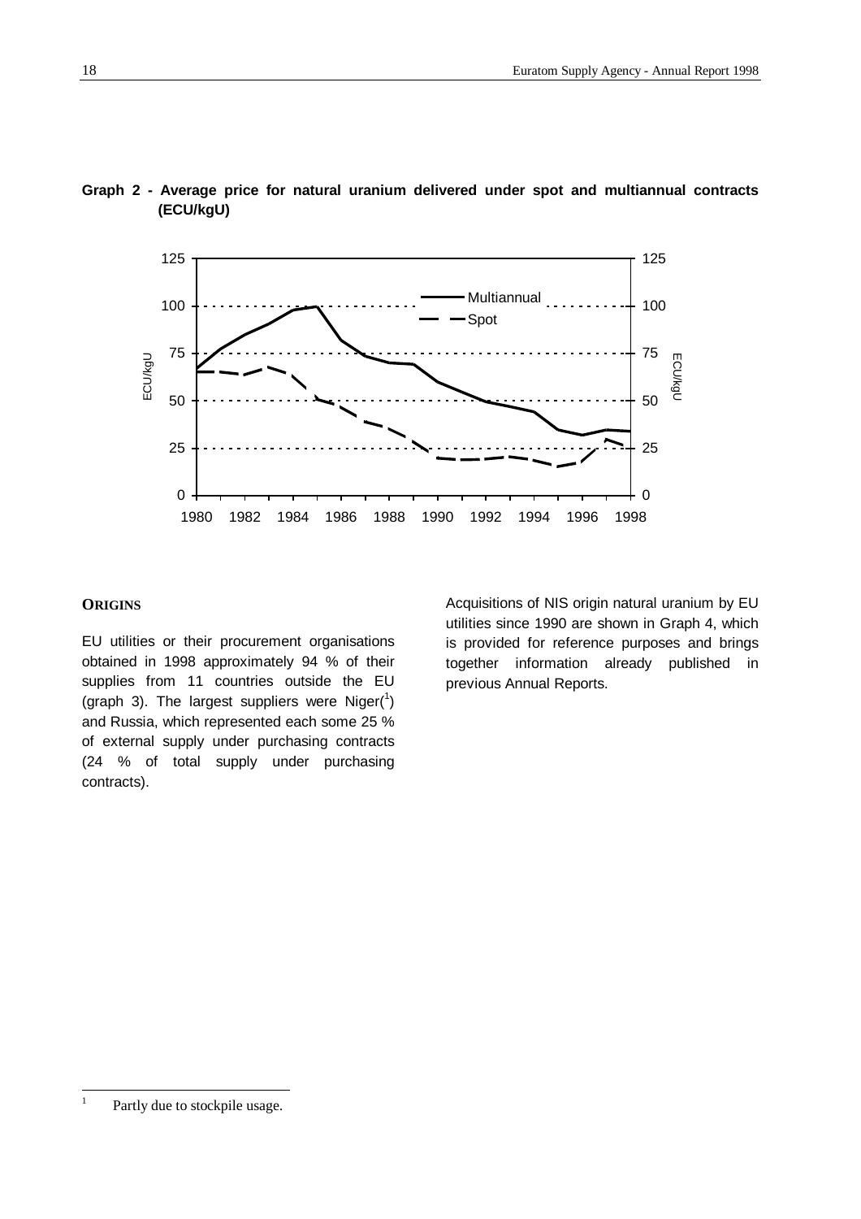**Graph 2 - Average price for natural uranium delivered under spot and multiannual contracts (ECU/kgU)**

## ORIGINS

EU utilities or their procurement organisations obtained in 1998 approximately 94 % of their supplies from 11 countries outside the EU (graph 3). The largest suppliers were Niger([1]) and Russia, which represented each some 25 % of external supply under purchasing contracts (24 % of total supply under purchasing contracts).

Acquisitions of NIS origin natural uranium by EU utilities since 1990 are shown in Graph 4, which is provided for reference purposes and brings together information already published in previous Annual Reports.

---

[1] Partly due to stockpile usage.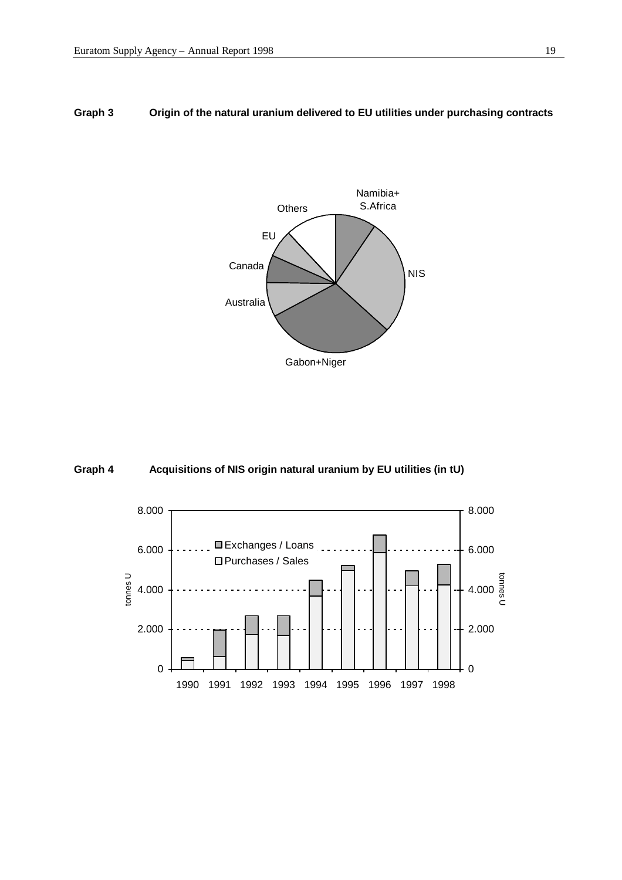**Graph 3 Origin of the natural uranium delivered to EU utilities under purchasing contracts**

Namibia+ S.Africa

NIS

Gabon+Niger

Australia

Canada

EU

Others

**Graph 4 Acquisitions of NIS origin natural uranium by EU utilities (in tU)**

Exchanges / Loans

Purchases / Sales

tonnes U

8.000

6.000

4.000

2.000

0

1990 1991 1992 1993 1994 1995 1996 1997 1998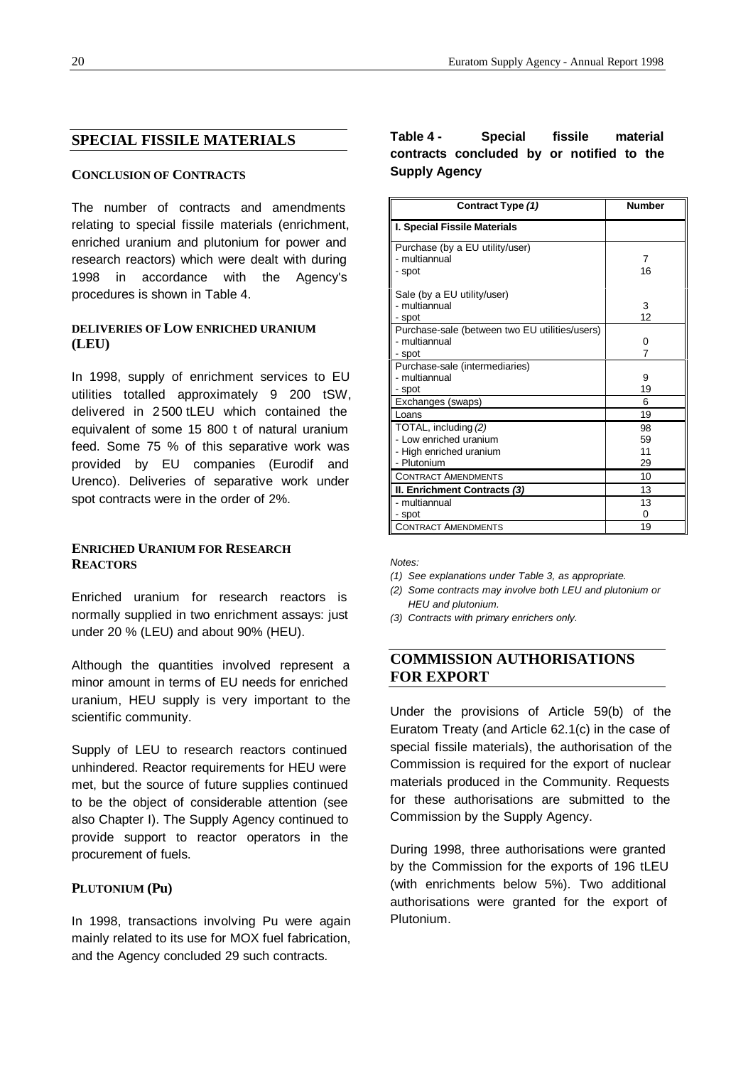## SPECIAL FISSILE MATERIALS

### CONCLUSION OF CONTRACTS

The number of contracts and amendments relating to special fissile materials (enrichment, enriched uranium and plutonium for power and research reactors) which were dealt with during 1998 in accordance with the Agency's procedures is shown in Table 4.

### DELIVERIES OF LOW ENRICHED URANIUM (LEU)

In 1998, supply of enrichment services to EU utilities totalled approximately 9 200 tSW, delivered in 2 500 tLEU which contained the equivalent of some 15 800 t of natural uranium feed. Some 75 % of this separative work was provided by EU companies (Eurodif and Urenco). Deliveries of separative work under spot contracts were in the order of 2%.

### ENRICHED URANIUM FOR RESEARCH REACTORS

Enriched uranium for research reactors is normally supplied in two enrichment assays: just under 20 % (LEU) and about 90% (HEU).

Although the quantities involved represent a minor amount in terms of EU needs for enriched uranium, HEU supply is very important to the scientific community.

Supply of LEU to research reactors continued unhindered. Reactor requirements for HEU were met, but the source of future supplies continued to be the object of considerable attention (see also Chapter I). The Supply Agency continued to provide support to reactor operators in the procurement of fuels.

### PLUTONIUM (Pu)

In 1998, transactions involving Pu were again mainly related to its use for MOX fuel fabrication, and the Agency concluded 29 such contracts.

**Table 4 - Special fissile material contracts concluded by or notified to the Supply Agency**

| Contract Type *(1)* | Number |
|---|---|
| **I. Special Fissile Materials** | |
| Purchase (by a EU utility/user) | |
| - multiannual | 7 |
| - spot | 16 |
| Sale (by a EU utility/user) | |
| - multiannual | 3 |
| - spot | 12 |
| Purchase-sale (between two EU utilities/users) | |
| - multiannual | 0 |
| - spot | 7 |
| Purchase-sale (intermediaries) | |
| - multiannual | 9 |
| - spot | 19 |
| Exchanges (swaps) | 6 |
| Loans | 19 |
| TOTAL, including *(2)* | 98 |
| - Low enriched uranium | 59 |
| - High enriched uranium | 11 |
| - Plutonium | 29 |
| CONTRACT AMENDMENTS | 10 |
| **II. Enrichment Contracts *(3)*** | 13 |
| - multiannual | 13 |
| - spot | 0 |
| CONTRACT AMENDMENTS | 19 |

*Notes:*

*(1) See explanations under Table 3, as appropriate.*

*(2) Some contracts may involve both LEU and plutonium or HEU and plutonium.*

*(3) Contracts with primary enrichers only.*

## COMMISSION AUTHORISATIONS FOR EXPORT

Under the provisions of Article 59(b) of the Euratom Treaty (and Article 62.1(c) in the case of special fissile materials), the authorisation of the Commission is required for the export of nuclear materials produced in the Community. Requests for these authorisations are submitted to the Commission by the Supply Agency.

During 1998, three authorisations were granted by the Commission for the exports of 196 tLEU (with enrichments below 5%). Two additional authorisations were granted for the export of Plutonium.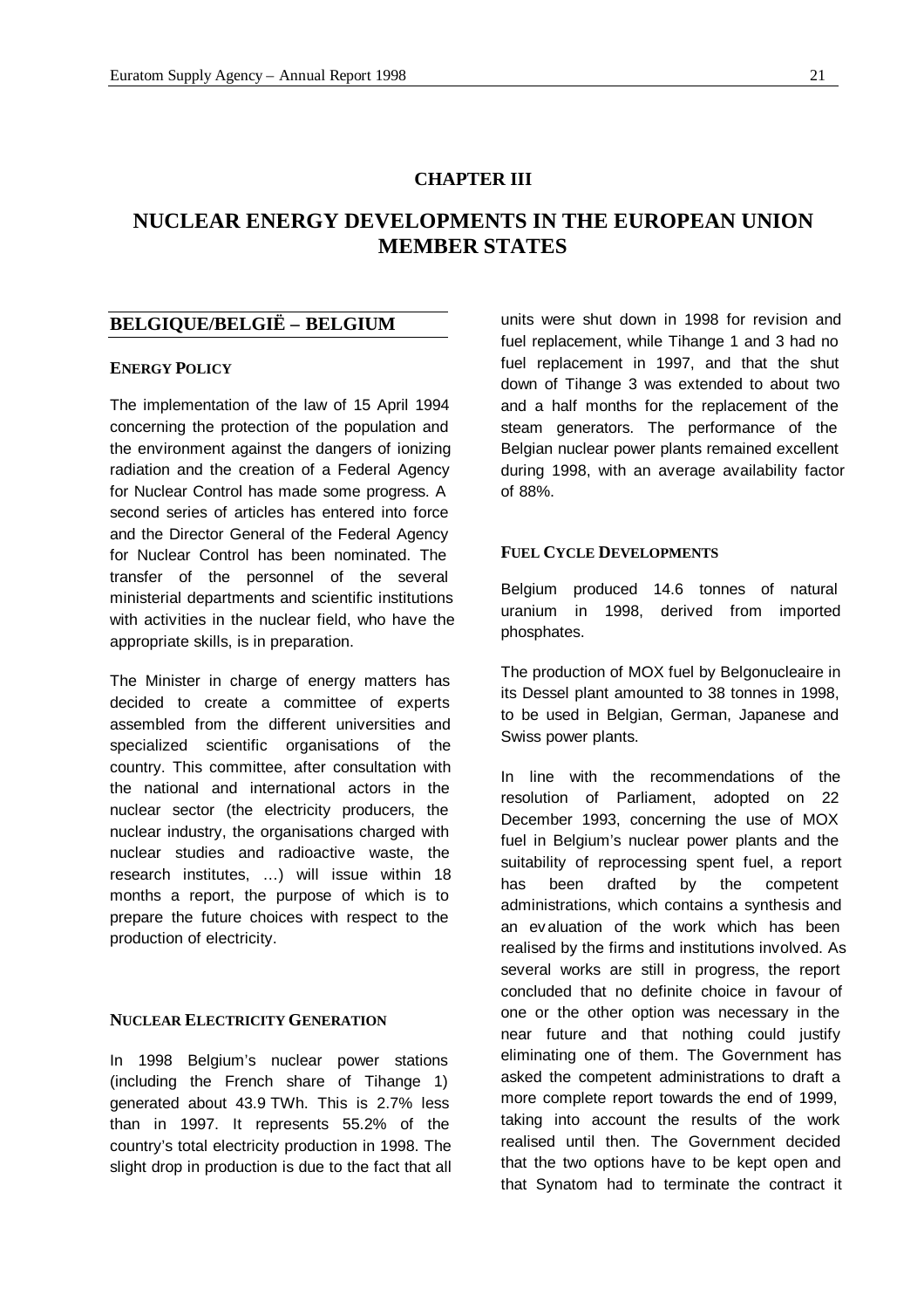# CHAPTER III

# NUCLEAR ENERGY DEVELOPMENTS IN THE EUROPEAN UNION MEMBER STATES

## BELGIQUE/BELGIË – BELGIUM

### ENERGY POLICY

The implementation of the law of 15 April 1994 concerning the protection of the population and the environment against the dangers of ionizing radiation and the creation of a Federal Agency for Nuclear Control has made some progress. A second series of articles has entered into force and the Director General of the Federal Agency for Nuclear Control has been nominated. The transfer of the personnel of the several ministerial departments and scientific institutions with activities in the nuclear field, who have the appropriate skills, is in preparation.

The Minister in charge of energy matters has decided to create a committee of experts assembled from the different universities and specialized scientific organisations of the country. This committee, after consultation with the national and international actors in the nuclear sector (the electricity producers, the nuclear industry, the organisations charged with nuclear studies and radioactive waste, the research institutes, …) will issue within 18 months a report, the purpose of which is to prepare the future choices with respect to the production of electricity.

### NUCLEAR ELECTRICITY GENERATION

In 1998 Belgium's nuclear power stations (including the French share of Tihange 1) generated about 43.9 TWh. This is 2.7% less than in 1997. It represents 55.2% of the country's total electricity production in 1998. The slight drop in production is due to the fact that all units were shut down in 1998 for revision and fuel replacement, while Tihange 1 and 3 had no fuel replacement in 1997, and that the shut down of Tihange 3 was extended to about two and a half months for the replacement of the steam generators. The performance of the Belgian nuclear power plants remained excellent during 1998, with an average availability factor of 88%.

### FUEL CYCLE DEVELOPMENTS

Belgium produced 14.6 tonnes of natural uranium in 1998, derived from imported phosphates.

The production of MOX fuel by Belgonucleaire in its Dessel plant amounted to 38 tonnes in 1998, to be used in Belgian, German, Japanese and Swiss power plants.

In line with the recommendations of the resolution of Parliament, adopted on 22 December 1993, concerning the use of MOX fuel in Belgium's nuclear power plants and the suitability of reprocessing spent fuel, a report has been drafted by the competent administrations, which contains a synthesis and an evaluation of the work which has been realised by the firms and institutions involved. As several works are still in progress, the report concluded that no definite choice in favour of one or the other option was necessary in the near future and that nothing could justify eliminating one of them. The Government has asked the competent administrations to draft a more complete report towards the end of 1999, taking into account the results of the work realised until then. The Government decided that the two options have to be kept open and that Synatom had to terminate the contract it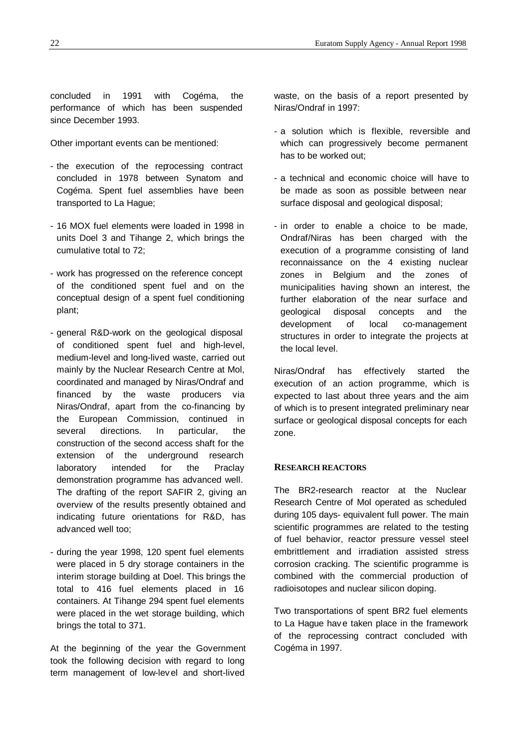concluded in 1991 with Cogéma, the performance of which has been suspended since December 1993.

Other important events can be mentioned:

- the execution of the reprocessing contract concluded in 1978 between Synatom and Cogéma. Spent fuel assemblies have been transported to La Hague;
- 16 MOX fuel elements were loaded in 1998 in units Doel 3 and Tihange 2, which brings the cumulative total to 72;
- work has progressed on the reference concept of the conditioned spent fuel and on the conceptual design of a spent fuel conditioning plant;
- general R&D-work on the geological disposal of conditioned spent fuel and high-level, medium-level and long-lived waste, carried out mainly by the Nuclear Research Centre at Mol, coordinated and managed by Niras/Ondraf and financed by the waste producers via Niras/Ondraf, apart from the co-financing by the European Commission, continued in several directions. In particular, the construction of the second access shaft for the extension of the underground research laboratory intended for the Praclay demonstration programme has advanced well. The drafting of the report SAFIR 2, giving an overview of the results presently obtained and indicating future orientations for R&D, has advanced well too;
- during the year 1998, 120 spent fuel elements were placed in 5 dry storage containers in the interim storage building at Doel. This brings the total to 416 fuel elements placed in 16 containers. At Tihange 294 spent fuel elements were placed in the wet storage building, which brings the total to 371.

At the beginning of the year the Government took the following decision with regard to long term management of low-level and short-lived waste, on the basis of a report presented by Niras/Ondraf in 1997:

- a solution which is flexible, reversible and which can progressively become permanent has to be worked out;
- a technical and economic choice will have to be made as soon as possible between near surface disposal and geological disposal;
- in order to enable a choice to be made, Ondraf/Niras has been charged with the execution of a programme consisting of land reconnaissance on the 4 existing nuclear zones in Belgium and the zones of municipalities having shown an interest, the further elaboration of the near surface and geological disposal concepts and the development of local co-management structures in order to integrate the projects at the local level.

Niras/Ondraf has effectively started the execution of an action programme, which is expected to last about three years and the aim of which is to present integrated preliminary near surface or geological disposal concepts for each zone.

## RESEARCH REACTORS

The BR2-research reactor at the Nuclear Research Centre of Mol operated as scheduled during 105 days- equivalent full power. The main scientific programmes are related to the testing of fuel behavior, reactor pressure vessel steel embrittlement and irradiation assisted stress corrosion cracking. The scientific programme is combined with the commercial production of radioisotopes and nuclear silicon doping.

Two transportations of spent BR2 fuel elements to La Hague have taken place in the framework of the reprocessing contract concluded with Cogéma in 1997.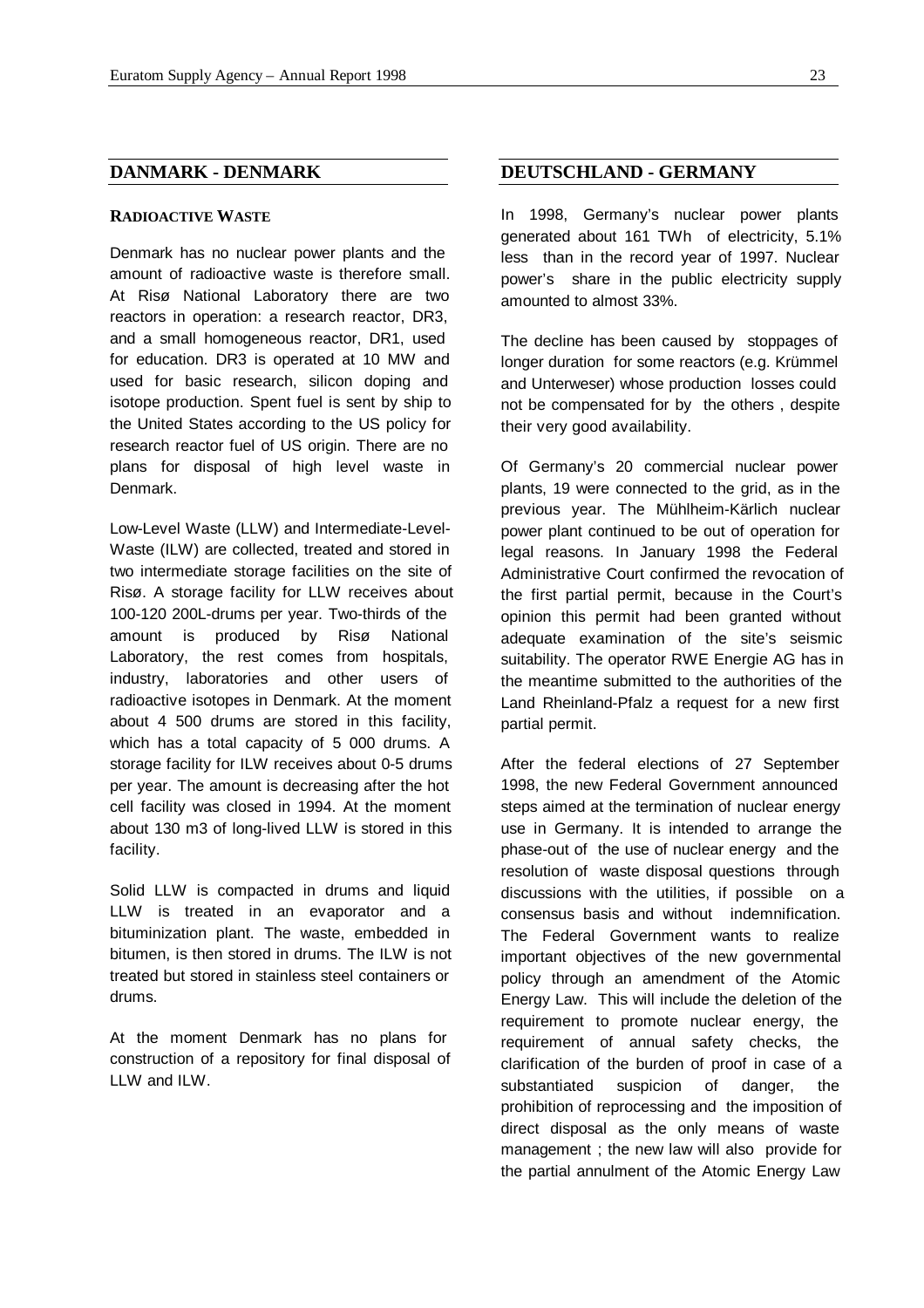## DANMARK - DENMARK

### RADIOACTIVE WASTE

Denmark has no nuclear power plants and the amount of radioactive waste is therefore small. At Risø National Laboratory there are two reactors in operation: a research reactor, DR3, and a small homogeneous reactor, DR1, used for education. DR3 is operated at 10 MW and used for basic research, silicon doping and isotope production. Spent fuel is sent by ship to the United States according to the US policy for research reactor fuel of US origin. There are no plans for disposal of high level waste in Denmark.

Low-Level Waste (LLW) and Intermediate-Level-Waste (ILW) are collected, treated and stored in two intermediate storage facilities on the site of Risø. A storage facility for LLW receives about 100-120 200L-drums per year. Two-thirds of the amount is produced by Risø National Laboratory, the rest comes from hospitals, industry, laboratories and other users of radioactive isotopes in Denmark. At the moment about 4 500 drums are stored in this facility, which has a total capacity of 5 000 drums. A storage facility for ILW receives about 0-5 drums per year. The amount is decreasing after the hot cell facility was closed in 1994. At the moment about 130 m3 of long-lived LLW is stored in this facility.

Solid LLW is compacted in drums and liquid LLW is treated in an evaporator and a bituminization plant. The waste, embedded in bitumen, is then stored in drums. The ILW is not treated but stored in stainless steel containers or drums.

At the moment Denmark has no plans for construction of a repository for final disposal of LLW and ILW.

## DEUTSCHLAND - GERMANY

In 1998, Germany's nuclear power plants generated about 161 TWh of electricity, 5.1% less than in the record year of 1997. Nuclear power's share in the public electricity supply amounted to almost 33%.

The decline has been caused by stoppages of longer duration for some reactors (e.g. Krümmel and Unterweser) whose production losses could not be compensated for by the others , despite their very good availability.

Of Germany's 20 commercial nuclear power plants, 19 were connected to the grid, as in the previous year. The Mühlheim-Kärlich nuclear power plant continued to be out of operation for legal reasons. In January 1998 the Federal Administrative Court confirmed the revocation of the first partial permit, because in the Court's opinion this permit had been granted without adequate examination of the site's seismic suitability. The operator RWE Energie AG has in the meantime submitted to the authorities of the Land Rheinland-Pfalz a request for a new first partial permit.

After the federal elections of 27 September 1998, the new Federal Government announced steps aimed at the termination of nuclear energy use in Germany. It is intended to arrange the phase-out of the use of nuclear energy and the resolution of waste disposal questions through discussions with the utilities, if possible on a consensus basis and without indemnification. The Federal Government wants to realize important objectives of the new governmental policy through an amendment of the Atomic Energy Law. This will include the deletion of the requirement to promote nuclear energy, the requirement of annual safety checks, the clarification of the burden of proof in case of a substantiated suspicion of danger, the prohibition of reprocessing and the imposition of direct disposal as the only means of waste management ; the new law will also provide for the partial annulment of the Atomic Energy Law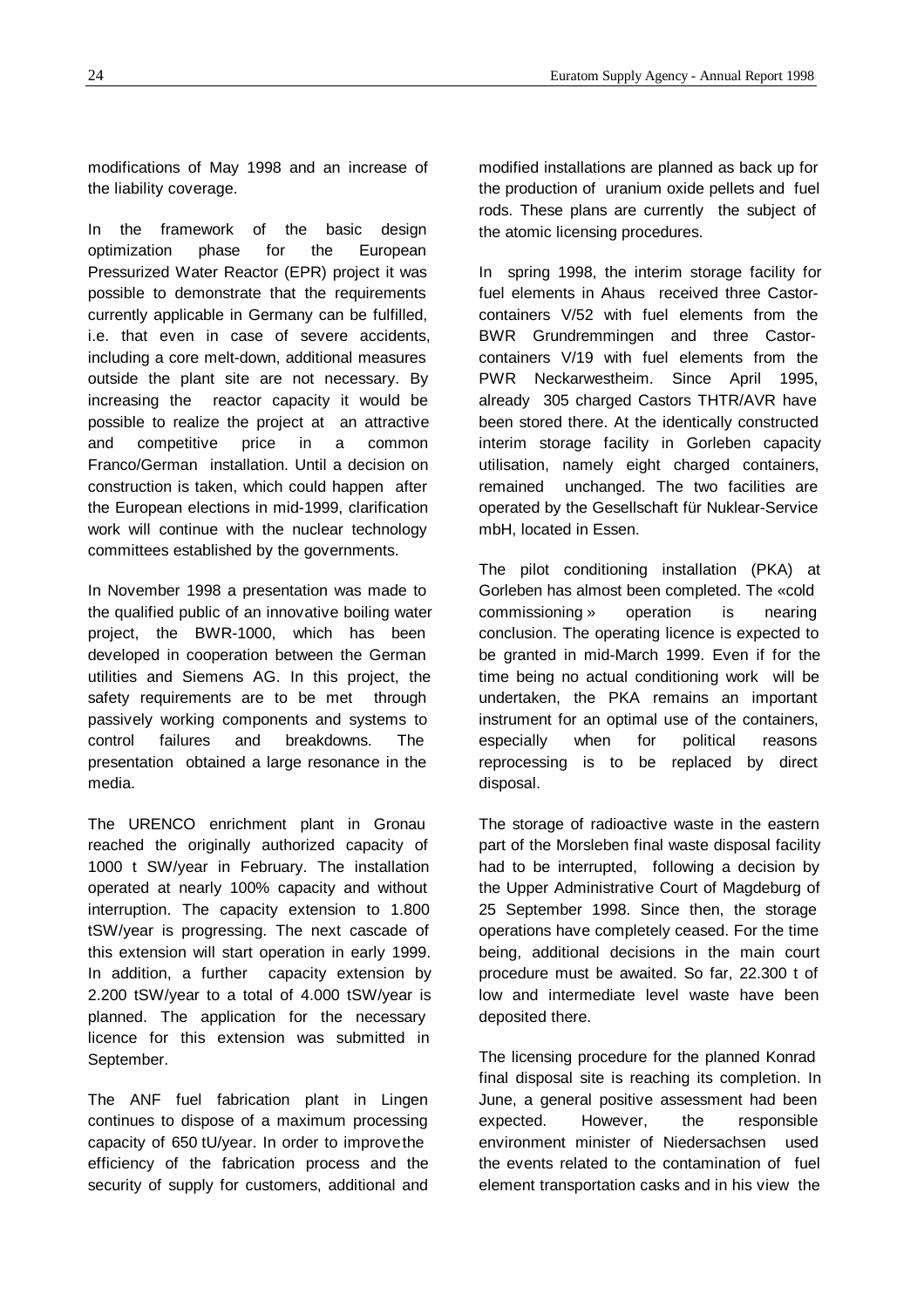modifications of May 1998 and an increase of the liability coverage.

In the framework of the basic design optimization phase for the European Pressurized Water Reactor (EPR) project it was possible to demonstrate that the requirements currently applicable in Germany can be fulfilled, i.e. that even in case of severe accidents, including a core melt-down, additional measures outside the plant site are not necessary. By increasing the reactor capacity it would be possible to realize the project at an attractive and competitive price in a common Franco/German installation. Until a decision on construction is taken, which could happen after the European elections in mid-1999, clarification work will continue with the nuclear technology committees established by the governments.

In November 1998 a presentation was made to the qualified public of an innovative boiling water project, the BWR-1000, which has been developed in cooperation between the German utilities and Siemens AG. In this project, the safety requirements are to be met through passively working components and systems to control failures and breakdowns. The presentation obtained a large resonance in the media.

The URENCO enrichment plant in Gronau reached the originally authorized capacity of 1000 t SW/year in February. The installation operated at nearly 100% capacity and without interruption. The capacity extension to 1.800 tSW/year is progressing. The next cascade of this extension will start operation in early 1999. In addition, a further capacity extension by 2.200 tSW/year to a total of 4.000 tSW/year is planned. The application for the necessary licence for this extension was submitted in September.

The ANF fuel fabrication plant in Lingen continues to dispose of a maximum processing capacity of 650 tU/year. In order to improve the efficiency of the fabrication process and the security of supply for customers, additional and modified installations are planned as back up for the production of uranium oxide pellets and fuel rods. These plans are currently the subject of the atomic licensing procedures.

In spring 1998, the interim storage facility for fuel elements in Ahaus received three Castor-containers V/52 with fuel elements from the BWR Grundremmingen and three Castor-containers V/19 with fuel elements from the PWR Neckarwestheim. Since April 1995, already 305 charged Castors THTR/AVR have been stored there. At the identically constructed interim storage facility in Gorleben capacity utilisation, namely eight charged containers, remained unchanged. The two facilities are operated by the Gesellschaft für Nuklear-Service mbH, located in Essen.

The pilot conditioning installation (PKA) at Gorleben has almost been completed. The «cold commissioning » operation is nearing conclusion. The operating licence is expected to be granted in mid-March 1999. Even if for the time being no actual conditioning work will be undertaken, the PKA remains an important instrument for an optimal use of the containers, especially when for political reasons reprocessing is to be replaced by direct disposal.

The storage of radioactive waste in the eastern part of the Morsleben final waste disposal facility had to be interrupted, following a decision by the Upper Administrative Court of Magdeburg of 25 September 1998. Since then, the storage operations have completely ceased. For the time being, additional decisions in the main court procedure must be awaited. So far, 22.300 t of low and intermediate level waste have been deposited there.

The licensing procedure for the planned Konrad final disposal site is reaching its completion. In June, a general positive assessment had been expected. However, the responsible environment minister of Niedersachsen used the events related to the contamination of fuel element transportation casks and in his view the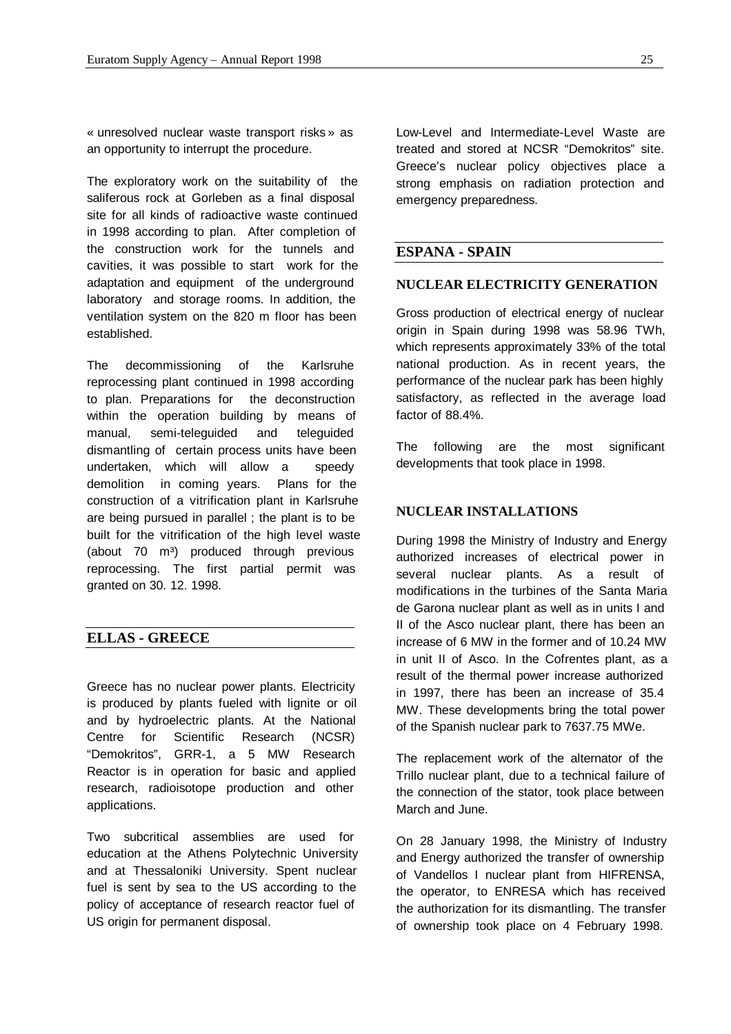« unresolved nuclear waste transport risks » as an opportunity to interrupt the procedure.

The exploratory work on the suitability of the saliferous rock at Gorleben as a final disposal site for all kinds of radioactive waste continued in 1998 according to plan. After completion of the construction work for the tunnels and cavities, it was possible to start work for the adaptation and equipment of the underground laboratory and storage rooms. In addition, the ventilation system on the 820 m floor has been established.

The decommissioning of the Karlsruhe reprocessing plant continued in 1998 according to plan. Preparations for the deconstruction within the operation building by means of manual, semi-teleguided and teleguided dismantling of certain process units have been undertaken, which will allow a speedy demolition in coming years. Plans for the construction of a vitrification plant in Karlsruhe are being pursued in parallel ; the plant is to be built for the vitrification of the high level waste (about 70 m³) produced through previous reprocessing. The first partial permit was granted on 30. 12. 1998.

## ELLAS - GREECE

Greece has no nuclear power plants. Electricity is produced by plants fueled with lignite or oil and by hydroelectric plants. At the National Centre for Scientific Research (NCSR) "Demokritos", GRR-1, a 5 MW Research Reactor is in operation for basic and applied research, radioisotope production and other applications.

Two subcritical assemblies are used for education at the Athens Polytechnic University and at Thessaloniki University. Spent nuclear fuel is sent by sea to the US according to the policy of acceptance of research reactor fuel of US origin for permanent disposal.

Low-Level and Intermediate-Level Waste are treated and stored at NCSR "Demokritos" site. Greece's nuclear policy objectives place a strong emphasis on radiation protection and emergency preparedness.

## ESPANA - SPAIN

### NUCLEAR ELECTRICITY GENERATION

Gross production of electrical energy of nuclear origin in Spain during 1998 was 58.96 TWh, which represents approximately 33% of the total national production. As in recent years, the performance of the nuclear park has been highly satisfactory, as reflected in the average load factor of 88.4%.

The following are the most significant developments that took place in 1998.

### NUCLEAR INSTALLATIONS

During 1998 the Ministry of Industry and Energy authorized increases of electrical power in several nuclear plants. As a result of modifications in the turbines of the Santa Maria de Garona nuclear plant as well as in units I and II of the Asco nuclear plant, there has been an increase of 6 MW in the former and of 10.24 MW in unit II of Asco. In the Cofrentes plant, as a result of the thermal power increase authorized in 1997, there has been an increase of 35.4 MW. These developments bring the total power of the Spanish nuclear park to 7637.75 MWe.

The replacement work of the alternator of the Trillo nuclear plant, due to a technical failure of the connection of the stator, took place between March and June.

On 28 January 1998, the Ministry of Industry and Energy authorized the transfer of ownership of Vandellos I nuclear plant from HIFRENSA, the operator, to ENRESA which has received the authorization for its dismantling. The transfer of ownership took place on 4 February 1998.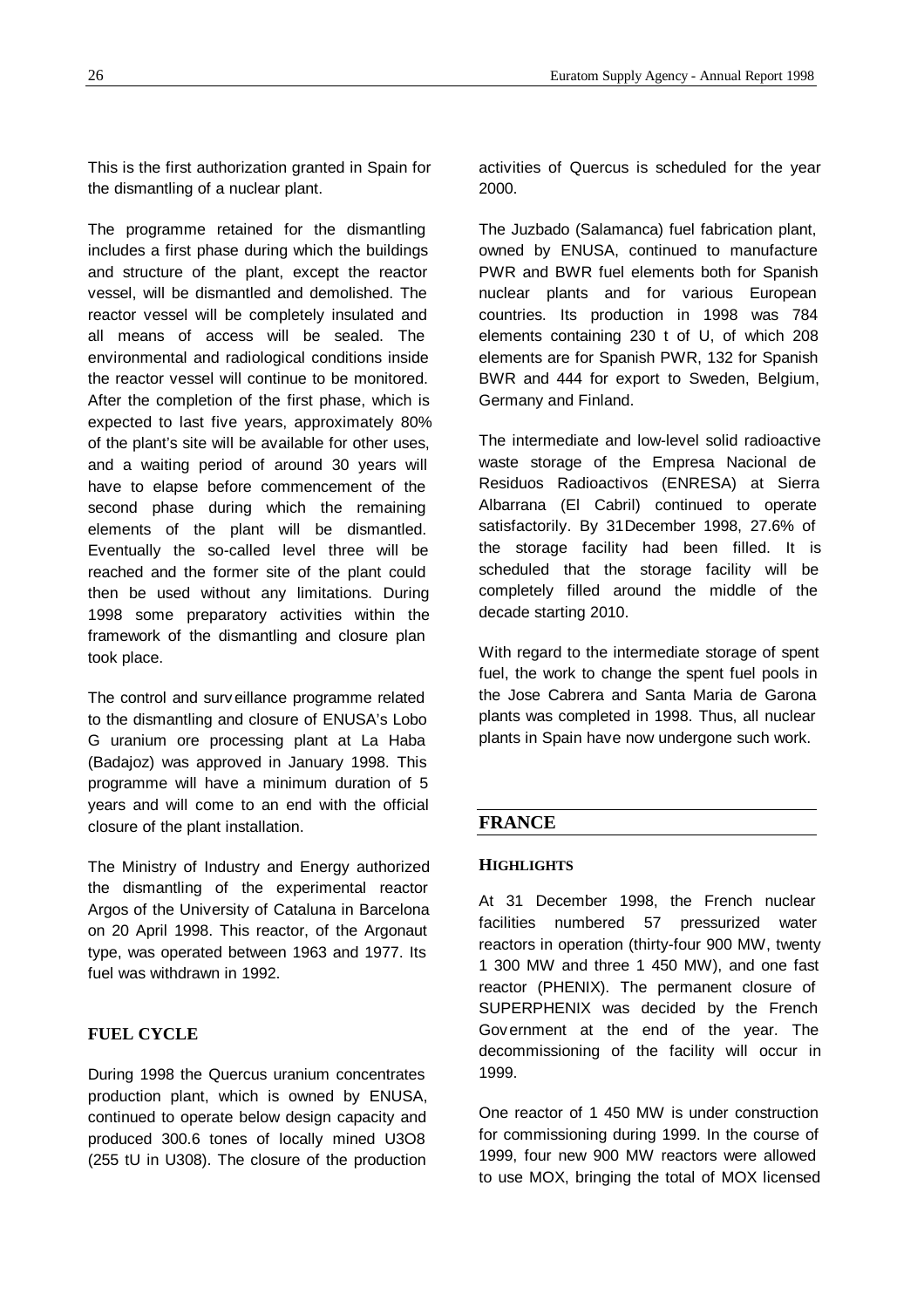This is the first authorization granted in Spain for the dismantling of a nuclear plant.

The programme retained for the dismantling includes a first phase during which the buildings and structure of the plant, except the reactor vessel, will be dismantled and demolished. The reactor vessel will be completely insulated and all means of access will be sealed. The environmental and radiological conditions inside the reactor vessel will continue to be monitored. After the completion of the first phase, which is expected to last five years, approximately 80% of the plant's site will be available for other uses, and a waiting period of around 30 years will have to elapse before commencement of the second phase during which the remaining elements of the plant will be dismantled. Eventually the so-called level three will be reached and the former site of the plant could then be used without any limitations. During 1998 some preparatory activities within the framework of the dismantling and closure plan took place.

The control and surveillance programme related to the dismantling and closure of ENUSA's Lobo G uranium ore processing plant at La Haba (Badajoz) was approved in January 1998. This programme will have a minimum duration of 5 years and will come to an end with the official closure of the plant installation.

The Ministry of Industry and Energy authorized the dismantling of the experimental reactor Argos of the University of Cataluna in Barcelona on 20 April 1998. This reactor, of the Argonaut type, was operated between 1963 and 1977. Its fuel was withdrawn in 1992.

### FUEL CYCLE

During 1998 the Quercus uranium concentrates production plant, which is owned by ENUSA, continued to operate below design capacity and produced 300.6 tones of locally mined $U_3O_8$ (255 tU in $U_3O_8$). The closure of the production activities of Quercus is scheduled for the year 2000.

The Juzbado (Salamanca) fuel fabrication plant, owned by ENUSA, continued to manufacture PWR and BWR fuel elements both for Spanish nuclear plants and for various European countries. Its production in 1998 was 784 elements containing 230 t of U, of which 208 elements are for Spanish PWR, 132 for Spanish BWR and 444 for export to Sweden, Belgium, Germany and Finland.

The intermediate and low-level solid radioactive waste storage of the Empresa Nacional de Residuos Radioactivos (ENRESA) at Sierra Albarrana (El Cabril) continued to operate satisfactorily. By 31 December 1998, 27.6% of the storage facility had been filled. It is scheduled that the storage facility will be completely filled around the middle of the decade starting 2010.

With regard to the intermediate storage of spent fuel, the work to change the spent fuel pools in the Jose Cabrera and Santa Maria de Garona plants was completed in 1998. Thus, all nuclear plants in Spain have now undergone such work.

## FRANCE

### HIGHLIGHTS

At 31 December 1998, the French nuclear facilities numbered 57 pressurized water reactors in operation (thirty-four 900 MW, twenty 1 300 MW and three 1 450 MW), and one fast reactor (PHENIX). The permanent closure of SUPERPHENIX was decided by the French Government at the end of the year. The decommissioning of the facility will occur in 1999.

One reactor of 1 450 MW is under construction for commissioning during 1999. In the course of 1999, four new 900 MW reactors were allowed to use MOX, bringing the total of MOX licensed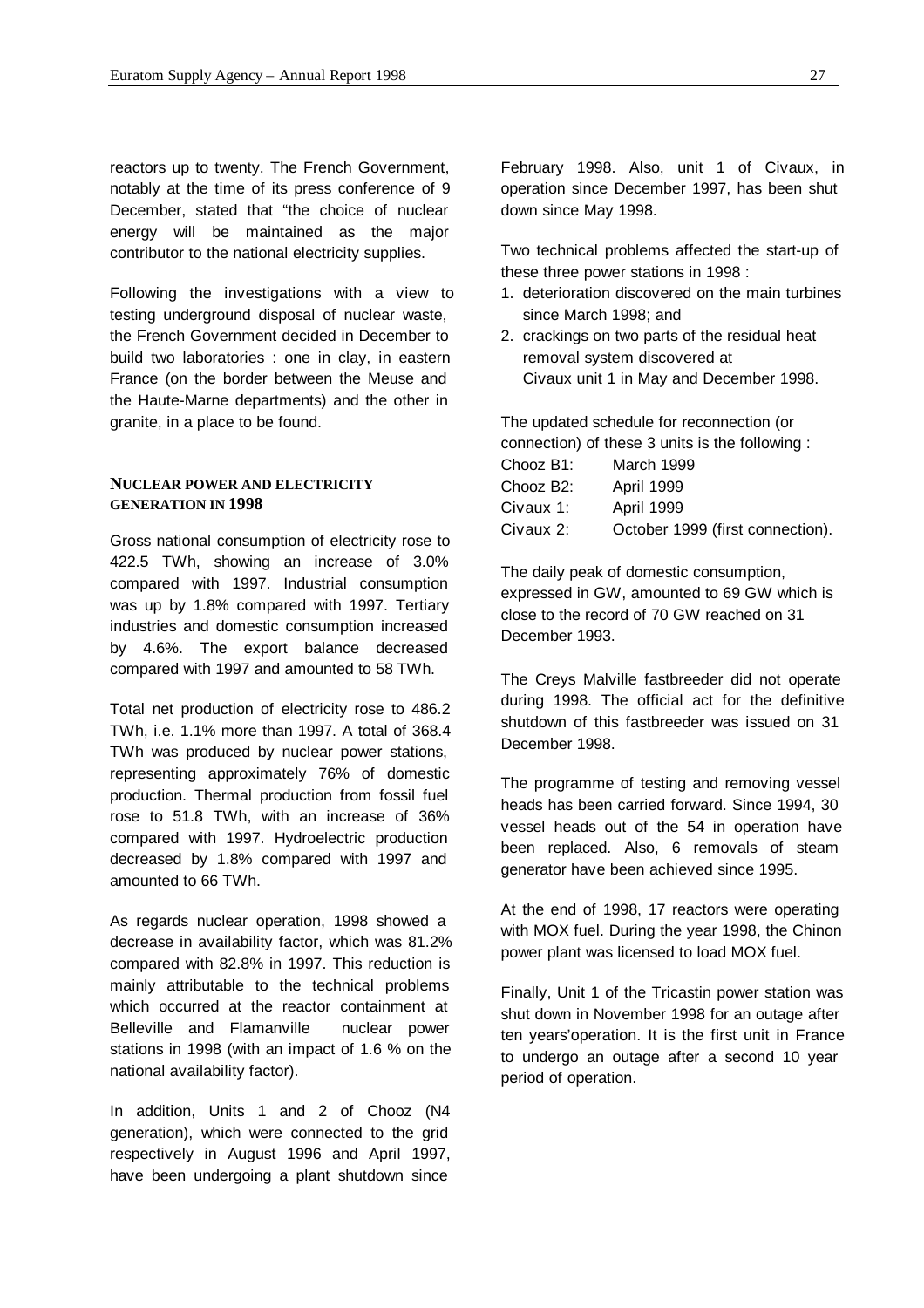reactors up to twenty. The French Government, notably at the time of its press conference of 9 December, stated that "the choice of nuclear energy will be maintained as the major contributor to the national electricity supplies.

Following the investigations with a view to testing underground disposal of nuclear waste, the French Government decided in December to build two laboratories : one in clay, in eastern France (on the border between the Meuse and the Haute-Marne departments) and the other in granite, in a place to be found.

#### NUCLEAR POWER AND ELECTRICITY GENERATION IN 1998

Gross national consumption of electricity rose to 422.5 TWh, showing an increase of 3.0% compared with 1997. Industrial consumption was up by 1.8% compared with 1997. Tertiary industries and domestic consumption increased by 4.6%. The export balance decreased compared with 1997 and amounted to 58 TWh.

Total net production of electricity rose to 486.2 TWh, i.e. 1.1% more than 1997. A total of 368.4 TWh was produced by nuclear power stations, representing approximately 76% of domestic production. Thermal production from fossil fuel rose to 51.8 TWh, with an increase of 36% compared with 1997. Hydroelectric production decreased by 1.8% compared with 1997 and amounted to 66 TWh.

As regards nuclear operation, 1998 showed a decrease in availability factor, which was 81.2% compared with 82.8% in 1997. This reduction is mainly attributable to the technical problems which occurred at the reactor containment at Belleville and Flamanville nuclear power stations in 1998 (with an impact of 1.6 % on the national availability factor).

In addition, Units 1 and 2 of Chooz (N4 generation), which were connected to the grid respectively in August 1996 and April 1997, have been undergoing a plant shutdown since February 1998. Also, unit 1 of Civaux, in operation since December 1997, has been shut down since May 1998.

Two technical problems affected the start-up of these three power stations in 1998 :

1. deterioration discovered on the main turbines since March 1998; and
2. crackings on two parts of the residual heat removal system discovered at Civaux unit 1 in May and December 1998.

The updated schedule for reconnection (or connection) of these 3 units is the following :

| | |
|---|---|
| Chooz B1: | March 1999 |
| Chooz B2: | April 1999 |
| Civaux 1: | April 1999 |
| Civaux 2: | October 1999 (first connection). |

The daily peak of domestic consumption, expressed in GW, amounted to 69 GW which is close to the record of 70 GW reached on 31 December 1993.

The Creys Malville fastbreeder did not operate during 1998. The official act for the definitive shutdown of this fastbreeder was issued on 31 December 1998.

The programme of testing and removing vessel heads has been carried forward. Since 1994, 30 vessel heads out of the 54 in operation have been replaced. Also, 6 removals of steam generator have been achieved since 1995.

At the end of 1998, 17 reactors were operating with MOX fuel. During the year 1998, the Chinon power plant was licensed to load MOX fuel.

Finally, Unit 1 of the Tricastin power station was shut down in November 1998 for an outage after ten years'operation. It is the first unit in France to undergo an outage after a second 10 year period of operation.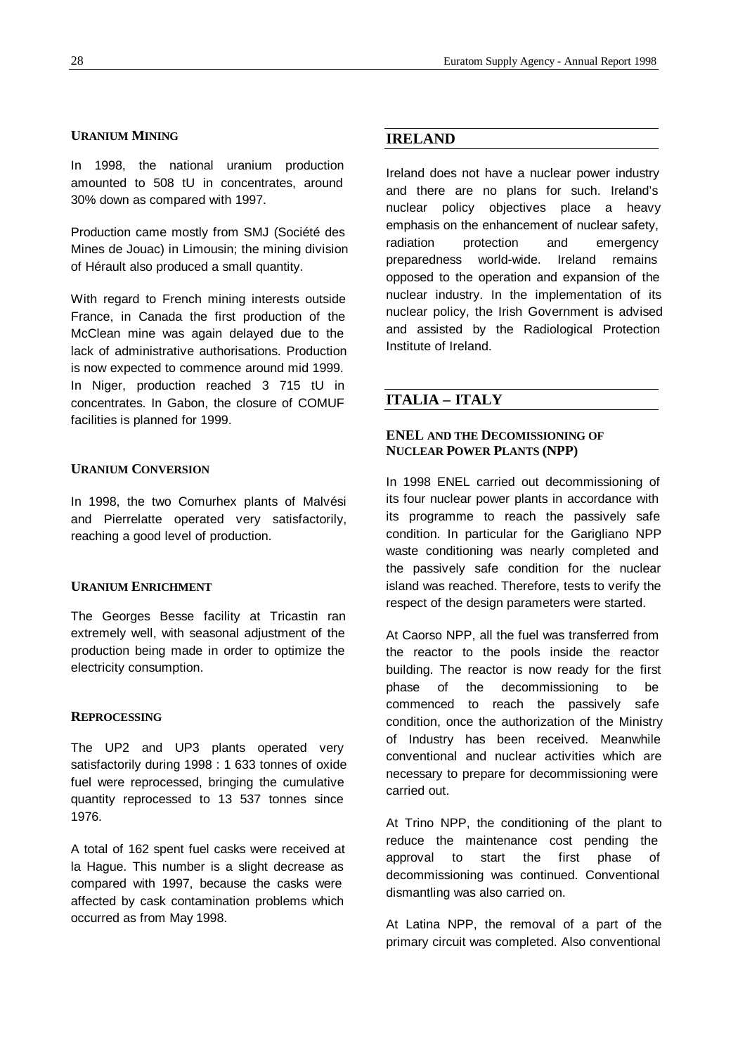#### Uranium Mining

In 1998, the national uranium production amounted to 508 tU in concentrates, around 30% down as compared with 1997.

Production came mostly from SMJ (Société des Mines de Jouac) in Limousin; the mining division of Hérault also produced a small quantity.

With regard to French mining interests outside France, in Canada the first production of the McClean mine was again delayed due to the lack of administrative authorisations. Production is now expected to commence around mid 1999. In Niger, production reached 3 715 tU in concentrates. In Gabon, the closure of COMUF facilities is planned for 1999.

#### Uranium Conversion

In 1998, the two Comurhex plants of Malvési and Pierrelatte operated very satisfactorily, reaching a good level of production.

#### Uranium Enrichment

The Georges Besse facility at Tricastin ran extremely well, with seasonal adjustment of the production being made in order to optimize the electricity consumption.

#### Reprocessing

The UP2 and UP3 plants operated very satisfactorily during 1998 : 1 633 tonnes of oxide fuel were reprocessed, bringing the cumulative quantity reprocessed to 13 537 tonnes since 1976.

A total of 162 spent fuel casks were received at la Hague. This number is a slight decrease as compared with 1997, because the casks were affected by cask contamination problems which occurred as from May 1998.

## IRELAND

Ireland does not have a nuclear power industry and there are no plans for such. Ireland's nuclear policy objectives place a heavy emphasis on the enhancement of nuclear safety, radiation protection and emergency preparedness world-wide. Ireland remains opposed to the operation and expansion of the nuclear industry. In the implementation of its nuclear policy, the Irish Government is advised and assisted by the Radiological Protection Institute of Ireland.

## ITALIA – ITALY

#### ENEL and the Decommissioning of Nuclear Power Plants (NPP)

In 1998 ENEL carried out decommissioning of its four nuclear power plants in accordance with its programme to reach the passively safe condition. In particular for the Garigliano NPP waste conditioning was nearly completed and the passively safe condition for the nuclear island was reached. Therefore, tests to verify the respect of the design parameters were started.

At Caorso NPP, all the fuel was transferred from the reactor to the pools inside the reactor building. The reactor is now ready for the first phase of the decommissioning to be commenced to reach the passively safe condition, once the authorization of the Ministry of Industry has been received. Meanwhile conventional and nuclear activities which are necessary to prepare for decommissioning were carried out.

At Trino NPP, the conditioning of the plant to reduce the maintenance cost pending the approval to start the first phase of decommissioning was continued. Conventional dismantling was also carried on.

At Latina NPP, the removal of a part of the primary circuit was completed. Also conventional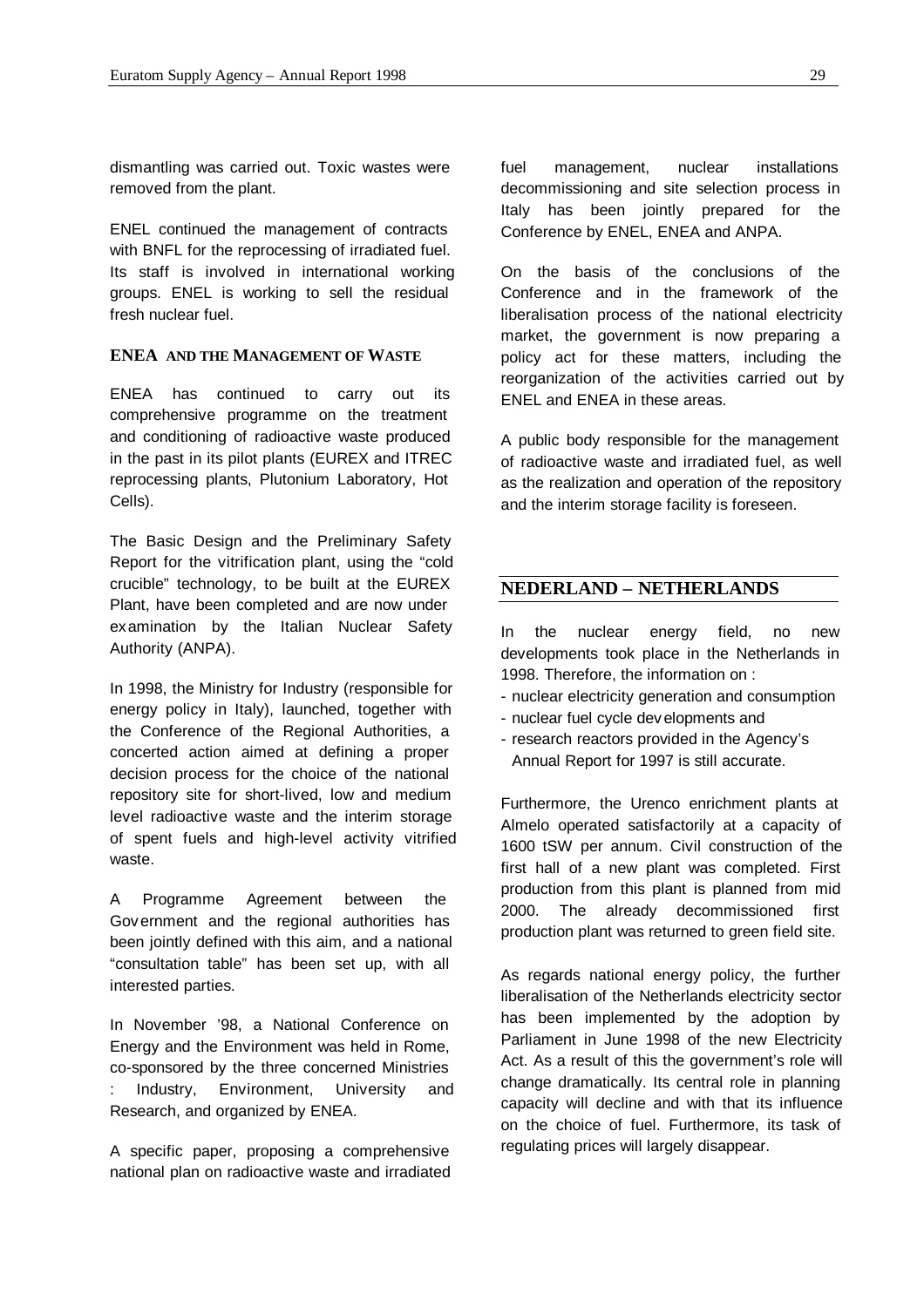dismantling was carried out. Toxic wastes were removed from the plant.

ENEL continued the management of contracts with BNFL for the reprocessing of irradiated fuel. Its staff is involved in international working groups. ENEL is working to sell the residual fresh nuclear fuel.

### ENEA AND THE MANAGEMENT OF WASTE

ENEA has continued to carry out its comprehensive programme on the treatment and conditioning of radioactive waste produced in the past in its pilot plants (EUREX and ITREC reprocessing plants, Plutonium Laboratory, Hot Cells).

The Basic Design and the Preliminary Safety Report for the vitrification plant, using the "cold crucible" technology, to be built at the EUREX Plant, have been completed and are now under examination by the Italian Nuclear Safety Authority (ANPA).

In 1998, the Ministry for Industry (responsible for energy policy in Italy), launched, together with the Conference of the Regional Authorities, a concerted action aimed at defining a proper decision process for the choice of the national repository site for short-lived, low and medium level radioactive waste and the interim storage of spent fuels and high-level activity vitrified waste.

A Programme Agreement between the Government and the regional authorities has been jointly defined with this aim, and a national "consultation table" has been set up, with all interested parties.

In November '98, a National Conference on Energy and the Environment was held in Rome, co-sponsored by the three concerned Ministries : Industry, Environment, University and Research, and organized by ENEA.

A specific paper, proposing a comprehensive national plan on radioactive waste and irradiated fuel management, nuclear installations decommissioning and site selection process in Italy has been jointly prepared for the Conference by ENEL, ENEA and ANPA.

On the basis of the conclusions of the Conference and in the framework of the liberalisation process of the national electricity market, the government is now preparing a policy act for these matters, including the reorganization of the activities carried out by ENEL and ENEA in these areas.

A public body responsible for the management of radioactive waste and irradiated fuel, as well as the realization and operation of the repository and the interim storage facility is foreseen.

## NEDERLAND – NETHERLANDS

In the nuclear energy field, no new developments took place in the Netherlands in 1998. Therefore, the information on :

- nuclear electricity generation and consumption
- nuclear fuel cycle developments and
- research reactors provided in the Agency's Annual Report for 1997 is still accurate.

Furthermore, the Urenco enrichment plants at Almelo operated satisfactorily at a capacity of 1600 tSW per annum. Civil construction of the first hall of a new plant was completed. First production from this plant is planned from mid 2000. The already decommissioned first production plant was returned to green field site.

As regards national energy policy, the further liberalisation of the Netherlands electricity sector has been implemented by the adoption by Parliament in June 1998 of the new Electricity Act. As a result of this the government's role will change dramatically. Its central role in planning capacity will decline and with that its influence on the choice of fuel. Furthermore, its task of regulating prices will largely disappear.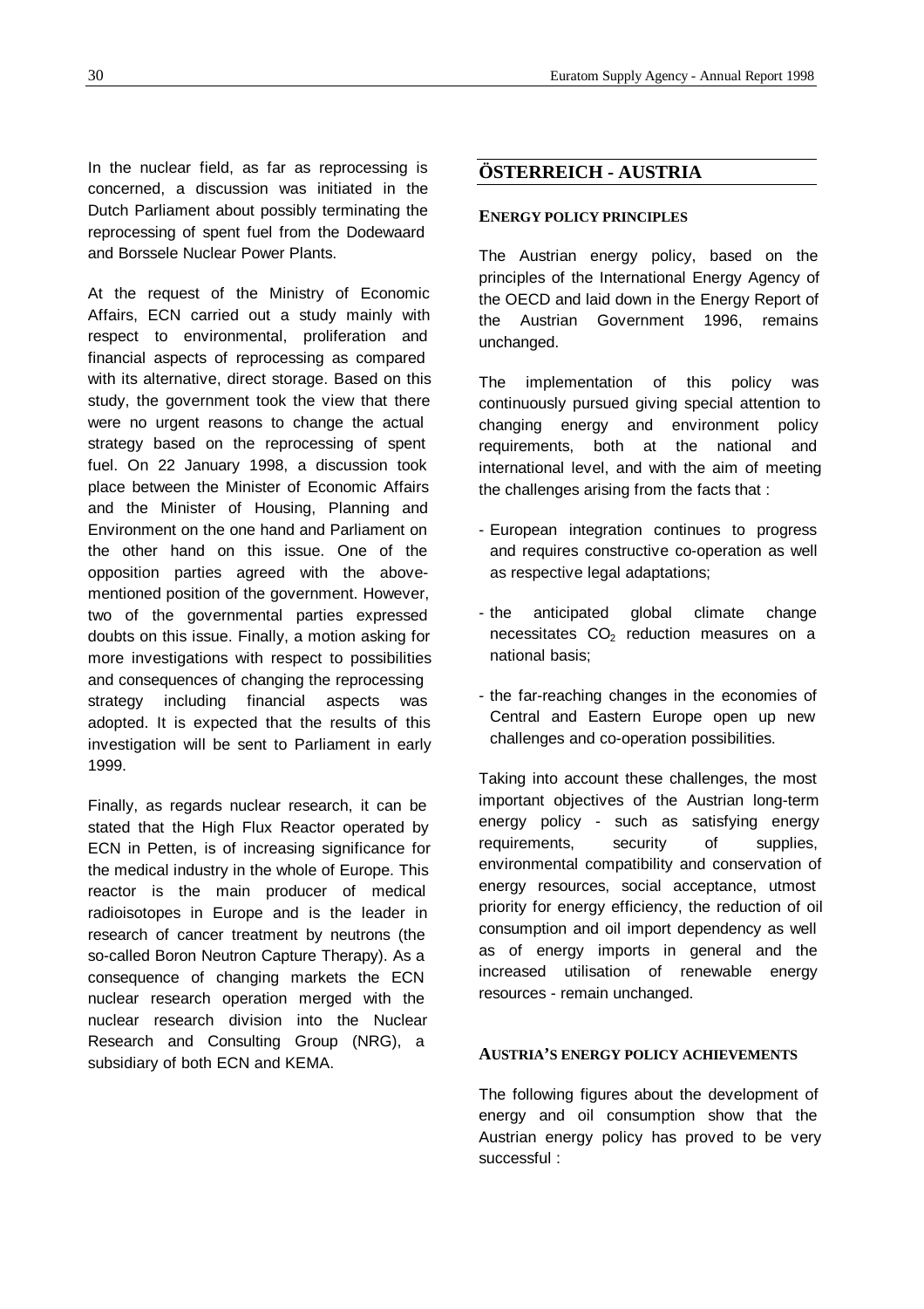In the nuclear field, as far as reprocessing is concerned, a discussion was initiated in the Dutch Parliament about possibly terminating the reprocessing of spent fuel from the Dodewaard and Borssele Nuclear Power Plants.

At the request of the Ministry of Economic Affairs, ECN carried out a study mainly with respect to environmental, proliferation and financial aspects of reprocessing as compared with its alternative, direct storage. Based on this study, the government took the view that there were no urgent reasons to change the actual strategy based on the reprocessing of spent fuel. On 22 January 1998, a discussion took place between the Minister of Economic Affairs and the Minister of Housing, Planning and Environment on the one hand and Parliament on the other hand on this issue. One of the opposition parties agreed with the above-mentioned position of the government. However, two of the governmental parties expressed doubts on this issue. Finally, a motion asking for more investigations with respect to possibilities and consequences of changing the reprocessing strategy including financial aspects was adopted. It is expected that the results of this investigation will be sent to Parliament in early 1999.

Finally, as regards nuclear research, it can be stated that the High Flux Reactor operated by ECN in Petten, is of increasing significance for the medical industry in the whole of Europe. This reactor is the main producer of medical radioisotopes in Europe and is the leader in research of cancer treatment by neutrons (the so-called Boron Neutron Capture Therapy). As a consequence of changing markets the ECN nuclear research operation merged with the nuclear research division into the Nuclear Research and Consulting Group (NRG), a subsidiary of both ECN and KEMA.

## ÖSTERREICH - AUSTRIA

### ENERGY POLICY PRINCIPLES

The Austrian energy policy, based on the principles of the International Energy Agency of the OECD and laid down in the Energy Report of the Austrian Government 1996, remains unchanged.

The implementation of this policy was continuously pursued giving special attention to changing energy and environment policy requirements, both at the national and international level, and with the aim of meeting the challenges arising from the facts that :

- European integration continues to progress and requires constructive co-operation as well as respective legal adaptations;
- the anticipated global climate change necessitates $CO_2$ reduction measures on a national basis;
- the far-reaching changes in the economies of Central and Eastern Europe open up new challenges and co-operation possibilities.

Taking into account these challenges, the most important objectives of the Austrian long-term energy policy - such as satisfying energy requirements, security of supplies, environmental compatibility and conservation of energy resources, social acceptance, utmost priority for energy efficiency, the reduction of oil consumption and oil import dependency as well as of energy imports in general and the increased utilisation of renewable energy resources - remain unchanged.

### AUSTRIA'S ENERGY POLICY ACHIEVEMENTS

The following figures about the development of energy and oil consumption show that the Austrian energy policy has proved to be very successful :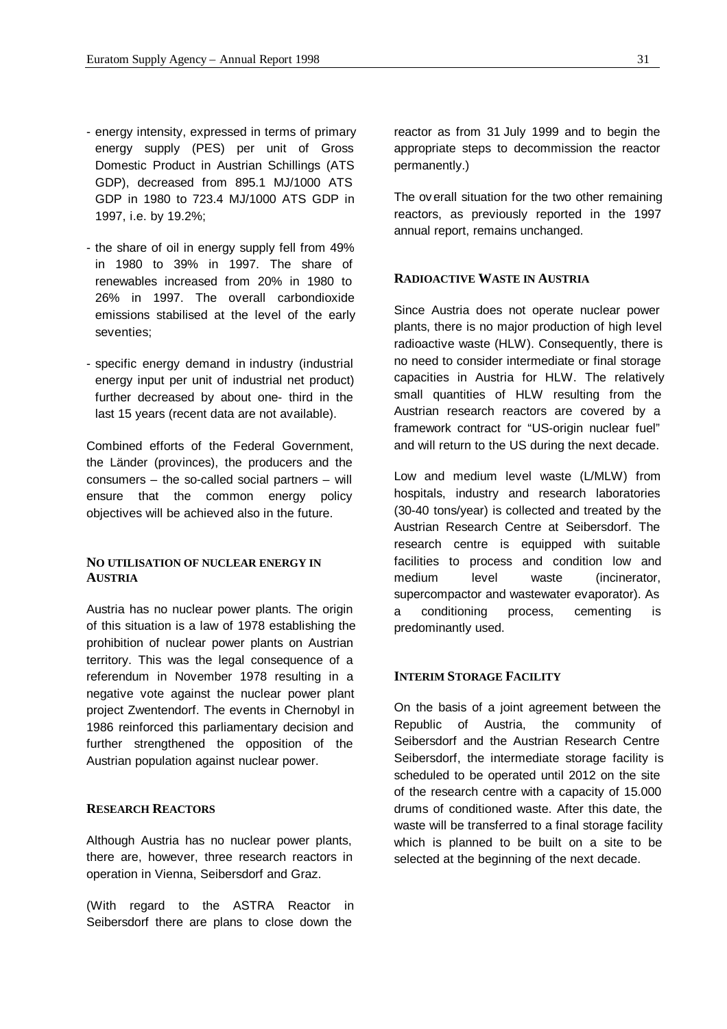- energy intensity, expressed in terms of primary energy supply (PES) per unit of Gross Domestic Product in Austrian Schillings (ATS GDP), decreased from 895.1 MJ/1000 ATS GDP in 1980 to 723.4 MJ/1000 ATS GDP in 1997, i.e. by 19.2%;

- the share of oil in energy supply fell from 49% in 1980 to 39% in 1997. The share of renewables increased from 20% in 1980 to 26% in 1997. The overall carbondioxide emissions stabilised at the level of the early seventies;

- specific energy demand in industry (industrial energy input per unit of industrial net product) further decreased by about one- third in the last 15 years (recent data are not available).

Combined efforts of the Federal Government, the Länder (provinces), the producers and the consumers – the so-called social partners – will ensure that the common energy policy objectives will be achieved also in the future.

#### NO UTILISATION OF NUCLEAR ENERGY IN AUSTRIA

Austria has no nuclear power plants. The origin of this situation is a law of 1978 establishing the prohibition of nuclear power plants on Austrian territory. This was the legal consequence of a referendum in November 1978 resulting in a negative vote against the nuclear power plant project Zwentendorf. The events in Chernobyl in 1986 reinforced this parliamentary decision and further strengthened the opposition of the Austrian population against nuclear power.

#### RESEARCH REACTORS

Although Austria has no nuclear power plants, there are, however, three research reactors in operation in Vienna, Seibersdorf and Graz.

(With regard to the ASTRA Reactor in Seibersdorf there are plans to close down the reactor as from 31 July 1999 and to begin the appropriate steps to decommission the reactor permanently.)

The overall situation for the two other remaining reactors, as previously reported in the 1997 annual report, remains unchanged.

#### RADIOACTIVE WASTE IN AUSTRIA

Since Austria does not operate nuclear power plants, there is no major production of high level radioactive waste (HLW). Consequently, there is no need to consider intermediate or final storage capacities in Austria for HLW. The relatively small quantities of HLW resulting from the Austrian research reactors are covered by a framework contract for "US-origin nuclear fuel" and will return to the US during the next decade.

Low and medium level waste (L/MLW) from hospitals, industry and research laboratories (30-40 tons/year) is collected and treated by the Austrian Research Centre at Seibersdorf. The research centre is equipped with suitable facilities to process and condition low and medium level waste (incinerator, supercompactor and wastewater evaporator). As a conditioning process, cementing is predominantly used.

#### INTERIM STORAGE FACILITY

On the basis of a joint agreement between the Republic of Austria, the community of Seibersdorf and the Austrian Research Centre Seibersdorf, the intermediate storage facility is scheduled to be operated until 2012 on the site of the research centre with a capacity of 15.000 drums of conditioned waste. After this date, the waste will be transferred to a final storage facility which is planned to be built on a site to be selected at the beginning of the next decade.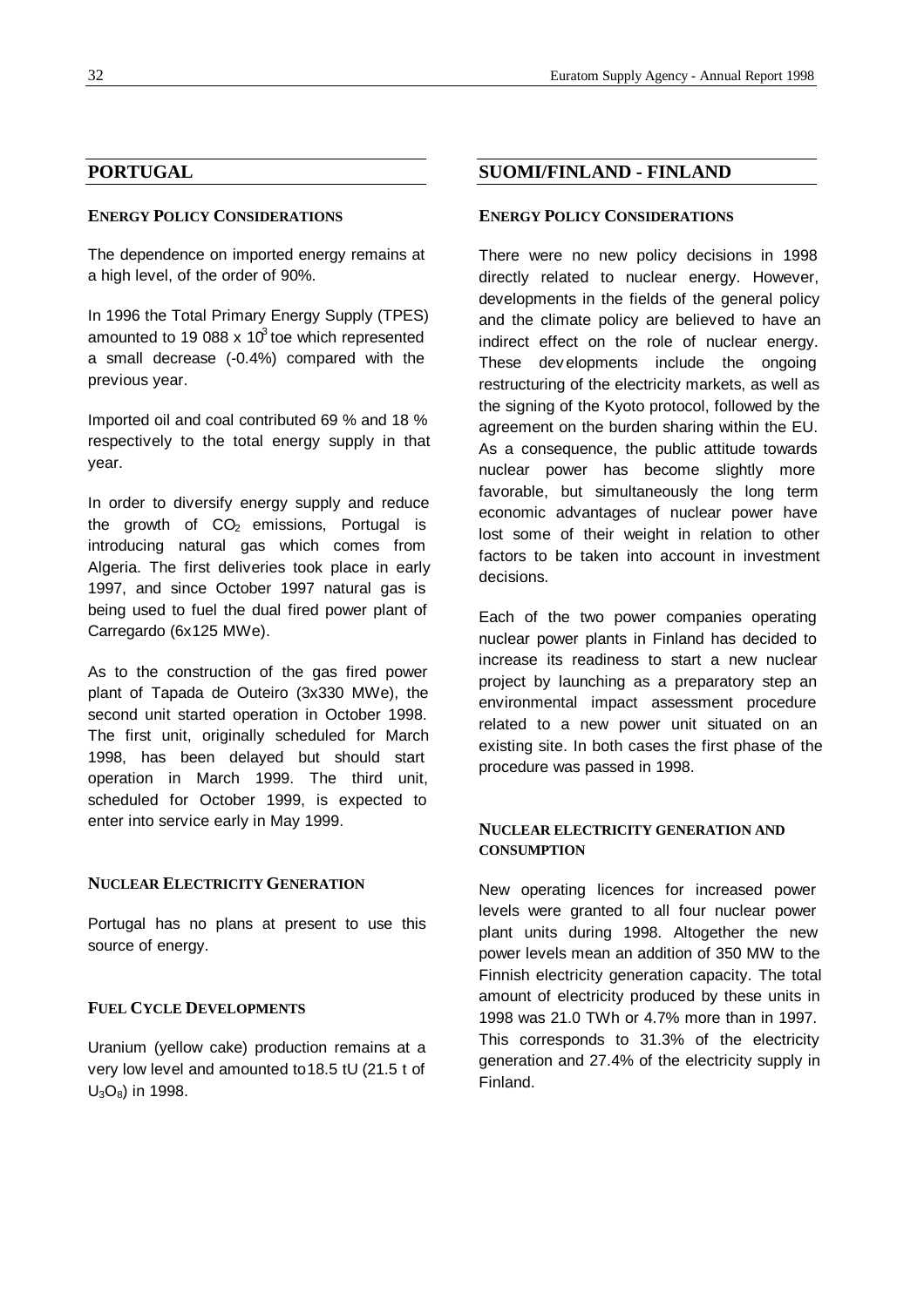## PORTUGAL

### ENERGY POLICY CONSIDERATIONS

The dependence on imported energy remains at a high level, of the order of 90%.

In 1996 the Total Primary Energy Supply (TPES) amounted to 19 088 x $10^3$ toe which represented a small decrease (-0.4%) compared with the previous year.

Imported oil and coal contributed 69 % and 18 % respectively to the total energy supply in that year.

In order to diversify energy supply and reduce the growth of $CO_2$ emissions, Portugal is introducing natural gas which comes from Algeria. The first deliveries took place in early 1997, and since October 1997 natural gas is being used to fuel the dual fired power plant of Carregardo (6x125 MWe).

As to the construction of the gas fired power plant of Tapada de Outeiro (3x330 MWe), the second unit started operation in October 1998. The first unit, originally scheduled for March 1998, has been delayed but should start operation in March 1999. The third unit, scheduled for October 1999, is expected to enter into service early in May 1999.

### NUCLEAR ELECTRICITY GENERATION

Portugal has no plans at present to use this source of energy.

### FUEL CYCLE DEVELOPMENTS

Uranium (yellow cake) production remains at a very low level and amounted to 18.5 tU (21.5 t of $U_3O_8$) in 1998.

## SUOMI/FINLAND - FINLAND

### ENERGY POLICY CONSIDERATIONS

There were no new policy decisions in 1998 directly related to nuclear energy. However, developments in the fields of the general policy and the climate policy are believed to have an indirect effect on the role of nuclear energy. These developments include the ongoing restructuring of the electricity markets, as well as the signing of the Kyoto protocol, followed by the agreement on the burden sharing within the EU. As a consequence, the public attitude towards nuclear power has become slightly more favorable, but simultaneously the long term economic advantages of nuclear power have lost some of their weight in relation to other factors to be taken into account in investment decisions.

Each of the two power companies operating nuclear power plants in Finland has decided to increase its readiness to start a new nuclear project by launching as a preparatory step an environmental impact assessment procedure related to a new power unit situated on an existing site. In both cases the first phase of the procedure was passed in 1998.

### NUCLEAR ELECTRICITY GENERATION AND CONSUMPTION

New operating licences for increased power levels were granted to all four nuclear power plant units during 1998. Altogether the new power levels mean an addition of 350 MW to the Finnish electricity generation capacity. The total amount of electricity produced by these units in 1998 was 21.0 TWh or 4.7% more than in 1997. This corresponds to 31.3% of the electricity generation and 27.4% of the electricity supply in Finland.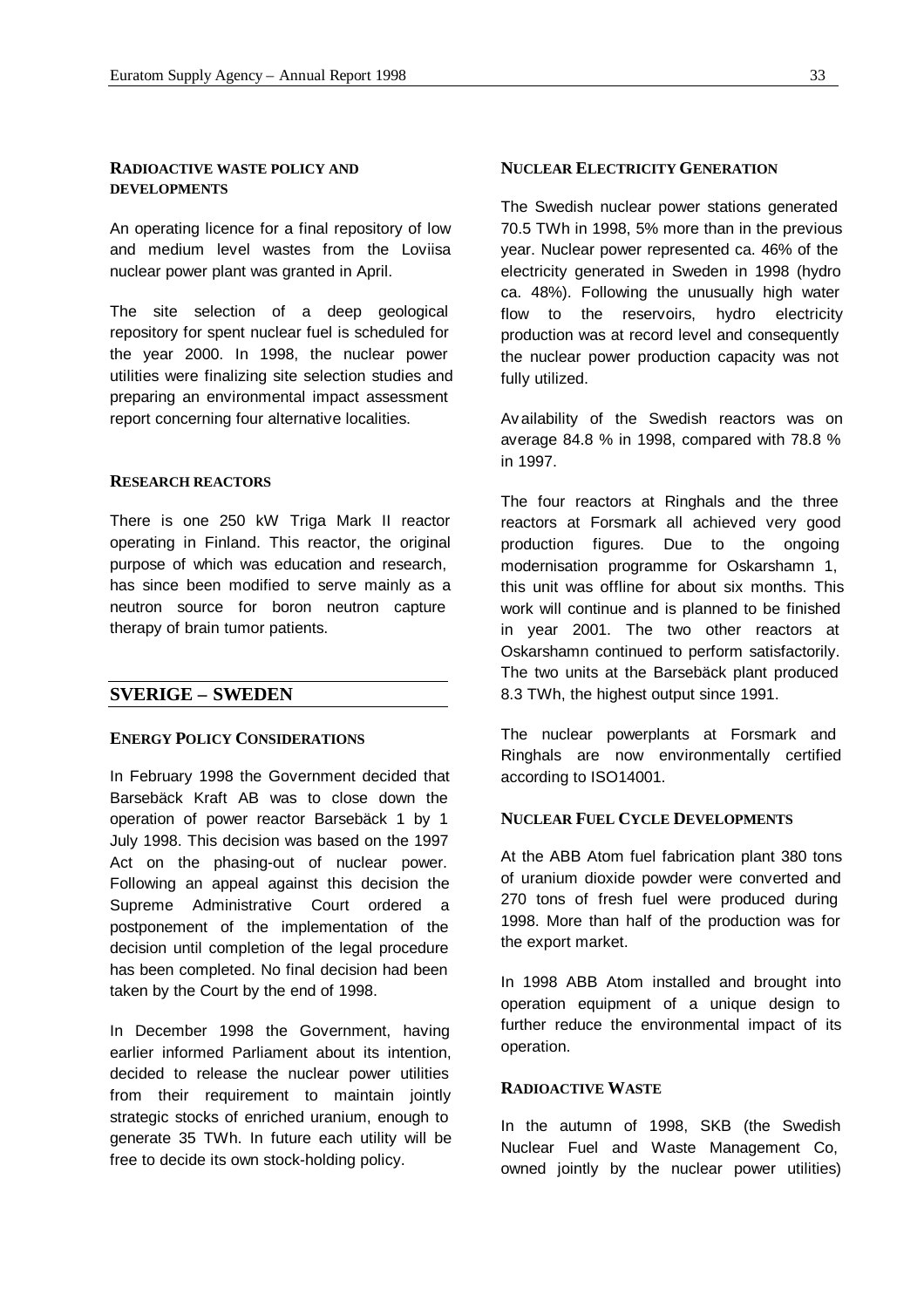### RADIOACTIVE WASTE POLICY AND DEVELOPMENTS

An operating licence for a final repository of low and medium level wastes from the Loviisa nuclear power plant was granted in April.

The site selection of a deep geological repository for spent nuclear fuel is scheduled for the year 2000. In 1998, the nuclear power utilities were finalizing site selection studies and preparing an environmental impact assessment report concerning four alternative localities.

### RESEARCH REACTORS

There is one 250 kW Triga Mark II reactor operating in Finland. This reactor, the original purpose of which was education and research, has since been modified to serve mainly as a neutron source for boron neutron capture therapy of brain tumor patients.

## SVERIGE – SWEDEN

### ENERGY POLICY CONSIDERATIONS

In February 1998 the Government decided that Barsebäck Kraft AB was to close down the operation of power reactor Barsebäck 1 by 1 July 1998. This decision was based on the 1997 Act on the phasing-out of nuclear power. Following an appeal against this decision the Supreme Administrative Court ordered a postponement of the implementation of the decision until completion of the legal procedure has been completed. No final decision had been taken by the Court by the end of 1998.

In December 1998 the Government, having earlier informed Parliament about its intention, decided to release the nuclear power utilities from their requirement to maintain jointly strategic stocks of enriched uranium, enough to generate 35 TWh. In future each utility will be free to decide its own stock-holding policy.

### NUCLEAR ELECTRICITY GENERATION

The Swedish nuclear power stations generated 70.5 TWh in 1998, 5% more than in the previous year. Nuclear power represented ca. 46% of the electricity generated in Sweden in 1998 (hydro ca. 48%). Following the unusually high water flow to the reservoirs, hydro electricity production was at record level and consequently the nuclear power production capacity was not fully utilized.

Availability of the Swedish reactors was on average 84.8 % in 1998, compared with 78.8 % in 1997.

The four reactors at Ringhals and the three reactors at Forsmark all achieved very good production figures. Due to the ongoing modernisation programme for Oskarshamn 1, this unit was offline for about six months. This work will continue and is planned to be finished in year 2001. The two other reactors at Oskarshamn continued to perform satisfactorily. The two units at the Barsebäck plant produced 8.3 TWh, the highest output since 1991.

The nuclear powerplants at Forsmark and Ringhals are now environmentally certified according to ISO14001.

### NUCLEAR FUEL CYCLE DEVELOPMENTS

At the ABB Atom fuel fabrication plant 380 tons of uranium dioxide powder were converted and 270 tons of fresh fuel were produced during 1998. More than half of the production was for the export market.

In 1998 ABB Atom installed and brought into operation equipment of a unique design to further reduce the environmental impact of its operation.

### RADIOACTIVE WASTE

In the autumn of 1998, SKB (the Swedish Nuclear Fuel and Waste Management Co, owned jointly by the nuclear power utilities)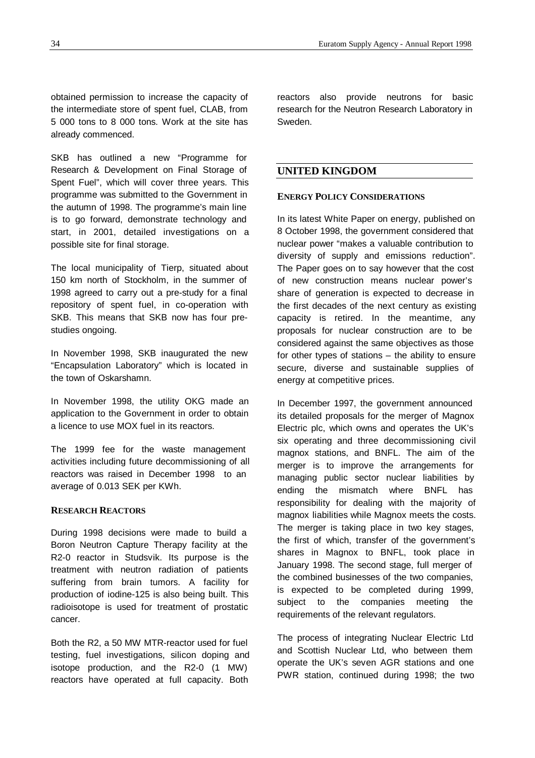obtained permission to increase the capacity of the intermediate store of spent fuel, CLAB, from 5 000 tons to 8 000 tons. Work at the site has already commenced.

SKB has outlined a new "Programme for Research & Development on Final Storage of Spent Fuel", which will cover three years. This programme was submitted to the Government in the autumn of 1998. The programme's main line is to go forward, demonstrate technology and start, in 2001, detailed investigations on a possible site for final storage.

The local municipality of Tierp, situated about 150 km north of Stockholm, in the summer of 1998 agreed to carry out a pre-study for a final repository of spent fuel, in co-operation with SKB. This means that SKB now has four pre-studies ongoing.

In November 1998, SKB inaugurated the new "Encapsulation Laboratory" which is located in the town of Oskarshamn.

In November 1998, the utility OKG made an application to the Government in order to obtain a licence to use MOX fuel in its reactors.

The 1999 fee for the waste management activities including future decommissioning of all reactors was raised in December 1998 to an average of 0.013 SEK per KWh.

### RESEARCH REACTORS

During 1998 decisions were made to build a Boron Neutron Capture Therapy facility at the R2-0 reactor in Studsvik. Its purpose is the treatment with neutron radiation of patients suffering from brain tumors. A facility for production of iodine-125 is also being built. This radioisotope is used for treatment of prostatic cancer.

Both the R2, a 50 MW MTR-reactor used for fuel testing, fuel investigations, silicon doping and isotope production, and the R2-0 (1 MW) reactors have operated at full capacity. Both reactors also provide neutrons for basic research for the Neutron Research Laboratory in Sweden.

## UNITED KINGDOM

### ENERGY POLICY CONSIDERATIONS

In its latest White Paper on energy, published on 8 October 1998, the government considered that nuclear power "makes a valuable contribution to diversity of supply and emissions reduction". The Paper goes on to say however that the cost of new construction means nuclear power's share of generation is expected to decrease in the first decades of the next century as existing capacity is retired. In the meantime, any proposals for nuclear construction are to be considered against the same objectives as those for other types of stations – the ability to ensure secure, diverse and sustainable supplies of energy at competitive prices.

In December 1997, the government announced its detailed proposals for the merger of Magnox Electric plc, which owns and operates the UK's six operating and three decommissioning civil magnox stations, and BNFL. The aim of the merger is to improve the arrangements for managing public sector nuclear liabilities by ending the mismatch where BNFL has responsibility for dealing with the majority of magnox liabilities while Magnox meets the costs. The merger is taking place in two key stages, the first of which, transfer of the government's shares in Magnox to BNFL, took place in January 1998. The second stage, full merger of the combined businesses of the two companies, is expected to be completed during 1999, subject to the companies meeting the requirements of the relevant regulators.

The process of integrating Nuclear Electric Ltd and Scottish Nuclear Ltd, who between them operate the UK's seven AGR stations and one PWR station, continued during 1998; the two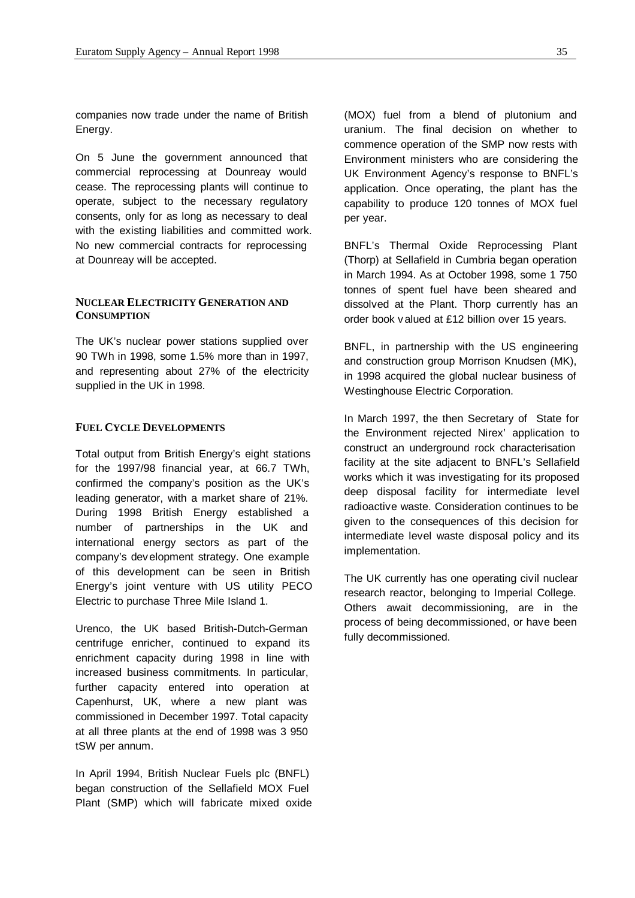companies now trade under the name of British Energy.

On 5 June the government announced that commercial reprocessing at Dounreay would cease. The reprocessing plants will continue to operate, subject to the necessary regulatory consents, only for as long as necessary to deal with the existing liabilities and committed work. No new commercial contracts for reprocessing at Dounreay will be accepted.

## NUCLEAR ELECTRICITY GENERATION AND CONSUMPTION

The UK's nuclear power stations supplied over 90 TWh in 1998, some 1.5% more than in 1997, and representing about 27% of the electricity supplied in the UK in 1998.

## FUEL CYCLE DEVELOPMENTS

Total output from British Energy's eight stations for the 1997/98 financial year, at 66.7 TWh, confirmed the company's position as the UK's leading generator, with a market share of 21%. During 1998 British Energy established a number of partnerships in the UK and international energy sectors as part of the company's development strategy. One example of this development can be seen in British Energy's joint venture with US utility PECO Electric to purchase Three Mile Island 1.

Urenco, the UK based British-Dutch-German centrifuge enricher, continued to expand its enrichment capacity during 1998 in line with increased business commitments. In particular, further capacity entered into operation at Capenhurst, UK, where a new plant was commissioned in December 1997. Total capacity at all three plants at the end of 1998 was 3 950 tSW per annum.

In April 1994, British Nuclear Fuels plc (BNFL) began construction of the Sellafield MOX Fuel Plant (SMP) which will fabricate mixed oxide (MOX) fuel from a blend of plutonium and uranium. The final decision on whether to commence operation of the SMP now rests with Environment ministers who are considering the UK Environment Agency's response to BNFL's application. Once operating, the plant has the capability to produce 120 tonnes of MOX fuel per year.

BNFL's Thermal Oxide Reprocessing Plant (Thorp) at Sellafield in Cumbria began operation in March 1994. As at October 1998, some 1 750 tonnes of spent fuel have been sheared and dissolved at the Plant. Thorp currently has an order book valued at £12 billion over 15 years.

BNFL, in partnership with the US engineering and construction group Morrison Knudsen (MK), in 1998 acquired the global nuclear business of Westinghouse Electric Corporation.

In March 1997, the then Secretary of State for the Environment rejected Nirex' application to construct an underground rock characterisation facility at the site adjacent to BNFL's Sellafield works which it was investigating for its proposed deep disposal facility for intermediate level radioactive waste. Consideration continues to be given to the consequences of this decision for intermediate level waste disposal policy and its implementation.

The UK currently has one operating civil nuclear research reactor, belonging to Imperial College. Others await decommissioning, are in the process of being decommissioned, or have been fully decommissioned.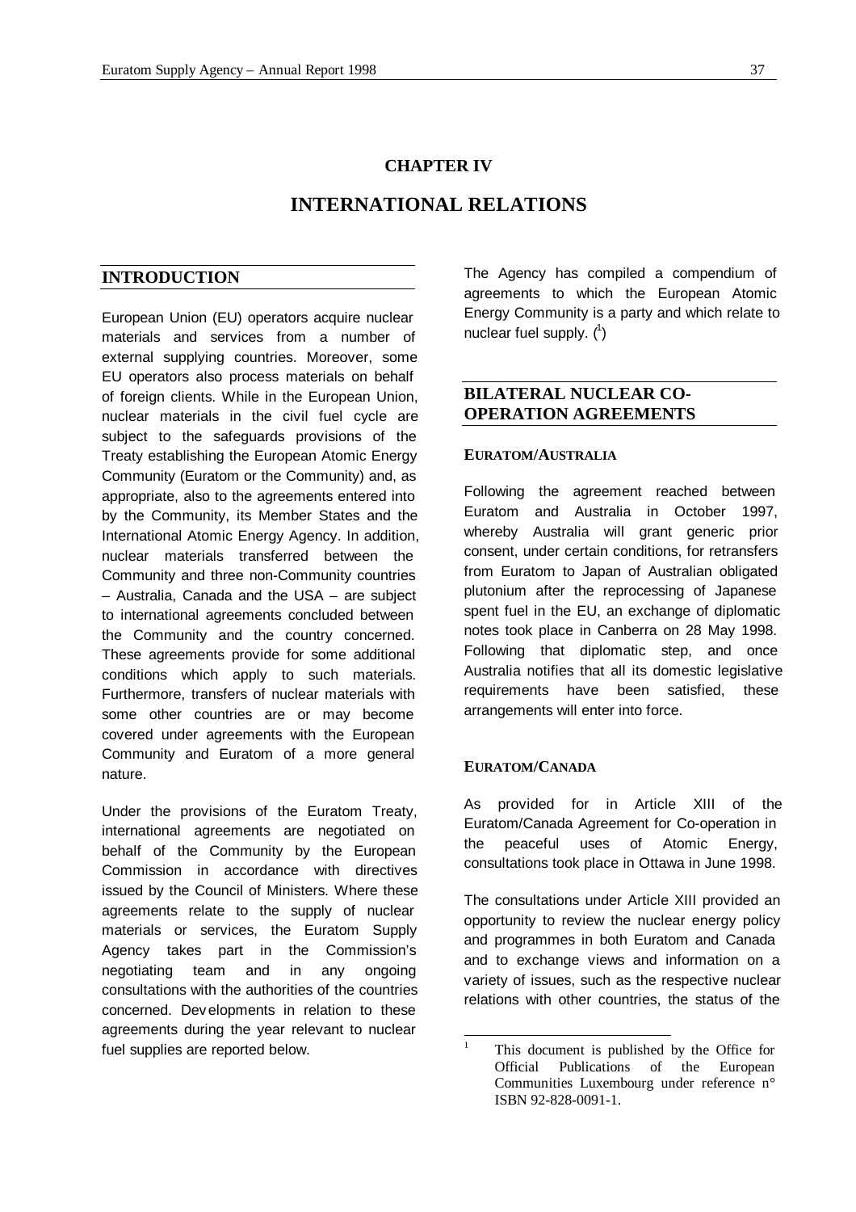# CHAPTER IV

# INTERNATIONAL RELATIONS

## INTRODUCTION

European Union (EU) operators acquire nuclear materials and services from a number of external supplying countries. Moreover, some EU operators also process materials on behalf of foreign clients. While in the European Union, nuclear materials in the civil fuel cycle are subject to the safeguards provisions of the Treaty establishing the European Atomic Energy Community (Euratom or the Community) and, as appropriate, also to the agreements entered into by the Community, its Member States and the International Atomic Energy Agency. In addition, nuclear materials transferred between the Community and three non-Community countries – Australia, Canada and the USA – are subject to international agreements concluded between the Community and the country concerned. These agreements provide for some additional conditions which apply to such materials. Furthermore, transfers of nuclear materials with some other countries are or may become covered under agreements with the European Community and Euratom of a more general nature.

Under the provisions of the Euratom Treaty, international agreements are negotiated on behalf of the Community by the European Commission in accordance with directives issued by the Council of Ministers. Where these agreements relate to the supply of nuclear materials or services, the Euratom Supply Agency takes part in the Commission's negotiating team and in any ongoing consultations with the authorities of the countries concerned. Developments in relation to these agreements during the year relevant to nuclear fuel supplies are reported below.

The Agency has compiled a compendium of agreements to which the European Atomic Energy Community is a party and which relate to nuclear fuel supply. ([1])

## BILATERAL NUCLEAR CO-OPERATION AGREEMENTS

### EURATOM/AUSTRALIA

Following the agreement reached between Euratom and Australia in October 1997, whereby Australia will grant generic prior consent, under certain conditions, for retransfers from Euratom to Japan of Australian obligated plutonium after the reprocessing of Japanese spent fuel in the EU, an exchange of diplomatic notes took place in Canberra on 28 May 1998. Following that diplomatic step, and once Australia notifies that all its domestic legislative requirements have been satisfied, these arrangements will enter into force.

### EURATOM/CANADA

As provided for in Article XIII of the Euratom/Canada Agreement for Co-operation in the peaceful uses of Atomic Energy, consultations took place in Ottawa in June 1998.

The consultations under Article XIII provided an opportunity to review the nuclear energy policy and programmes in both Euratom and Canada and to exchange views and information on a variety of issues, such as the respective nuclear relations with other countries, the status of the

[1] This document is published by the Office for Official Publications of the European Communities Luxembourg under reference n° ISBN 92-828-0091-1.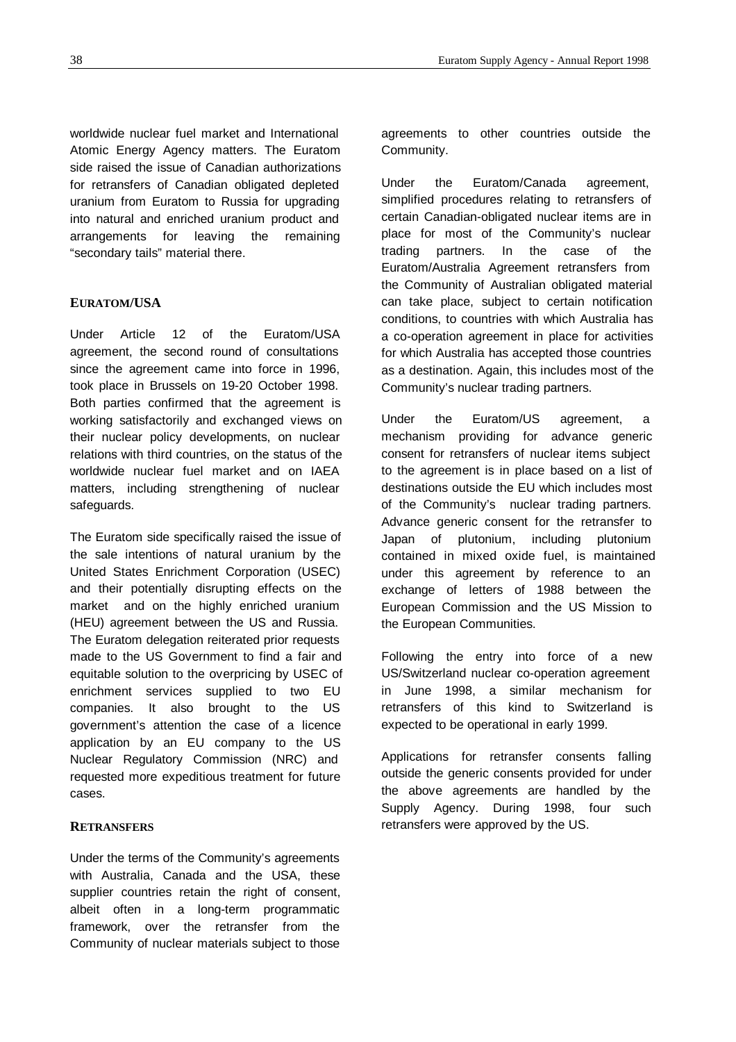worldwide nuclear fuel market and International Atomic Energy Agency matters. The Euratom side raised the issue of Canadian authorizations for retransfers of Canadian obligated depleted uranium from Euratom to Russia for upgrading into natural and enriched uranium product and arrangements for leaving the remaining "secondary tails" material there.

## EURATOM/USA

Under Article 12 of the Euratom/USA agreement, the second round of consultations since the agreement came into force in 1996, took place in Brussels on 19-20 October 1998. Both parties confirmed that the agreement is working satisfactorily and exchanged views on their nuclear policy developments, on nuclear relations with third countries, on the status of the worldwide nuclear fuel market and on IAEA matters, including strengthening of nuclear safeguards.

The Euratom side specifically raised the issue of the sale intentions of natural uranium by the United States Enrichment Corporation (USEC) and their potentially disrupting effects on the market and on the highly enriched uranium (HEU) agreement between the US and Russia. The Euratom delegation reiterated prior requests made to the US Government to find a fair and equitable solution to the overpricing by USEC of enrichment services supplied to two EU companies. It also brought to the US government's attention the case of a licence application by an EU company to the US Nuclear Regulatory Commission (NRC) and requested more expeditious treatment for future cases.

## RETRANSFERS

Under the terms of the Community's agreements with Australia, Canada and the USA, these supplier countries retain the right of consent, albeit often in a long-term programmatic framework, over the retransfer from the Community of nuclear materials subject to those agreements to other countries outside the Community.

Under the Euratom/Canada agreement, simplified procedures relating to retransfers of certain Canadian-obligated nuclear items are in place for most of the Community's nuclear trading partners. In the case of the Euratom/Australia Agreement retransfers from the Community of Australian obligated material can take place, subject to certain notification conditions, to countries with which Australia has a co-operation agreement in place for activities for which Australia has accepted those countries as a destination. Again, this includes most of the Community's nuclear trading partners.

Under the Euratom/US agreement, a mechanism providing for advance generic consent for retransfers of nuclear items subject to the agreement is in place based on a list of destinations outside the EU which includes most of the Community's nuclear trading partners. Advance generic consent for the retransfer to Japan of plutonium, including plutonium contained in mixed oxide fuel, is maintained under this agreement by reference to an exchange of letters of 1988 between the European Commission and the US Mission to the European Communities.

Following the entry into force of a new US/Switzerland nuclear co-operation agreement in June 1998, a similar mechanism for retransfers of this kind to Switzerland is expected to be operational in early 1999.

Applications for retransfer consents falling outside the generic consents provided for under the above agreements are handled by the Supply Agency. During 1998, four such retransfers were approved by the US.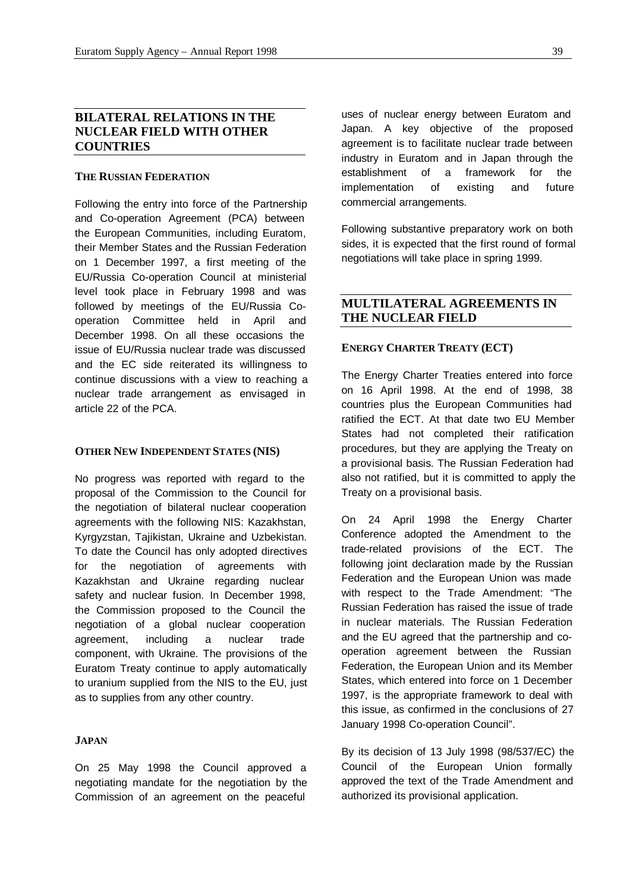## BILATERAL RELATIONS IN THE NUCLEAR FIELD WITH OTHER COUNTRIES

### THE RUSSIAN FEDERATION

Following the entry into force of the Partnership and Co-operation Agreement (PCA) between the European Communities, including Euratom, their Member States and the Russian Federation on 1 December 1997, a first meeting of the EU/Russia Co-operation Council at ministerial level took place in February 1998 and was followed by meetings of the EU/Russia Co-operation Committee held in April and December 1998. On all these occasions the issue of EU/Russia nuclear trade was discussed and the EC side reiterated its willingness to continue discussions with a view to reaching a nuclear trade arrangement as envisaged in article 22 of the PCA.

### OTHER NEW INDEPENDENT STATES (NIS)

No progress was reported with regard to the proposal of the Commission to the Council for the negotiation of bilateral nuclear cooperation agreements with the following NIS: Kazakhstan, Kyrgyzstan, Tajikistan, Ukraine and Uzbekistan. To date the Council has only adopted directives for the negotiation of agreements with Kazakhstan and Ukraine regarding nuclear safety and nuclear fusion. In December 1998, the Commission proposed to the Council the negotiation of a global nuclear cooperation agreement, including a nuclear trade component, with Ukraine. The provisions of the Euratom Treaty continue to apply automatically to uranium supplied from the NIS to the EU, just as to supplies from any other country.

### JAPAN

On 25 May 1998 the Council approved a negotiating mandate for the negotiation by the Commission of an agreement on the peaceful uses of nuclear energy between Euratom and Japan. A key objective of the proposed agreement is to facilitate nuclear trade between industry in Euratom and in Japan through the establishment of a framework for the implementation of existing and future commercial arrangements.

Following substantive preparatory work on both sides, it is expected that the first round of formal negotiations will take place in spring 1999.

## MULTILATERAL AGREEMENTS IN THE NUCLEAR FIELD

### ENERGY CHARTER TREATY (ECT)

The Energy Charter Treaties entered into force on 16 April 1998. At the end of 1998, 38 countries plus the European Communities had ratified the ECT. At that date two EU Member States had not completed their ratification procedures, but they are applying the Treaty on a provisional basis. The Russian Federation had also not ratified, but it is committed to apply the Treaty on a provisional basis.

On 24 April 1998 the Energy Charter Conference adopted the Amendment to the trade-related provisions of the ECT. The following joint declaration made by the Russian Federation and the European Union was made with respect to the Trade Amendment: "The Russian Federation has raised the issue of trade in nuclear materials. The Russian Federation and the EU agreed that the partnership and co-operation agreement between the Russian Federation, the European Union and its Member States, which entered into force on 1 December 1997, is the appropriate framework to deal with this issue, as confirmed in the conclusions of 27 January 1998 Co-operation Council".

By its decision of 13 July 1998 (98/537/EC) the Council of the European Union formally approved the text of the Trade Amendment and authorized its provisional application.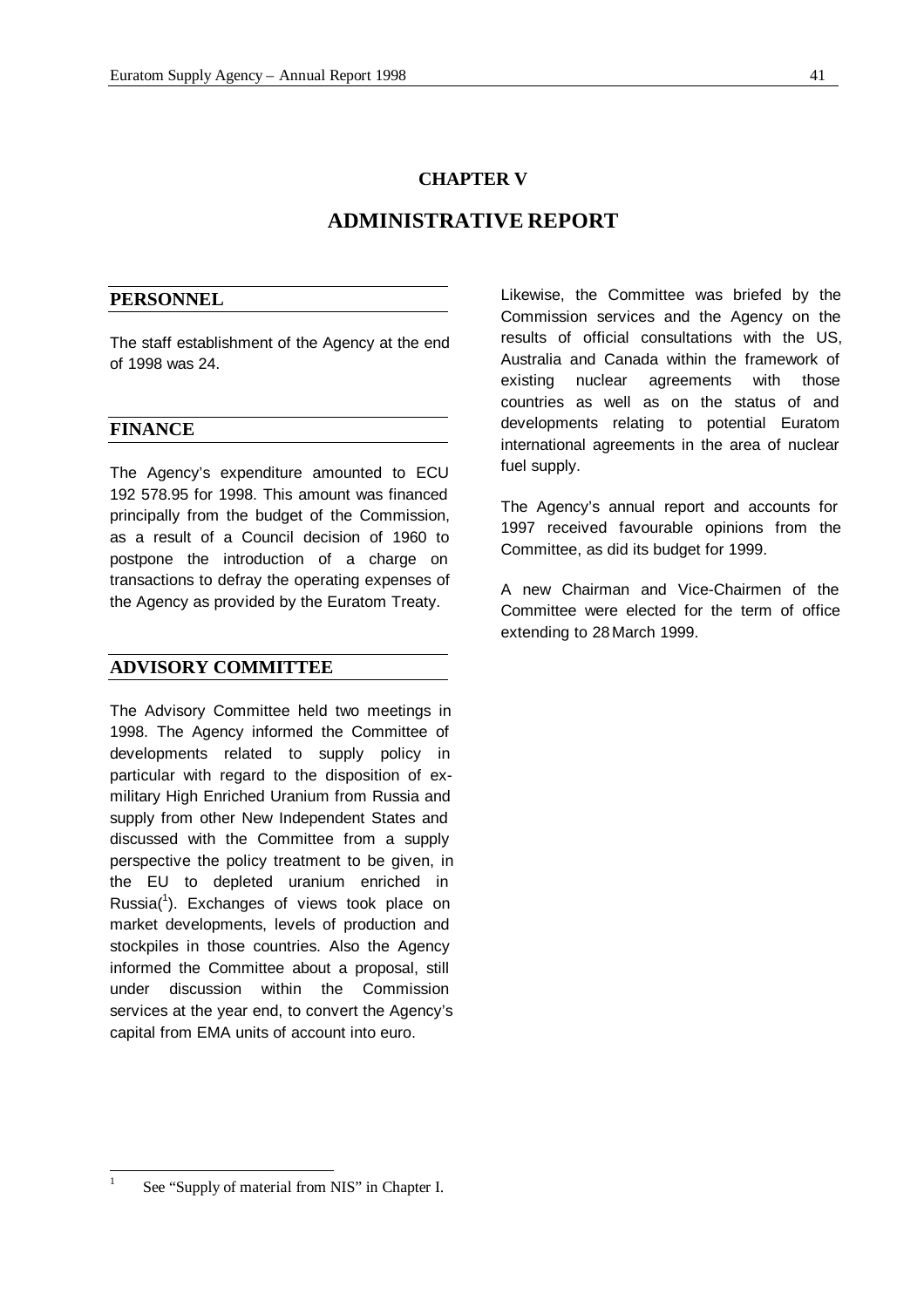# CHAPTER V

# ADMINISTRATIVE REPORT

## PERSONNEL

The staff establishment of the Agency at the end of 1998 was 24.

## FINANCE

The Agency's expenditure amounted to ECU 192 578.95 for 1998. This amount was financed principally from the budget of the Commission, as a result of a Council decision of 1960 to postpone the introduction of a charge on transactions to defray the operating expenses of the Agency as provided by the Euratom Treaty.

## ADVISORY COMMITTEE

The Advisory Committee held two meetings in 1998. The Agency informed the Committee of developments related to supply policy in particular with regard to the disposition of ex-military High Enriched Uranium from Russia and supply from other New Independent States and discussed with the Committee from a supply perspective the policy treatment to be given, in the EU to depleted uranium enriched in Russia([1]). Exchanges of views took place on market developments, levels of production and stockpiles in those countries. Also the Agency informed the Committee about a proposal, still under discussion within the Commission services at the year end, to convert the Agency's capital from EMA units of account into euro.

Likewise, the Committee was briefed by the Commission services and the Agency on the results of official consultations with the US, Australia and Canada within the framework of existing nuclear agreements with those countries as well as on the status of and developments relating to potential Euratom international agreements in the area of nuclear fuel supply.

The Agency's annual report and accounts for 1997 received favourable opinions from the Committee, as did its budget for 1999.

A new Chairman and Vice-Chairmen of the Committee were elected for the term of office extending to 28 March 1999.

---

[1] See "Supply of material from NIS" in Chapter I.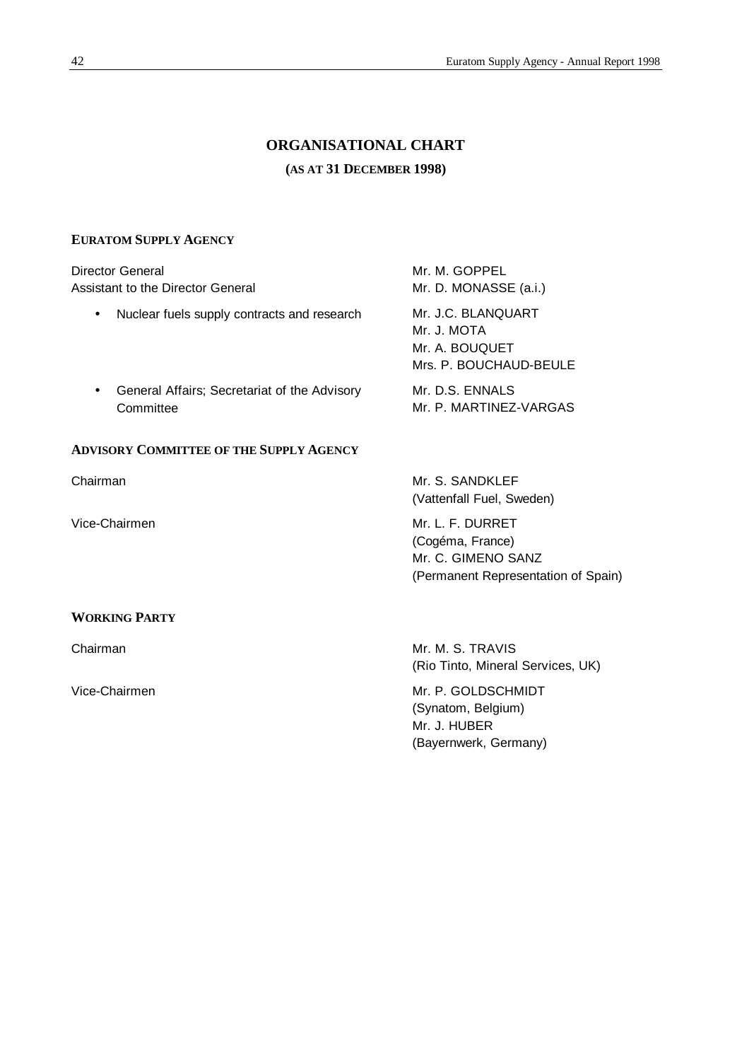# ORGANISATIONAL CHART

**(AS AT 31 DECEMBER 1998)**

## EURATOM SUPPLY AGENCY

| | |
|---|---|
| Director General | Mr. M. GOPPEL |
| Assistant to the Director General | Mr. D. MONASSE (a.i.) |
| • Nuclear fuels supply contracts and research | Mr. J.C. BLANQUART<br>Mr. J. MOTA<br>Mr. A. BOUQUET<br>Mrs. P. BOUCHAUD-BEULE |
| • General Affairs; Secretariat of the Advisory Committee | Mr. D.S. ENNALS<br>Mr. P. MARTINEZ-VARGAS |

## ADVISORY COMMITTEE OF THE SUPPLY AGENCY

| | |
|---|---|
| Chairman | Mr. S. SANDKLEF<br>(Vattenfall Fuel, Sweden) |
| Vice-Chairmen | Mr. L. F. DURRET<br>(Cogéma, France)<br>Mr. C. GIMENO SANZ<br>(Permanent Representation of Spain) |

## WORKING PARTY

| | |
|---|---|
| Chairman | Mr. M. S. TRAVIS<br>(Rio Tinto, Mineral Services, UK) |
| Vice-Chairmen | Mr. P. GOLDSCHMIDT<br>(Synatom, Belgium)<br>Mr. J. HUBER<br>(Bayernwerk, Germany) |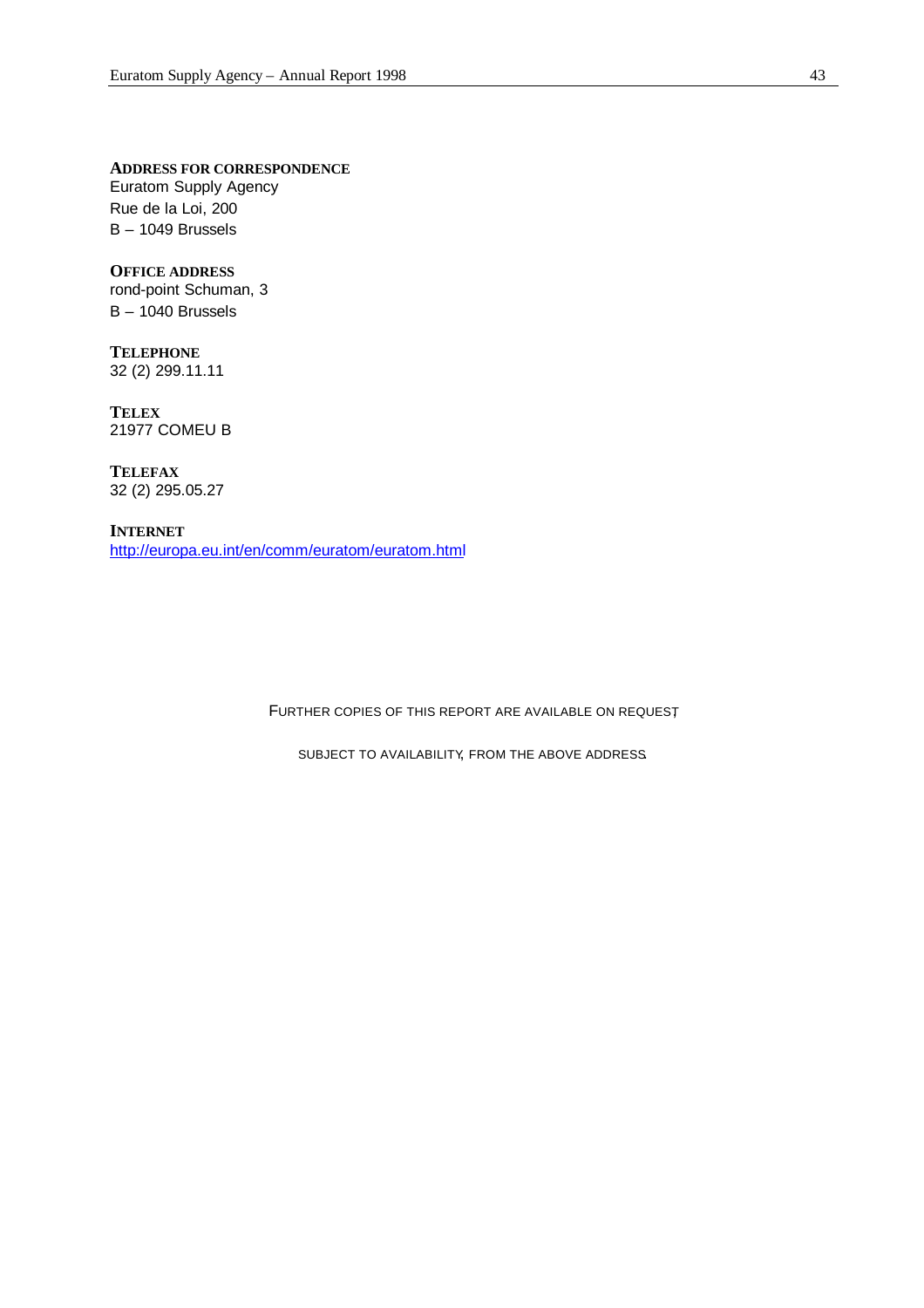**ADDRESS FOR CORRESPONDENCE**
Euratom Supply Agency
Rue de la Loi, 200
B – 1049 Brussels

**OFFICE ADDRESS**
rond-point Schuman, 3
B – 1040 Brussels

**TELEPHONE**
32 (2) 299.11.11

**TELEX**
21977 COMEU B

**TELEFAX**
32 (2) 295.05.27

**INTERNET**
http://europa.eu.int/en/comm/euratom/euratom.html

FURTHER COPIES OF THIS REPORT ARE AVAILABLE ON REQUEST,

SUBJECT TO AVAILABILITY, FROM THE ABOVE ADDRESS.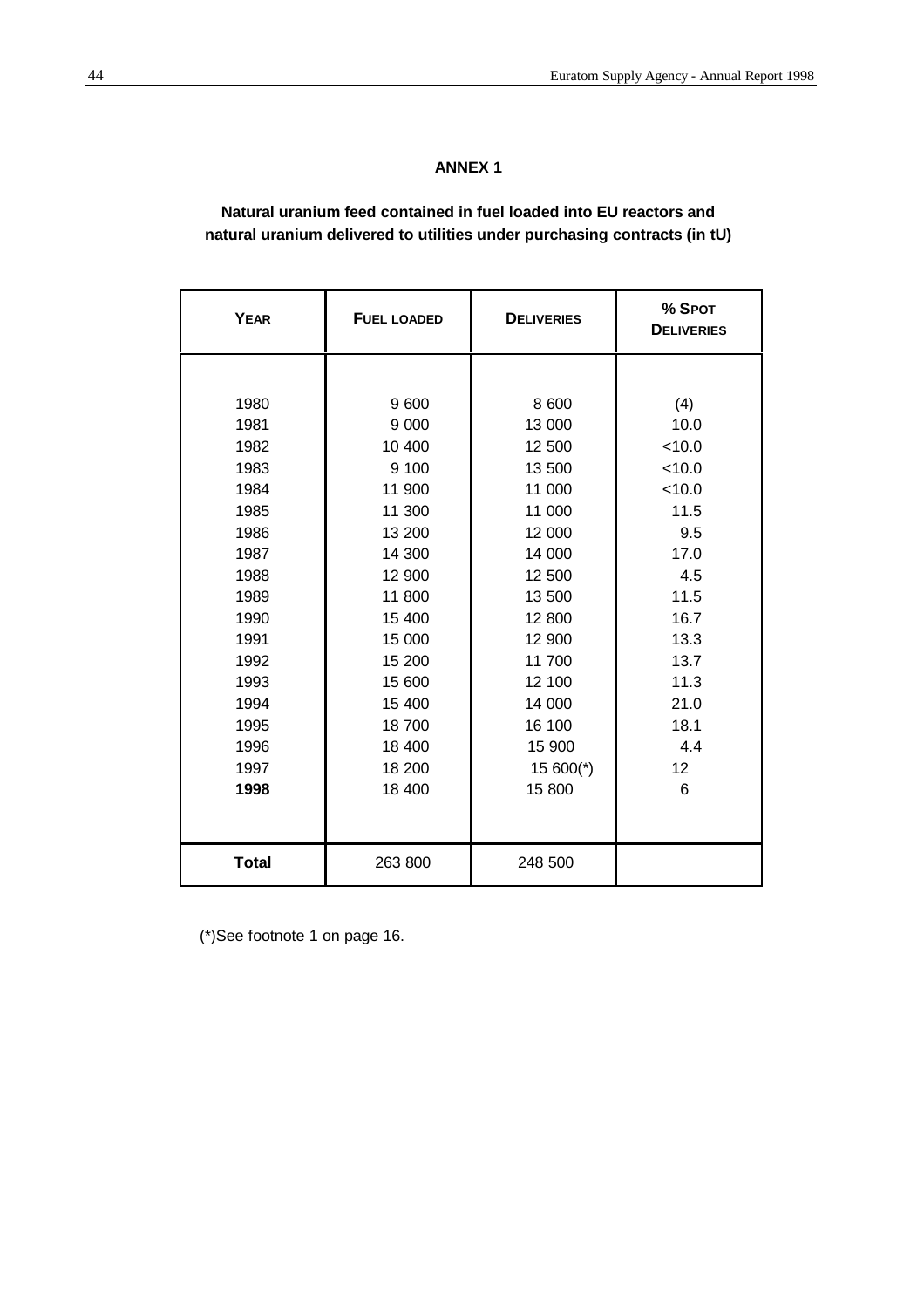## ANNEX 1

**Natural uranium feed contained in fuel loaded into EU reactors and natural uranium delivered to utilities under purchasing contracts (in tU)**

| YEAR | FUEL LOADED | DELIVERIES | % SPOT DELIVERIES |
|---|---|---|---|
| 1980 | 9 600 | 8 600 | (4) |
| 1981 | 9 000 | 13 000 | 10.0 |
| 1982 | 10 400 | 12 500 | <10.0 |
| 1983 | 9 100 | 13 500 | <10.0 |
| 1984 | 11 900 | 11 000 | <10.0 |
| 1985 | 11 300 | 11 000 | 11.5 |
| 1986 | 13 200 | 12 000 | 9.5 |
| 1987 | 14 300 | 14 000 | 17.0 |
| 1988 | 12 900 | 12 500 | 4.5 |
| 1989 | 11 800 | 13 500 | 11.5 |
| 1990 | 15 400 | 12 800 | 16.7 |
| 1991 | 15 000 | 12 900 | 13.3 |
| 1992 | 15 200 | 11 700 | 13.7 |
| 1993 | 15 600 | 12 100 | 11.3 |
| 1994 | 15 400 | 14 000 | 21.0 |
| 1995 | 18 700 | 16 100 | 18.1 |
| 1996 | 18 400 | 15 900 | 4.4 |
| 1997 | 18 200 | 15 600(*) | 12 |
| **1998** | 18 400 | 15 800 | 6 |
| **Total** | 263 800 | 248 500 | |

(*)See footnote 1 on page 16.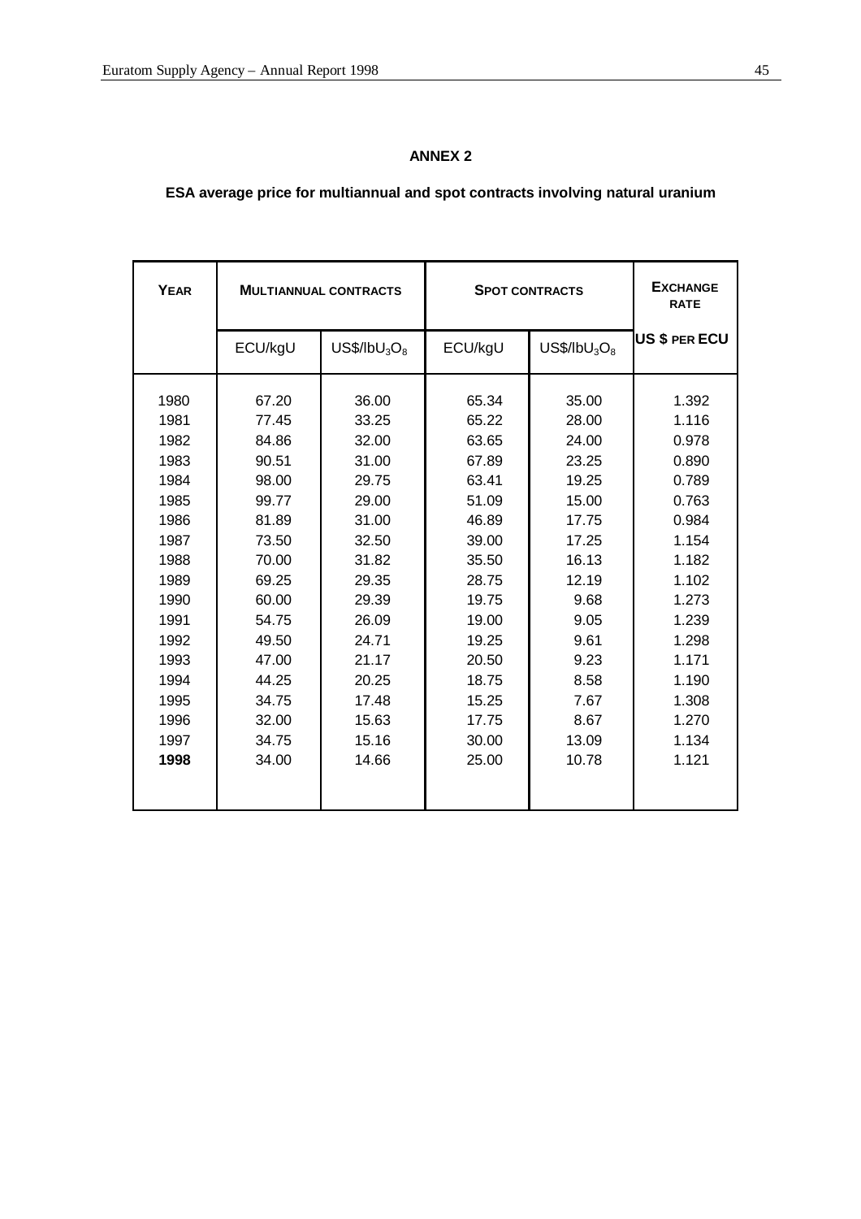**ANNEX 2**

**ESA average price for multiannual and spot contracts involving natural uranium**

| YEAR | MULTIANNUAL CONTRACTS | | SPOT CONTRACTS | | EXCHANGE RATE |
|---|---|---|---|---|---|
| | ECU/kgU | US$/lb$U_3O_8$ | ECU/kgU | US$/lb$U_3O_8$ | US $ PER ECU |
| 1980 | 67.20 | 36.00 | 65.34 | 35.00 | 1.392 |
| 1981 | 77.45 | 33.25 | 65.22 | 28.00 | 1.116 |
| 1982 | 84.86 | 32.00 | 63.65 | 24.00 | 0.978 |
| 1983 | 90.51 | 31.00 | 67.89 | 23.25 | 0.890 |
| 1984 | 98.00 | 29.75 | 63.41 | 19.25 | 0.789 |
| 1985 | 99.77 | 29.00 | 51.09 | 15.00 | 0.763 |
| 1986 | 81.89 | 31.00 | 46.89 | 17.75 | 0.984 |
| 1987 | 73.50 | 32.50 | 39.00 | 17.25 | 1.154 |
| 1988 | 70.00 | 31.82 | 35.50 | 16.13 | 1.182 |
| 1989 | 69.25 | 29.35 | 28.75 | 12.19 | 1.102 |
| 1990 | 60.00 | 29.39 | 19.75 | 9.68 | 1.273 |
| 1991 | 54.75 | 26.09 | 19.00 | 9.05 | 1.239 |
| 1992 | 49.50 | 24.71 | 19.25 | 9.61 | 1.298 |
| 1993 | 47.00 | 21.17 | 20.50 | 9.23 | 1.171 |
| 1994 | 44.25 | 20.25 | 18.75 | 8.58 | 1.190 |
| 1995 | 34.75 | 17.48 | 15.25 | 7.67 | 1.308 |
| 1996 | 32.00 | 15.63 | 17.75 | 8.67 | 1.270 |
| 1997 | 34.75 | 15.16 | 30.00 | 13.09 | 1.134 |
| **1998** | 34.00 | 14.66 | 25.00 | 10.78 | 1.121 |